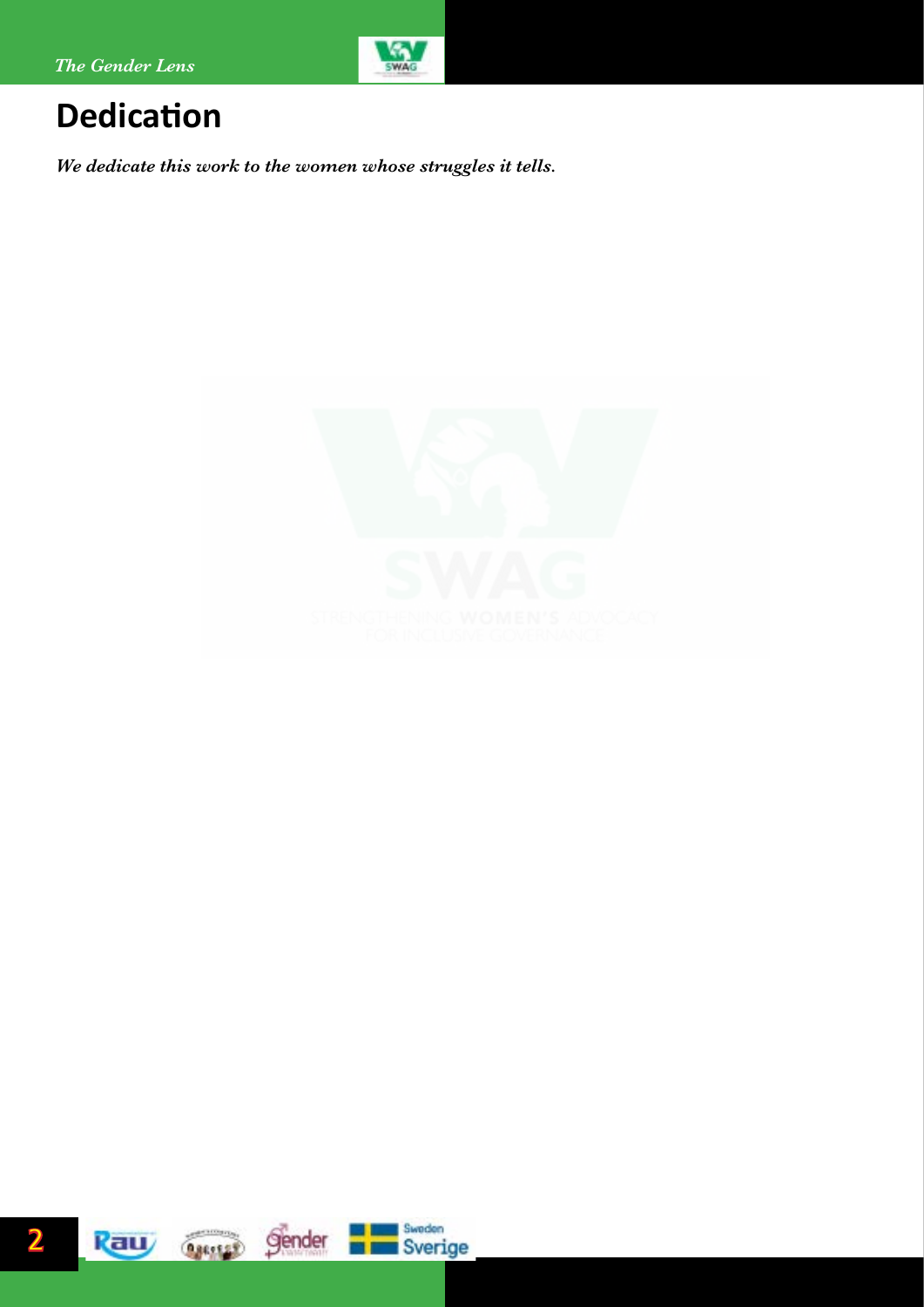# Dedication

***We dedicate this work to the women whose struggles it tells.***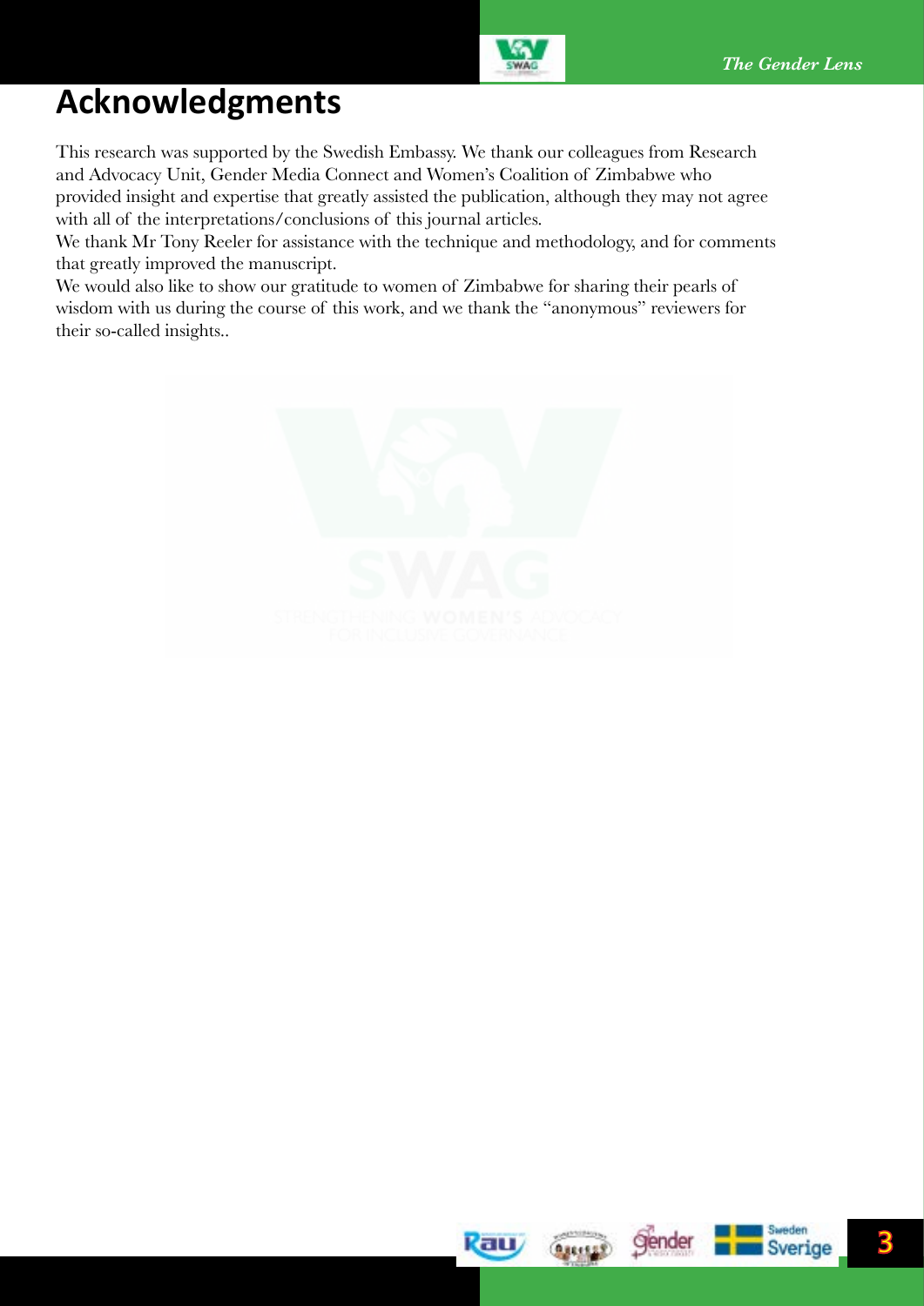# Acknowledgments

This research was supported by the Swedish Embassy. We thank our colleagues from Research and Advocacy Unit, Gender Media Connect and Women's Coalition of Zimbabwe who provided insight and expertise that greatly assisted the publication, although they may not agree with all of the interpretations/conclusions of this journal articles.

We thank Mr Tony Reeler for assistance with the technique and methodology, and for comments that greatly improved the manuscript.

We would also like to show our gratitude to women of Zimbabwe for sharing their pearls of wisdom with us during the course of this work, and we thank the "anonymous" reviewers for their so-called insights..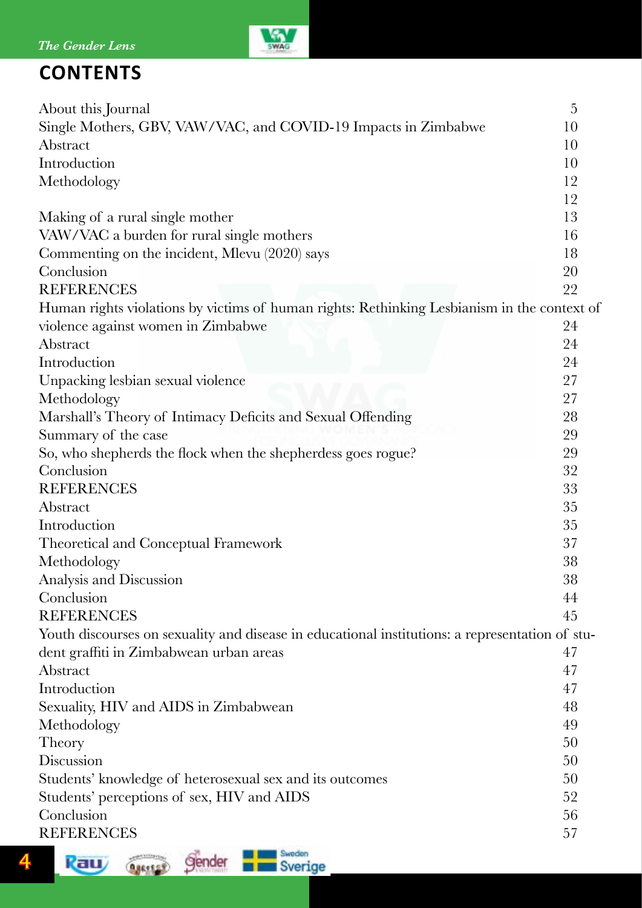## CONTENTS

| | |
|---|---|
| About this Journal | 5 |
| Single Mothers, GBV, VAW/VAC, and COVID-19 Impacts in Zimbabwe | 10 |
| Abstract | 10 |
| Introduction | 10 |
| Methodology | 12 |
| | 12 |
| Making of a rural single mother | 13 |
| VAW/VAC a burden for rural single mothers | 16 |
| Commenting on the incident, Mlevu (2020) says | 18 |
| Conclusion | 20 |
| REFERENCES | 22 |
| Human rights violations by victims of human rights: Rethinking Lesbianism in the context of violence against women in Zimbabwe | 24 |
| Abstract | 24 |
| Introduction | 24 |
| Unpacking lesbian sexual violence | 27 |
| Methodology | 27 |
| Marshall's Theory of Intimacy Deficits and Sexual Offending | 28 |
| Summary of the case | 29 |
| So, who shepherds the flock when the shepherdess goes rogue? | 29 |
| Conclusion | 32 |
| REFERENCES | 33 |
| Abstract | 35 |
| Introduction | 35 |
| Theoretical and Conceptual Framework | 37 |
| Methodology | 38 |
| Analysis and Discussion | 38 |
| Conclusion | 44 |
| REFERENCES | 45 |
| Youth discourses on sexuality and disease in educational institutions: a representation of student graffiti in Zimbabwean urban areas | 47 |
| Abstract | 47 |
| Introduction | 47 |
| Sexuality, HIV and AIDS in Zimbabwean | 48 |
| Methodology | 49 |
| Theory | 50 |
| Discussion | 50 |
| Students' knowledge of heterosexual sex and its outcomes | 50 |
| Students' perceptions of sex, HIV and AIDS | 52 |
| Conclusion | 56 |
| REFERENCES | 57 |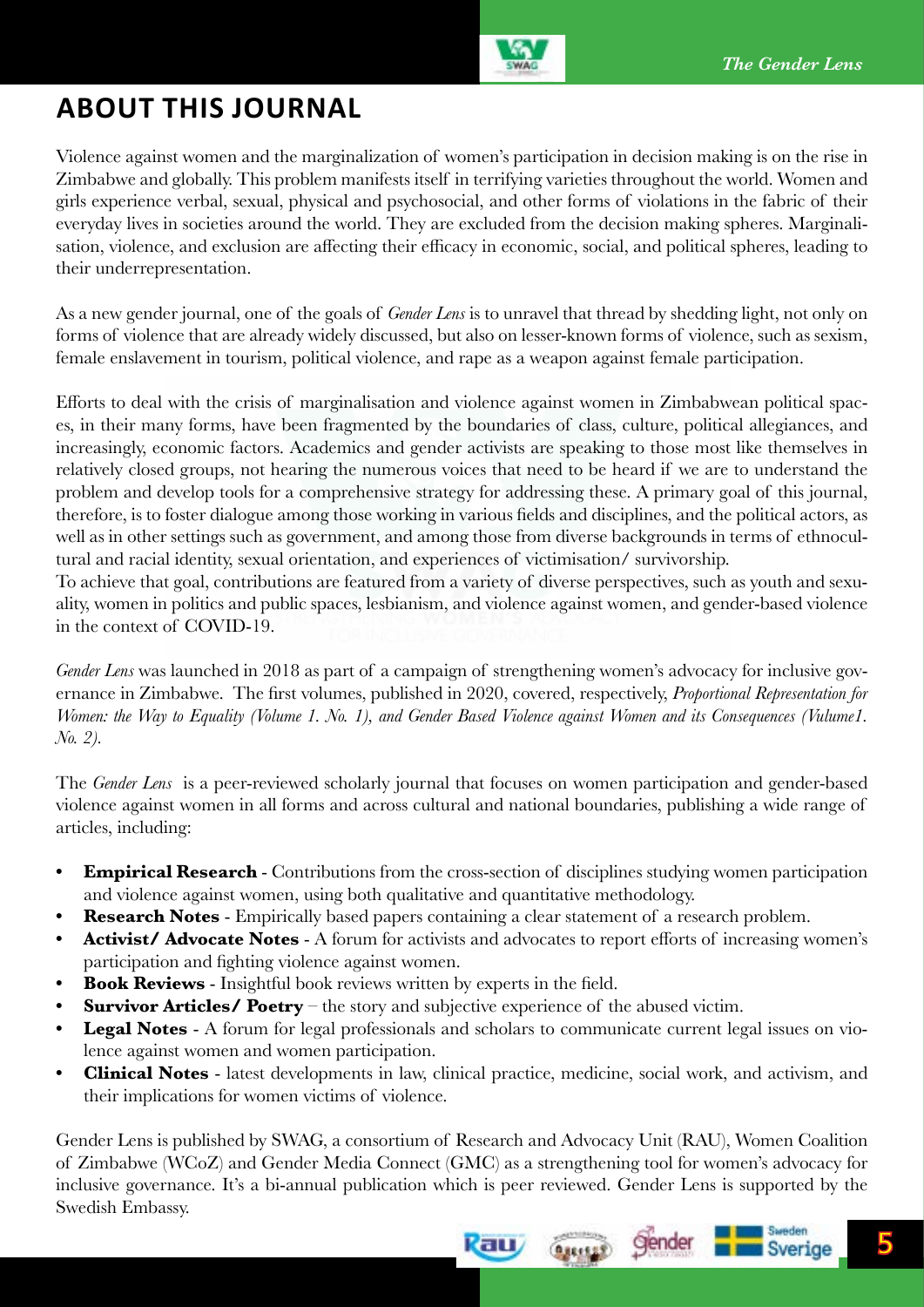## ABOUT THIS JOURNAL

Violence against women and the marginalization of women's participation in decision making is on the rise in Zimbabwe and globally. This problem manifests itself in terrifying varieties throughout the world. Women and girls experience verbal, sexual, physical and psychosocial, and other forms of violations in the fabric of their everyday lives in societies around the world. They are excluded from the decision making spheres. Marginalisation, violence, and exclusion are affecting their efficacy in economic, social, and political spheres, leading to their underrepresentation.

As a new gender journal, one of the goals of *Gender Lens* is to unravel that thread by shedding light, not only on forms of violence that are already widely discussed, but also on lesser-known forms of violence, such as sexism, female enslavement in tourism, political violence, and rape as a weapon against female participation.

Efforts to deal with the crisis of marginalisation and violence against women in Zimbabwean political spaces, in their many forms, have been fragmented by the boundaries of class, culture, political allegiances, and increasingly, economic factors. Academics and gender activists are speaking to those most like themselves in relatively closed groups, not hearing the numerous voices that need to be heard if we are to understand the problem and develop tools for a comprehensive strategy for addressing these. A primary goal of this journal, therefore, is to foster dialogue among those working in various fields and disciplines, and the political actors, as well as in other settings such as government, and among those from diverse backgrounds in terms of ethnocultural and racial identity, sexual orientation, and experiences of victimisation/ survivorship.
To achieve that goal, contributions are featured from a variety of diverse perspectives, such as youth and sexuality, women in politics and public spaces, lesbianism, and violence against women, and gender-based violence in the context of COVID-19.

*Gender Lens* was launched in 2018 as part of a campaign of strengthening women's advocacy for inclusive governance in Zimbabwe. The first volumes, published in 2020, covered, respectively, *Proportional Representation for Women: the Way to Equality (Volume 1. No. 1), and Gender Based Violence against Women and its Consequences (Vulume1. No. 2).*

The *Gender Lens* is a peer-reviewed scholarly journal that focuses on women participation and gender-based violence against women in all forms and across cultural and national boundaries, publishing a wide range of articles, including:

- **Empirical Research** - Contributions from the cross-section of disciplines studying women participation and violence against women, using both qualitative and quantitative methodology.
- **Research Notes** - Empirically based papers containing a clear statement of a research problem.
- **Activist/ Advocate Notes** - A forum for activists and advocates to report efforts of increasing women's participation and fighting violence against women.
- **Book Reviews** - Insightful book reviews written by experts in the field.
- **Survivor Articles/ Poetry** – the story and subjective experience of the abused victim.
- **Legal Notes** - A forum for legal professionals and scholars to communicate current legal issues on violence against women and women participation.
- **Clinical Notes** - latest developments in law, clinical practice, medicine, social work, and activism, and their implications for women victims of violence.

Gender Lens is published by SWAG, a consortium of Research and Advocacy Unit (RAU), Women Coalition of Zimbabwe (WCoZ) and Gender Media Connect (GMC) as a strengthening tool for women's advocacy for inclusive governance. It's a bi-annual publication which is peer reviewed. Gender Lens is supported by the Swedish Embassy.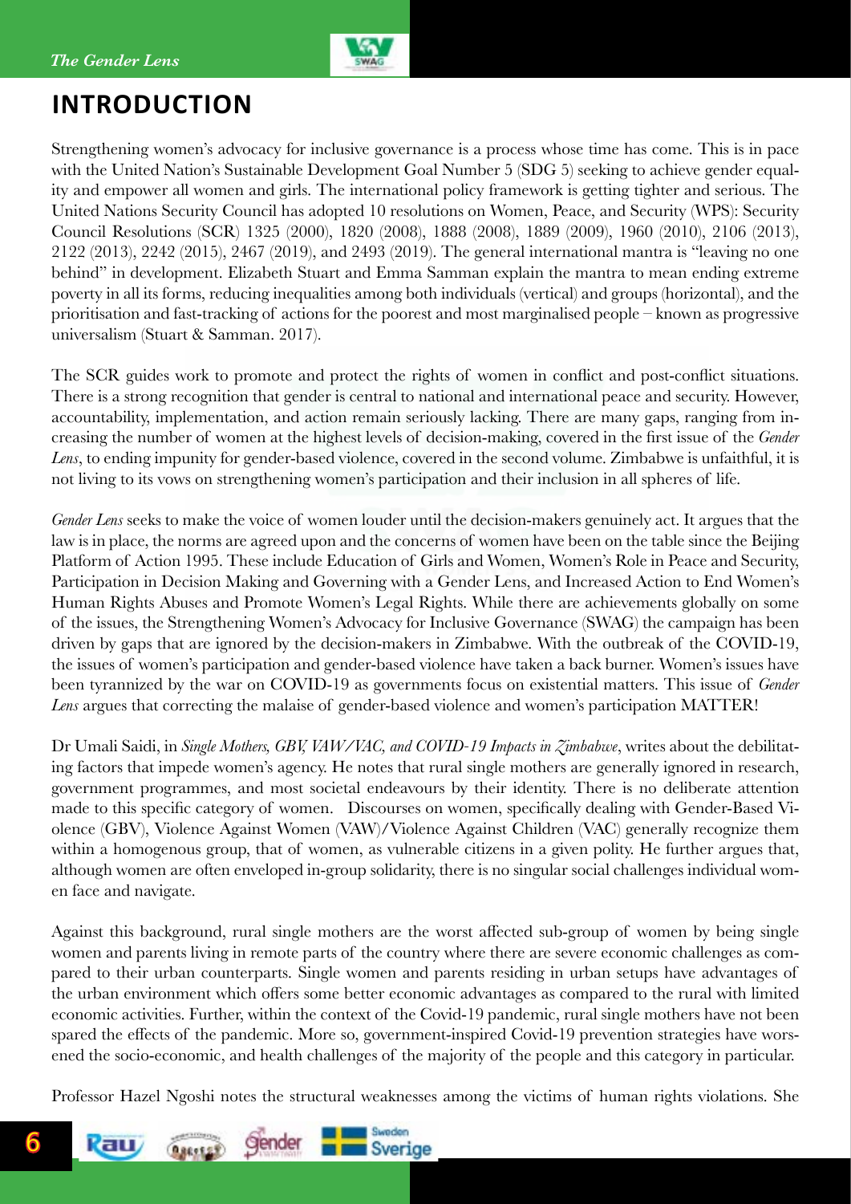# INTRODUCTION

Strengthening women's advocacy for inclusive governance is a process whose time has come. This is in pace with the United Nation's Sustainable Development Goal Number 5 (SDG 5) seeking to achieve gender equality and empower all women and girls. The international policy framework is getting tighter and serious. The United Nations Security Council has adopted 10 resolutions on Women, Peace, and Security (WPS): Security Council Resolutions (SCR) 1325 (2000), 1820 (2008), 1888 (2008), 1889 (2009), 1960 (2010), 2106 (2013), 2122 (2013), 2242 (2015), 2467 (2019), and 2493 (2019). The general international mantra is "leaving no one behind" in development. Elizabeth Stuart and Emma Samman explain the mantra to mean ending extreme poverty in all its forms, reducing inequalities among both individuals (vertical) and groups (horizontal), and the prioritisation and fast-tracking of actions for the poorest and most marginalised people – known as progressive universalism (Stuart & Samman. 2017).

The SCR guides work to promote and protect the rights of women in conflict and post-conflict situations. There is a strong recognition that gender is central to national and international peace and security. However, accountability, implementation, and action remain seriously lacking. There are many gaps, ranging from increasing the number of women at the highest levels of decision-making, covered in the first issue of the *Gender Lens*, to ending impunity for gender-based violence, covered in the second volume. Zimbabwe is unfaithful, it is not living to its vows on strengthening women's participation and their inclusion in all spheres of life.

*Gender Lens* seeks to make the voice of women louder until the decision-makers genuinely act. It argues that the law is in place, the norms are agreed upon and the concerns of women have been on the table since the Beijing Platform of Action 1995. These include Education of Girls and Women, Women's Role in Peace and Security, Participation in Decision Making and Governing with a Gender Lens, and Increased Action to End Women's Human Rights Abuses and Promote Women's Legal Rights. While there are achievements globally on some of the issues, the Strengthening Women's Advocacy for Inclusive Governance (SWAG) the campaign has been driven by gaps that are ignored by the decision-makers in Zimbabwe. With the outbreak of the COVID-19, the issues of women's participation and gender-based violence have taken a back burner. Women's issues have been tyrannized by the war on COVID-19 as governments focus on existential matters. This issue of *Gender Lens* argues that correcting the malaise of gender-based violence and women's participation MATTER!

Dr Umali Saidi, in *Single Mothers, GBV, VAW/VAC, and COVID-19 Impacts in Zimbabwe*, writes about the debilitating factors that impede women's agency. He notes that rural single mothers are generally ignored in research, government programmes, and most societal endeavours by their identity. There is no deliberate attention made to this specific category of women. Discourses on women, specifically dealing with Gender-Based Violence (GBV), Violence Against Women (VAW)/Violence Against Children (VAC) generally recognize them within a homogenous group, that of women, as vulnerable citizens in a given polity. He further argues that, although women are often enveloped in-group solidarity, there is no singular social challenges individual women face and navigate.

Against this background, rural single mothers are the worst affected sub-group of women by being single women and parents living in remote parts of the country where there are severe economic challenges as compared to their urban counterparts. Single women and parents residing in urban setups have advantages of the urban environment which offers some better economic advantages as compared to the rural with limited economic activities. Further, within the context of the Covid-19 pandemic, rural single mothers have not been spared the effects of the pandemic. More so, government-inspired Covid-19 prevention strategies have worsened the socio-economic, and health challenges of the majority of the people and this category in particular.

Professor Hazel Ngoshi notes the structural weaknesses among the victims of human rights violations. She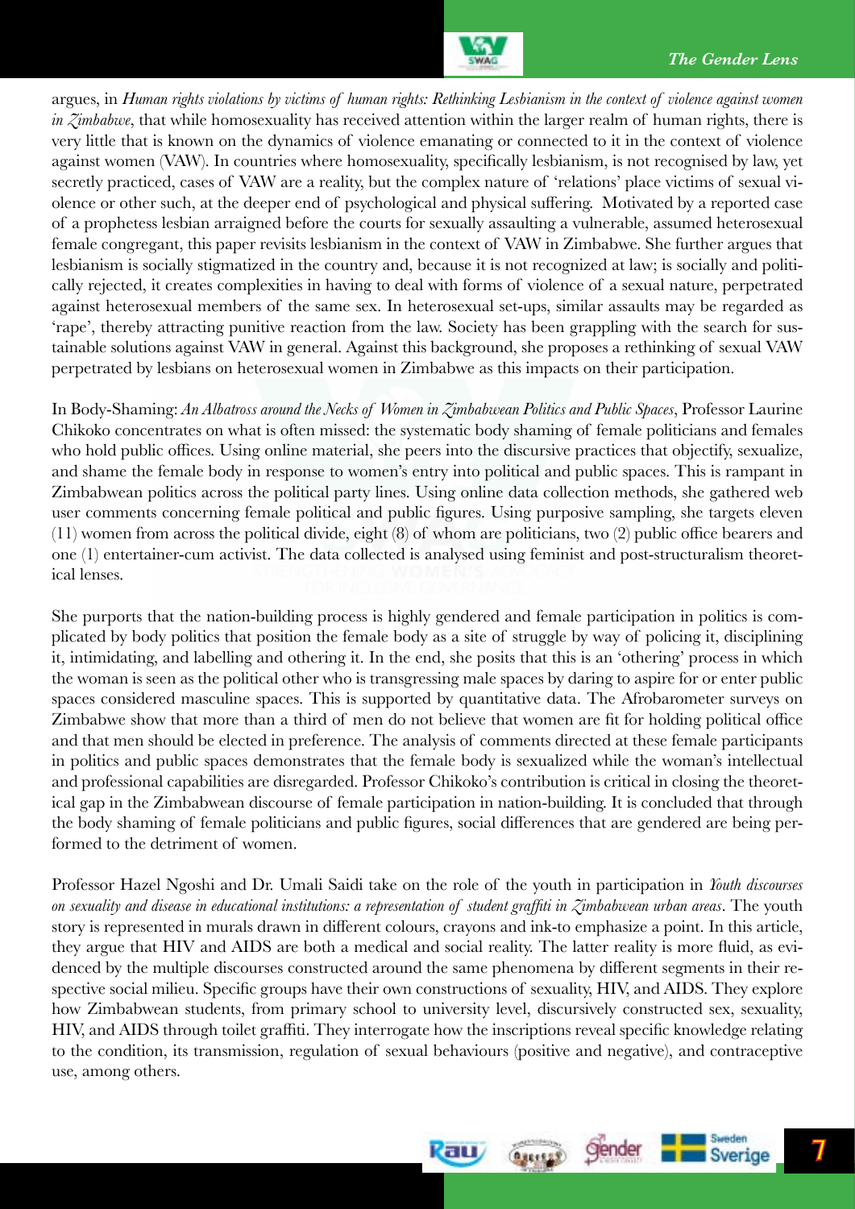argues, in *Human rights violations by victims of human rights: Rethinking Lesbianism in the context of violence against women in Zimbabwe*, that while homosexuality has received attention within the larger realm of human rights, there is very little that is known on the dynamics of violence emanating or connected to it in the context of violence against women (VAW). In countries where homosexuality, specifically lesbianism, is not recognised by law, yet secretly practiced, cases of VAW are a reality, but the complex nature of 'relations' place victims of sexual violence or other such, at the deeper end of psychological and physical suffering. Motivated by a reported case of a prophetess lesbian arraigned before the courts for sexually assaulting a vulnerable, assumed heterosexual female congregant, this paper revisits lesbianism in the context of VAW in Zimbabwe. She further argues that lesbianism is socially stigmatized in the country and, because it is not recognized at law; is socially and politically rejected, it creates complexities in having to deal with forms of violence of a sexual nature, perpetrated against heterosexual members of the same sex. In heterosexual set-ups, similar assaults may be regarded as 'rape', thereby attracting punitive reaction from the law. Society has been grappling with the search for sustainable solutions against VAW in general. Against this background, she proposes a rethinking of sexual VAW perpetrated by lesbians on heterosexual women in Zimbabwe as this impacts on their participation.

In Body-Shaming: *An Albatross around the Necks of Women in Zimbabwean Politics and Public Spaces*, Professor Laurine Chikoko concentrates on what is often missed: the systematic body shaming of female politicians and females who hold public offices. Using online material, she peers into the discursive practices that objectify, sexualize, and shame the female body in response to women's entry into political and public spaces. This is rampant in Zimbabwean politics across the political party lines. Using online data collection methods, she gathered web user comments concerning female political and public figures. Using purposive sampling, she targets eleven (11) women from across the political divide, eight (8) of whom are politicians, two (2) public office bearers and one (1) entertainer-cum activist. The data collected is analysed using feminist and post-structuralism theoretical lenses.

She purports that the nation-building process is highly gendered and female participation in politics is complicated by body politics that position the female body as a site of struggle by way of policing it, disciplining it, intimidating, and labelling and othering it. In the end, she posits that this is an 'othering' process in which the woman is seen as the political other who is transgressing male spaces by daring to aspire for or enter public spaces considered masculine spaces. This is supported by quantitative data. The Afrobarometer surveys on Zimbabwe show that more than a third of men do not believe that women are fit for holding political office and that men should be elected in preference. The analysis of comments directed at these female participants in politics and public spaces demonstrates that the female body is sexualized while the woman's intellectual and professional capabilities are disregarded. Professor Chikoko's contribution is critical in closing the theoretical gap in the Zimbabwean discourse of female participation in nation-building. It is concluded that through the body shaming of female politicians and public figures, social differences that are gendered are being performed to the detriment of women.

Professor Hazel Ngoshi and Dr. Umali Saidi take on the role of the youth in participation in *Youth discourses on sexuality and disease in educational institutions: a representation of student graffiti in Zimbabwean urban areas*. The youth story is represented in murals drawn in different colours, crayons and ink-to emphasize a point. In this article, they argue that HIV and AIDS are both a medical and social reality. The latter reality is more fluid, as evidenced by the multiple discourses constructed around the same phenomena by different segments in their respective social milieu. Specific groups have their own constructions of sexuality, HIV, and AIDS. They explore how Zimbabwean students, from primary school to university level, discursively constructed sex, sexuality, HIV, and AIDS through toilet graffiti. They interrogate how the inscriptions reveal specific knowledge relating to the condition, its transmission, regulation of sexual behaviours (positive and negative), and contraceptive use, among others.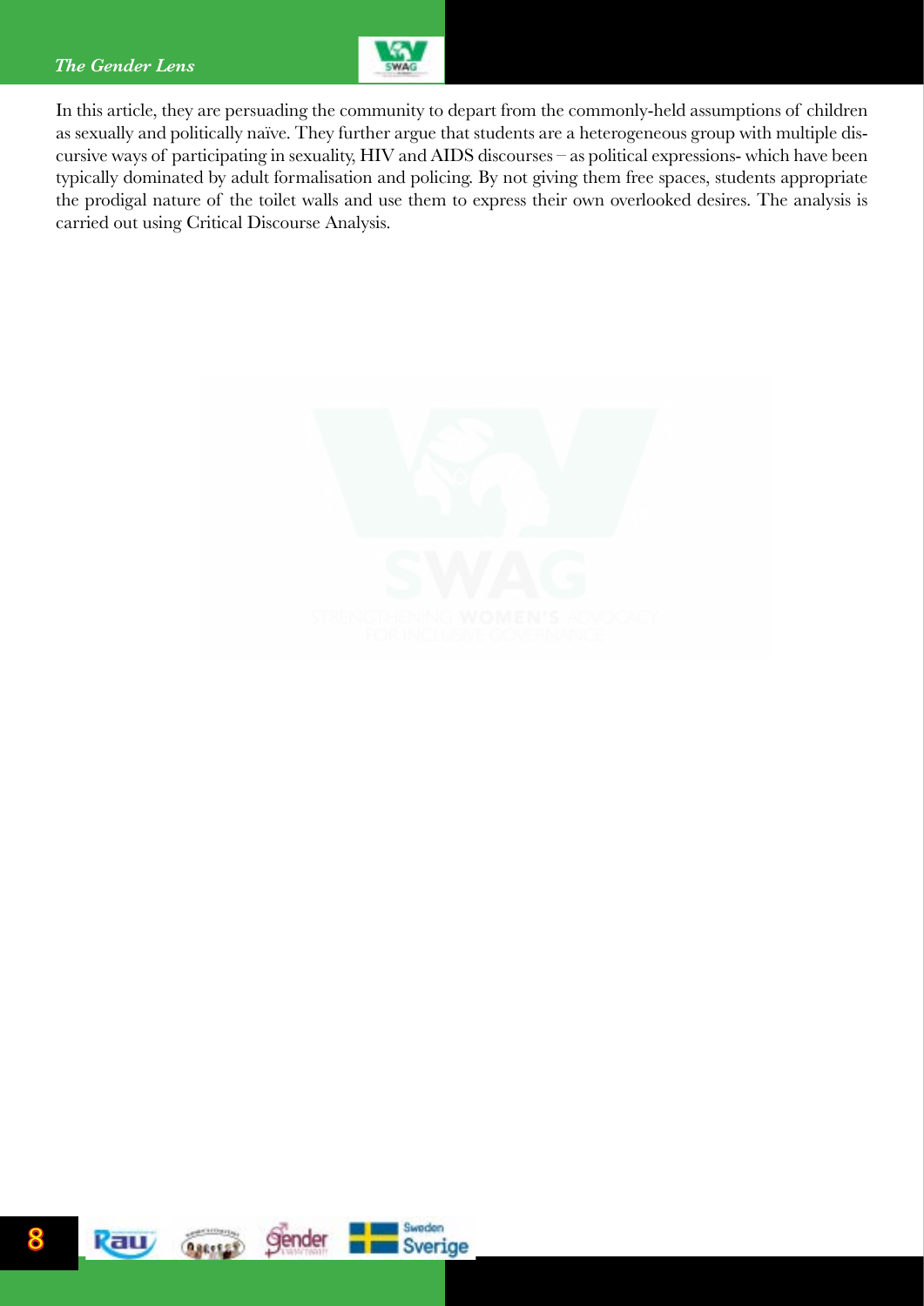In this article, they are persuading the community to depart from the commonly-held assumptions of children as sexually and politically naïve. They further argue that students are a heterogeneous group with multiple discursive ways of participating in sexuality, HIV and AIDS discourses – as political expressions- which have been typically dominated by adult formalisation and policing. By not giving them free spaces, students appropriate the prodigal nature of the toilet walls and use them to express their own overlooked desires. The analysis is carried out using Critical Discourse Analysis.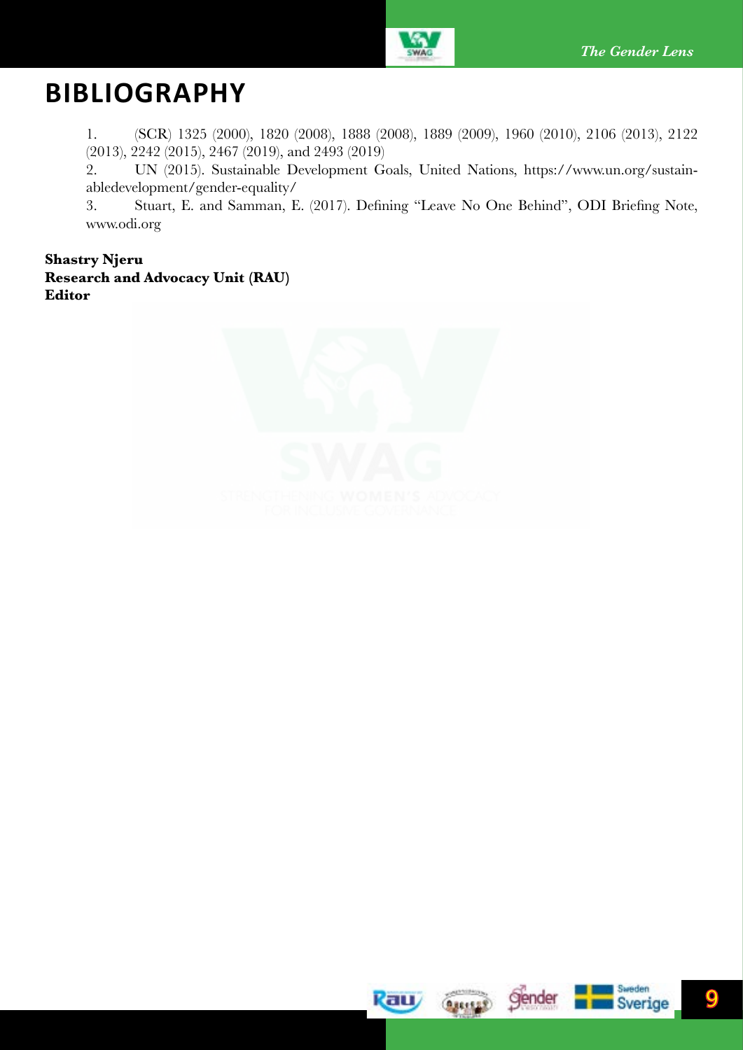# BIBLIOGRAPHY

1. (SCR) 1325 (2000), 1820 (2008), 1888 (2008), 1889 (2009), 1960 (2010), 2106 (2013), 2122 (2013), 2242 (2015), 2467 (2019), and 2493 (2019)
2. UN (2015). Sustainable Development Goals, United Nations, https://www.un.org/sustainabledevelopment/gender-equality/
3. Stuart, E. and Samman, E. (2017). Defining "Leave No One Behind", ODI Briefing Note, www.odi.org

**Shastry Njeru**
**Research and Advocacy Unit (RAU)**
**Editor**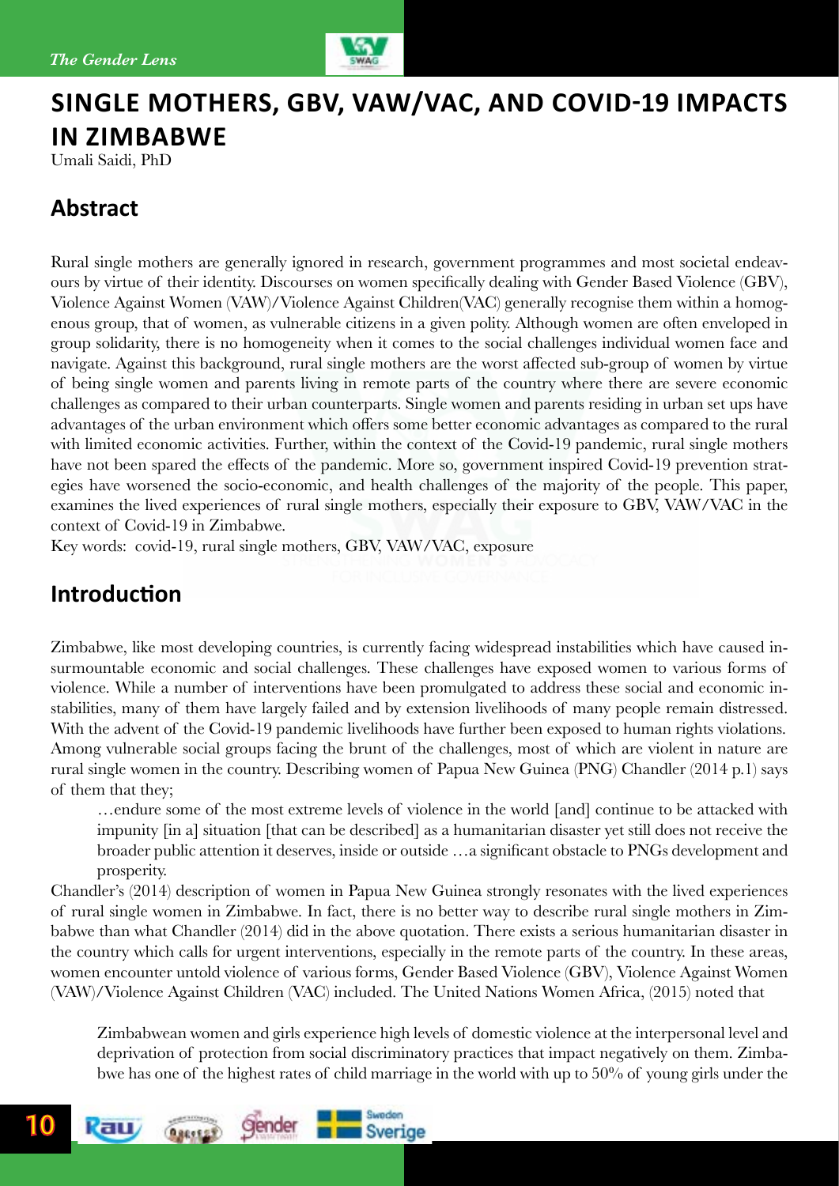# SINGLE MOTHERS, GBV, VAW/VAC, AND COVID-19 IMPACTS IN ZIMBABWE

Umali Saidi, PhD

## Abstract

Rural single mothers are generally ignored in research, government programmes and most societal endeavours by virtue of their identity. Discourses on women specifically dealing with Gender Based Violence (GBV), Violence Against Women (VAW)/Violence Against Children(VAC) generally recognise them within a homogenous group, that of women, as vulnerable citizens in a given polity. Although women are often enveloped in group solidarity, there is no homogeneity when it comes to the social challenges individual women face and navigate. Against this background, rural single mothers are the worst affected sub-group of women by virtue of being single women and parents living in remote parts of the country where there are severe economic challenges as compared to their urban counterparts. Single women and parents residing in urban set ups have advantages of the urban environment which offers some better economic advantages as compared to the rural with limited economic activities. Further, within the context of the Covid-19 pandemic, rural single mothers have not been spared the effects of the pandemic. More so, government inspired Covid-19 prevention strategies have worsened the socio-economic, and health challenges of the majority of the people. This paper, examines the lived experiences of rural single mothers, especially their exposure to GBV, VAW/VAC in the context of Covid-19 in Zimbabwe.

Key words: covid-19, rural single mothers, GBV, VAW/VAC, exposure

## Introduction

Zimbabwe, like most developing countries, is currently facing widespread instabilities which have caused insurmountable economic and social challenges. These challenges have exposed women to various forms of violence. While a number of interventions have been promulgated to address these social and economic instabilities, many of them have largely failed and by extension livelihoods of many people remain distressed. With the advent of the Covid-19 pandemic livelihoods have further been exposed to human rights violations. Among vulnerable social groups facing the brunt of the challenges, most of which are violent in nature are rural single women in the country. Describing women of Papua New Guinea (PNG) Chandler (2014 p.1) says of them that they;

> …endure some of the most extreme levels of violence in the world [and] continue to be attacked with impunity [in a] situation [that can be described] as a humanitarian disaster yet still does not receive the broader public attention it deserves, inside or outside …a significant obstacle to PNGs development and prosperity.

Chandler's (2014) description of women in Papua New Guinea strongly resonates with the lived experiences of rural single women in Zimbabwe. In fact, there is no better way to describe rural single mothers in Zimbabwe than what Chandler (2014) did in the above quotation. There exists a serious humanitarian disaster in the country which calls for urgent interventions, especially in the remote parts of the country. In these areas, women encounter untold violence of various forms, Gender Based Violence (GBV), Violence Against Women (VAW)/Violence Against Children (VAC) included. The United Nations Women Africa, (2015) noted that

> Zimbabwean women and girls experience high levels of domestic violence at the interpersonal level and deprivation of protection from social discriminatory practices that impact negatively on them. Zimbabwe has one of the highest rates of child marriage in the world with up to 50% of young girls under the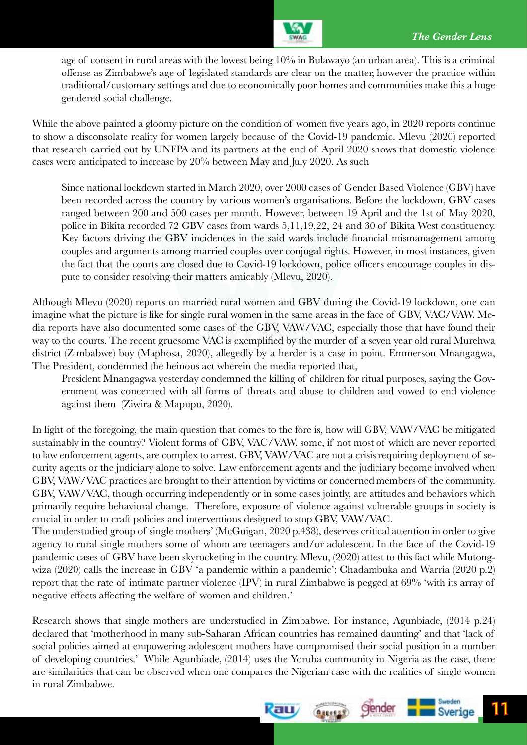> age of consent in rural areas with the lowest being 10% in Bulawayo (an urban area). This is a criminal offense as Zimbabwe's age of legislated standards are clear on the matter, however the practice within traditional/customary settings and due to economically poor homes and communities make this a huge gendered social challenge.

While the above painted a gloomy picture on the condition of women five years ago, in 2020 reports continue to show a disconsolate reality for women largely because of the Covid-19 pandemic. Mlevu (2020) reported that research carried out by UNFPA and its partners at the end of April 2020 shows that domestic violence cases were anticipated to increase by 20% between May and July 2020. As such

> Since national lockdown started in March 2020, over 2000 cases of Gender Based Violence (GBV) have been recorded across the country by various women's organisations. Before the lockdown, GBV cases ranged between 200 and 500 cases per month. However, between 19 April and the 1st of May 2020, police in Bikita recorded 72 GBV cases from wards 5,11,19,22, 24 and 30 of Bikita West constituency. Key factors driving the GBV incidences in the said wards include financial mismanagement among couples and arguments among married couples over conjugal rights. However, in most instances, given the fact that the courts are closed due to Covid-19 lockdown, police officers encourage couples in dispute to consider resolving their matters amicably (Mlevu, 2020).

Although Mlevu (2020) reports on married rural women and GBV during the Covid-19 lockdown, one can imagine what the picture is like for single rural women in the same areas in the face of GBV, VAC/VAW. Media reports have also documented some cases of the GBV, VAW/VAC, especially those that have found their way to the courts. The recent gruesome VAC is exemplified by the murder of a seven year old rural Murehwa district (Zimbabwe) boy (Maphosa, 2020), allegedly by a herder is a case in point. Emmerson Mnangagwa, The President, condemned the heinous act wherein the media reported that,

> President Mnangagwa yesterday condemned the killing of children for ritual purposes, saying the Government was concerned with all forms of threats and abuse to children and vowed to end violence against them (Ziwira & Mapupu, 2020).

In light of the foregoing, the main question that comes to the fore is, how will GBV, VAW/VAC be mitigated sustainably in the country? Violent forms of GBV, VAC/VAW, some, if not most of which are never reported to law enforcement agents, are complex to arrest. GBV, VAW/VAC are not a crisis requiring deployment of security agents or the judiciary alone to solve. Law enforcement agents and the judiciary become involved when GBV, VAW/VAC practices are brought to their attention by victims or concerned members of the community. GBV, VAW/VAC, though occurring independently or in some cases jointly, are attitudes and behaviors which primarily require behavioral change. Therefore, exposure of violence against vulnerable groups in society is crucial in order to craft policies and interventions designed to stop GBV, VAW/VAC.

The understudied group of single mothers' (McGuigan, 2020 p.438), deserves critical attention in order to give agency to rural single mothers some of whom are teenagers and/or adolescent. In the face of the Covid-19 pandemic cases of GBV have been skyrocketing in the country. Mlevu, (2020) attest to this fact while Mutongwiza (2020) calls the increase in GBV 'a pandemic within a pandemic'; Chadambuka and Warria (2020 p.2) report that the rate of intimate partner violence (IPV) in rural Zimbabwe is pegged at 69% 'with its array of negative effects affecting the welfare of women and children.'

Research shows that single mothers are understudied in Zimbabwe. For instance, Agunbiade, (2014 p.24) declared that 'motherhood in many sub-Saharan African countries has remained daunting' and that 'lack of social policies aimed at empowering adolescent mothers have compromised their social position in a number of developing countries.' While Agunbiade, (2014) uses the Yoruba community in Nigeria as the case, there are similarities that can be observed when one compares the Nigerian case with the realities of single women in rural Zimbabwe.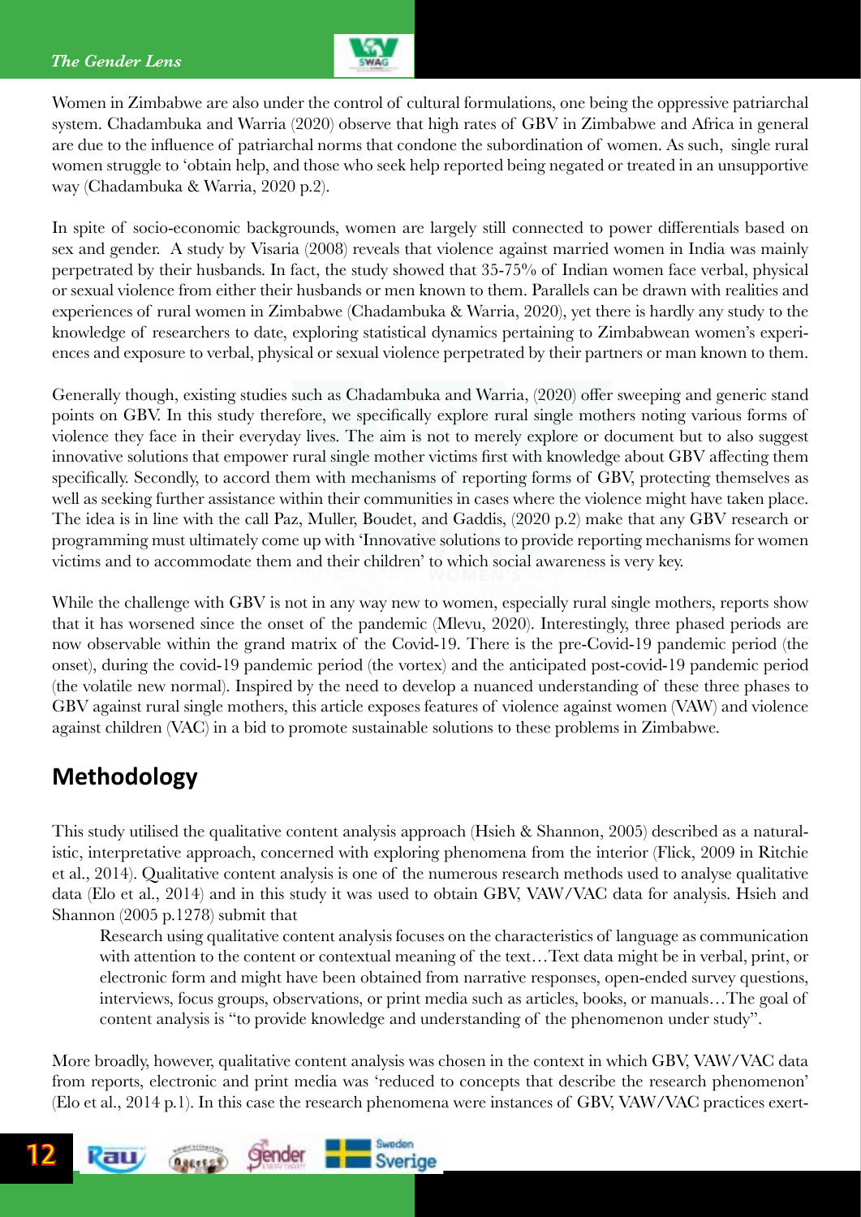Women in Zimbabwe are also under the control of cultural formulations, one being the oppressive patriarchal system. Chadambuka and Warria (2020) observe that high rates of GBV in Zimbabwe and Africa in general are due to the influence of patriarchal norms that condone the subordination of women. As such, single rural women struggle to 'obtain help, and those who seek help reported being negated or treated in an unsupportive way (Chadambuka & Warria, 2020 p.2).

In spite of socio-economic backgrounds, women are largely still connected to power differentials based on sex and gender. A study by Visaria (2008) reveals that violence against married women in India was mainly perpetrated by their husbands. In fact, the study showed that 35-75% of Indian women face verbal, physical or sexual violence from either their husbands or men known to them. Parallels can be drawn with realities and experiences of rural women in Zimbabwe (Chadambuka & Warria, 2020), yet there is hardly any study to the knowledge of researchers to date, exploring statistical dynamics pertaining to Zimbabwean women's experiences and exposure to verbal, physical or sexual violence perpetrated by their partners or man known to them.

Generally though, existing studies such as Chadambuka and Warria, (2020) offer sweeping and generic stand points on GBV. In this study therefore, we specifically explore rural single mothers noting various forms of violence they face in their everyday lives. The aim is not to merely explore or document but to also suggest innovative solutions that empower rural single mother victims first with knowledge about GBV affecting them specifically. Secondly, to accord them with mechanisms of reporting forms of GBV, protecting themselves as well as seeking further assistance within their communities in cases where the violence might have taken place. The idea is in line with the call Paz, Muller, Boudet, and Gaddis, (2020 p.2) make that any GBV research or programming must ultimately come up with 'Innovative solutions to provide reporting mechanisms for women victims and to accommodate them and their children' to which social awareness is very key.

While the challenge with GBV is not in any way new to women, especially rural single mothers, reports show that it has worsened since the onset of the pandemic (Mlevu, 2020). Interestingly, three phased periods are now observable within the grand matrix of the Covid-19. There is the pre-Covid-19 pandemic period (the onset), during the covid-19 pandemic period (the vortex) and the anticipated post-covid-19 pandemic period (the volatile new normal). Inspired by the need to develop a nuanced understanding of these three phases to GBV against rural single mothers, this article exposes features of violence against women (VAW) and violence against children (VAC) in a bid to promote sustainable solutions to these problems in Zimbabwe.

## Methodology

This study utilised the qualitative content analysis approach (Hsieh & Shannon, 2005) described as a naturalistic, interpretative approach, concerned with exploring phenomena from the interior (Flick, 2009 in Ritchie et al., 2014). Qualitative content analysis is one of the numerous research methods used to analyse qualitative data (Elo et al., 2014) and in this study it was used to obtain GBV, VAW/VAC data for analysis. Hsieh and Shannon (2005 p.1278) submit that

> Research using qualitative content analysis focuses on the characteristics of language as communication with attention to the content or contextual meaning of the text…Text data might be in verbal, print, or electronic form and might have been obtained from narrative responses, open-ended survey questions, interviews, focus groups, observations, or print media such as articles, books, or manuals…The goal of content analysis is "to provide knowledge and understanding of the phenomenon under study".

More broadly, however, qualitative content analysis was chosen in the context in which GBV, VAW/VAC data from reports, electronic and print media was 'reduced to concepts that describe the research phenomenon' (Elo et al., 2014 p.1). In this case the research phenomena were instances of GBV, VAW/VAC practices exert-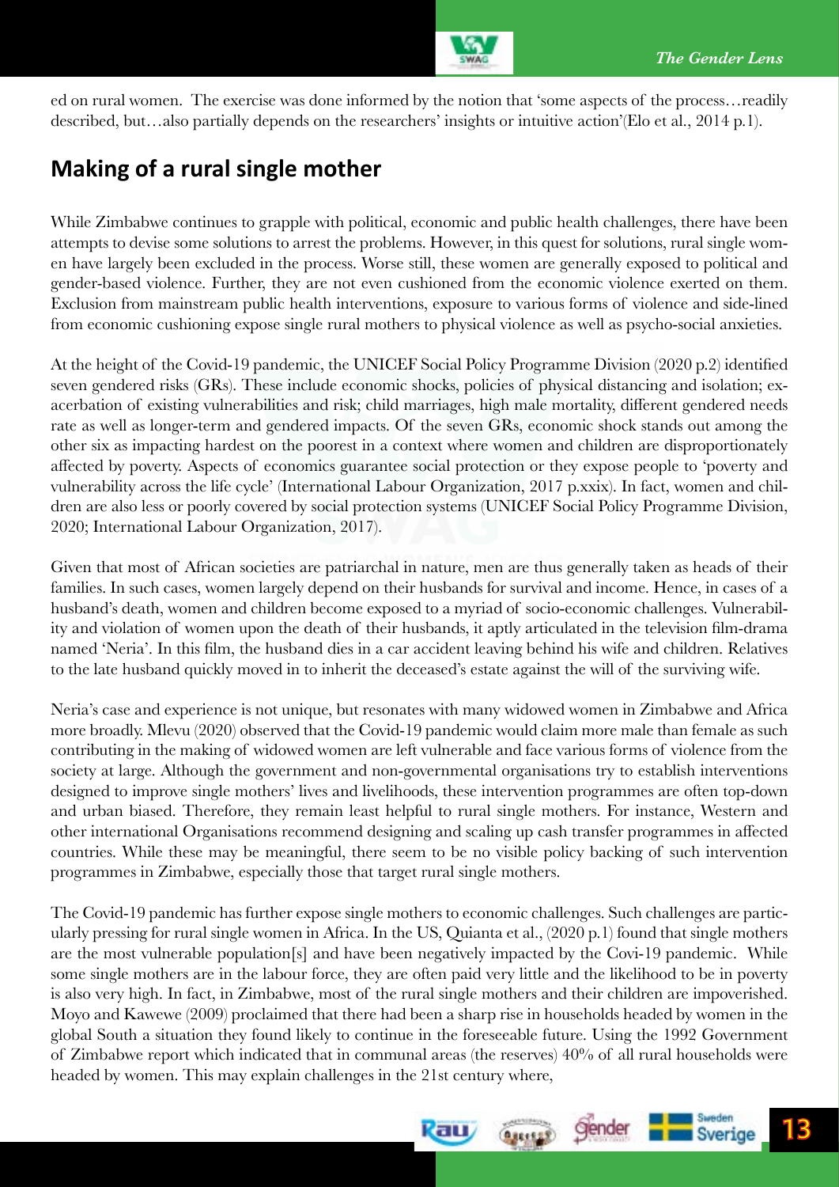ed on rural women. The exercise was done informed by the notion that 'some aspects of the process…readily described, but…also partially depends on the researchers' insights or intuitive action'(Elo et al., 2014 p.1).

## Making of a rural single mother

While Zimbabwe continues to grapple with political, economic and public health challenges, there have been attempts to devise some solutions to arrest the problems. However, in this quest for solutions, rural single women have largely been excluded in the process. Worse still, these women are generally exposed to political and gender-based violence. Further, they are not even cushioned from the economic violence exerted on them. Exclusion from mainstream public health interventions, exposure to various forms of violence and side-lined from economic cushioning expose single rural mothers to physical violence as well as psycho-social anxieties.

At the height of the Covid-19 pandemic, the UNICEF Social Policy Programme Division (2020 p.2) identified seven gendered risks (GRs). These include economic shocks, policies of physical distancing and isolation; exacerbation of existing vulnerabilities and risk; child marriages, high male mortality, different gendered needs rate as well as longer-term and gendered impacts. Of the seven GRs, economic shock stands out among the other six as impacting hardest on the poorest in a context where women and children are disproportionately affected by poverty. Aspects of economics guarantee social protection or they expose people to 'poverty and vulnerability across the life cycle' (International Labour Organization, 2017 p.xxix). In fact, women and children are also less or poorly covered by social protection systems (UNICEF Social Policy Programme Division, 2020; International Labour Organization, 2017).

Given that most of African societies are patriarchal in nature, men are thus generally taken as heads of their families. In such cases, women largely depend on their husbands for survival and income. Hence, in cases of a husband's death, women and children become exposed to a myriad of socio-economic challenges. Vulnerability and violation of women upon the death of their husbands, it aptly articulated in the television film-drama named 'Neria'. In this film, the husband dies in a car accident leaving behind his wife and children. Relatives to the late husband quickly moved in to inherit the deceased's estate against the will of the surviving wife.

Neria's case and experience is not unique, but resonates with many widowed women in Zimbabwe and Africa more broadly. Mlevu (2020) observed that the Covid-19 pandemic would claim more male than female as such contributing in the making of widowed women are left vulnerable and face various forms of violence from the society at large. Although the government and non-governmental organisations try to establish interventions designed to improve single mothers' lives and livelihoods, these intervention programmes are often top-down and urban biased. Therefore, they remain least helpful to rural single mothers. For instance, Western and other international Organisations recommend designing and scaling up cash transfer programmes in affected countries. While these may be meaningful, there seem to be no visible policy backing of such intervention programmes in Zimbabwe, especially those that target rural single mothers.

The Covid-19 pandemic has further expose single mothers to economic challenges. Such challenges are particularly pressing for rural single women in Africa. In the US, Quianta et al., (2020 p.1) found that single mothers are the most vulnerable population[s] and have been negatively impacted by the Covi-19 pandemic. While some single mothers are in the labour force, they are often paid very little and the likelihood to be in poverty is also very high. In fact, in Zimbabwe, most of the rural single mothers and their children are impoverished. Moyo and Kawewe (2009) proclaimed that there had been a sharp rise in households headed by women in the global South a situation they found likely to continue in the foreseeable future. Using the 1992 Government of Zimbabwe report which indicated that in communal areas (the reserves) 40% of all rural households were headed by women. This may explain challenges in the 21st century where,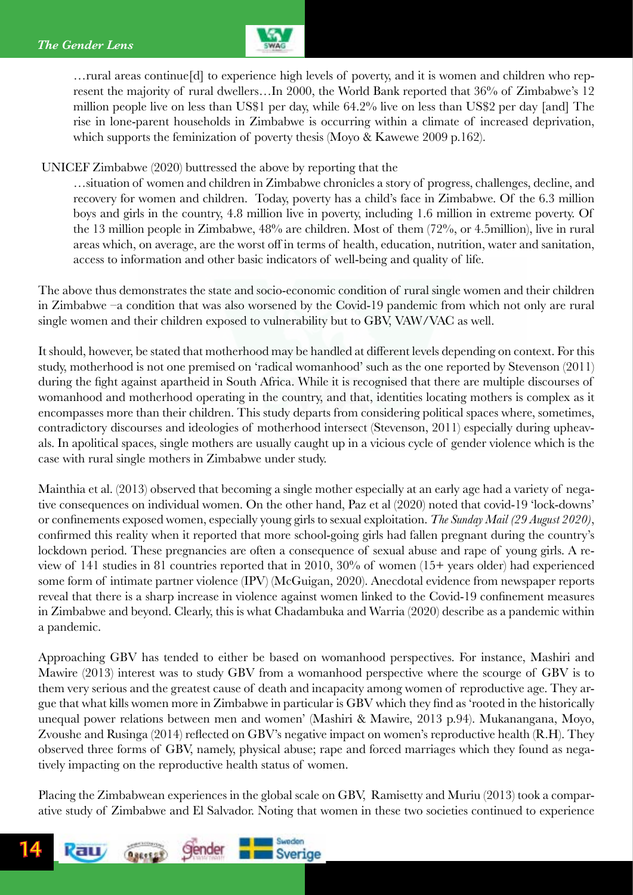> …rural areas continue[d] to experience high levels of poverty, and it is women and children who represent the majority of rural dwellers…In 2000, the World Bank reported that 36% of Zimbabwe's 12 million people live on less than US$1 per day, while 64.2% live on less than US$2 per day [and] The rise in lone-parent households in Zimbabwe is occurring within a climate of increased deprivation, which supports the feminization of poverty thesis (Moyo & Kawewe 2009 p.162).

UNICEF Zimbabwe (2020) buttressed the above by reporting that the

> …situation of women and children in Zimbabwe chronicles a story of progress, challenges, decline, and recovery for women and children. Today, poverty has a child's face in Zimbabwe. Of the 6.3 million boys and girls in the country, 4.8 million live in poverty, including 1.6 million in extreme poverty. Of the 13 million people in Zimbabwe, 48% are children. Most of them (72%, or 4.5million), live in rural areas which, on average, are the worst off in terms of health, education, nutrition, water and sanitation, access to information and other basic indicators of well-being and quality of life.

The above thus demonstrates the state and socio-economic condition of rural single women and their children in Zimbabwe –a condition that was also worsened by the Covid-19 pandemic from which not only are rural single women and their children exposed to vulnerability but to GBV, VAW/VAC as well.

It should, however, be stated that motherhood may be handled at different levels depending on context. For this study, motherhood is not one premised on 'radical womanhood' such as the one reported by Stevenson (2011) during the fight against apartheid in South Africa. While it is recognised that there are multiple discourses of womanhood and motherhood operating in the country, and that, identities locating mothers is complex as it encompasses more than their children. This study departs from considering political spaces where, sometimes, contradictory discourses and ideologies of motherhood intersect (Stevenson, 2011) especially during upheavals. In apolitical spaces, single mothers are usually caught up in a vicious cycle of gender violence which is the case with rural single mothers in Zimbabwe under study.

Mainthia et al. (2013) observed that becoming a single mother especially at an early age had a variety of negative consequences on individual women. On the other hand, Paz et al (2020) noted that covid-19 'lock-downs' or confinements exposed women, especially young girls to sexual exploitation. *The Sunday Mail (29 August 2020)*, confirmed this reality when it reported that more school-going girls had fallen pregnant during the country's lockdown period. These pregnancies are often a consequence of sexual abuse and rape of young girls. A review of 141 studies in 81 countries reported that in 2010, 30% of women (15+ years older) had experienced some form of intimate partner violence (IPV) (McGuigan, 2020). Anecdotal evidence from newspaper reports reveal that there is a sharp increase in violence against women linked to the Covid-19 confinement measures in Zimbabwe and beyond. Clearly, this is what Chadambuka and Warria (2020) describe as a pandemic within a pandemic.

Approaching GBV has tended to either be based on womanhood perspectives. For instance, Mashiri and Mawire (2013) interest was to study GBV from a womanhood perspective where the scourge of GBV is to them very serious and the greatest cause of death and incapacity among women of reproductive age. They argue that what kills women more in Zimbabwe in particular is GBV which they find as 'rooted in the historically unequal power relations between men and women' (Mashiri & Mawire, 2013 p.94). Mukanangana, Moyo, Zvoushe and Rusinga (2014) reflected on GBV's negative impact on women's reproductive health (R.H). They observed three forms of GBV, namely, physical abuse; rape and forced marriages which they found as negatively impacting on the reproductive health status of women.

Placing the Zimbabwean experiences in the global scale on GBV, Ramisetty and Muriu (2013) took a comparative study of Zimbabwe and El Salvador. Noting that women in these two societies continued to experience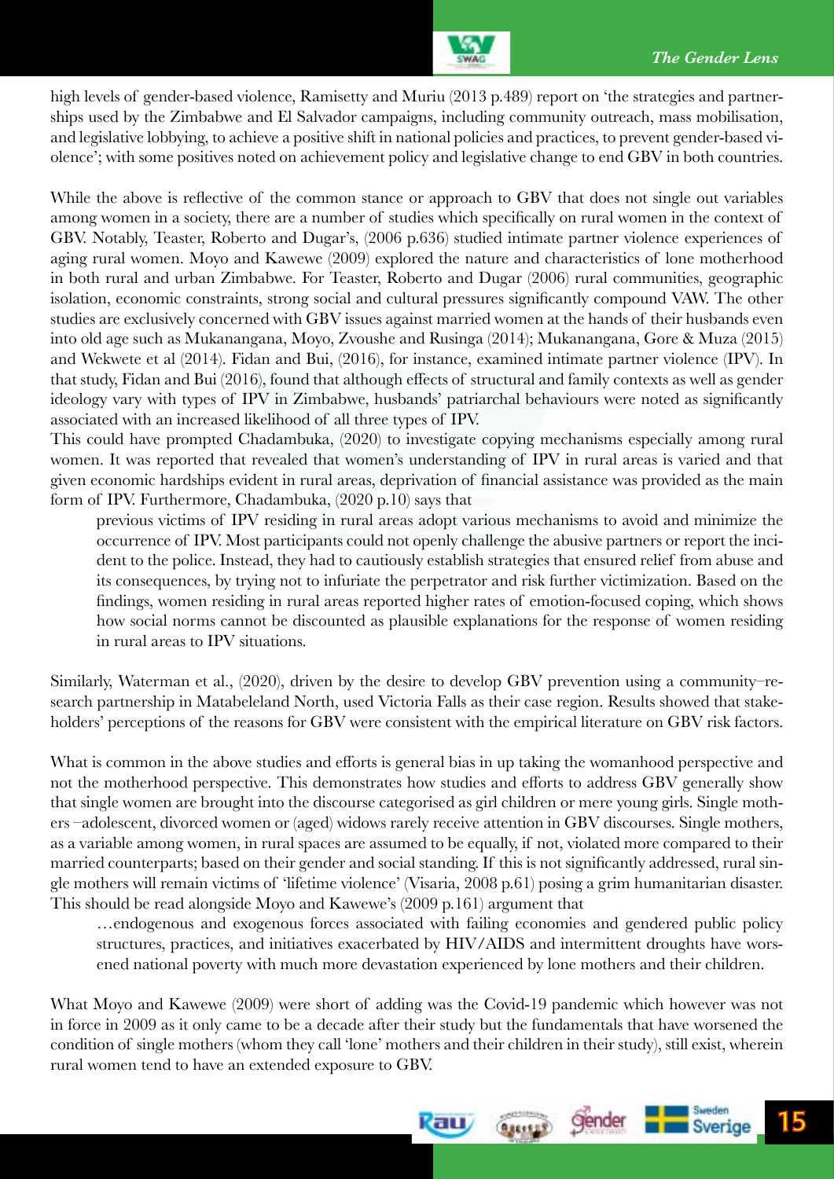high levels of gender-based violence, Ramisetty and Muriu (2013 p.489) report on 'the strategies and partnerships used by the Zimbabwe and El Salvador campaigns, including community outreach, mass mobilisation, and legislative lobbying, to achieve a positive shift in national policies and practices, to prevent gender-based violence'; with some positives noted on achievement policy and legislative change to end GBV in both countries.

While the above is reflective of the common stance or approach to GBV that does not single out variables among women in a society, there are a number of studies which specifically on rural women in the context of GBV. Notably, Teaster, Roberto and Dugar's, (2006 p.636) studied intimate partner violence experiences of aging rural women. Moyo and Kawewe (2009) explored the nature and characteristics of lone motherhood in both rural and urban Zimbabwe. For Teaster, Roberto and Dugar (2006) rural communities, geographic isolation, economic constraints, strong social and cultural pressures significantly compound VAW. The other studies are exclusively concerned with GBV issues against married women at the hands of their husbands even into old age such as Mukanangana, Moyo, Zvoushe and Rusinga (2014); Mukanangana, Gore & Muza (2015) and Wekwete et al (2014). Fidan and Bui, (2016), for instance, examined intimate partner violence (IPV). In that study, Fidan and Bui (2016), found that although effects of structural and family contexts as well as gender ideology vary with types of IPV in Zimbabwe, husbands' patriarchal behaviours were noted as significantly associated with an increased likelihood of all three types of IPV.

This could have prompted Chadambuka, (2020) to investigate copying mechanisms especially among rural women. It was reported that revealed that women's understanding of IPV in rural areas is varied and that given economic hardships evident in rural areas, deprivation of financial assistance was provided as the main form of IPV. Furthermore, Chadambuka, (2020 p.10) says that

> previous victims of IPV residing in rural areas adopt various mechanisms to avoid and minimize the occurrence of IPV. Most participants could not openly challenge the abusive partners or report the incident to the police. Instead, they had to cautiously establish strategies that ensured relief from abuse and its consequences, by trying not to infuriate the perpetrator and risk further victimization. Based on the findings, women residing in rural areas reported higher rates of emotion-focused coping, which shows how social norms cannot be discounted as plausible explanations for the response of women residing in rural areas to IPV situations.

Similarly, Waterman et al., (2020), driven by the desire to develop GBV prevention using a community–research partnership in Matabeleland North, used Victoria Falls as their case region. Results showed that stakeholders' perceptions of the reasons for GBV were consistent with the empirical literature on GBV risk factors.

What is common in the above studies and efforts is general bias in up taking the womanhood perspective and not the motherhood perspective. This demonstrates how studies and efforts to address GBV generally show that single women are brought into the discourse categorised as girl children or mere young girls. Single mothers –adolescent, divorced women or (aged) widows rarely receive attention in GBV discourses. Single mothers, as a variable among women, in rural spaces are assumed to be equally, if not, violated more compared to their married counterparts; based on their gender and social standing. If this is not significantly addressed, rural single mothers will remain victims of 'lifetime violence' (Visaria, 2008 p.61) posing a grim humanitarian disaster. This should be read alongside Moyo and Kawewe's (2009 p.161) argument that

> …endogenous and exogenous forces associated with failing economies and gendered public policy structures, practices, and initiatives exacerbated by HIV/AIDS and intermittent droughts have worsened national poverty with much more devastation experienced by lone mothers and their children.

What Moyo and Kawewe (2009) were short of adding was the Covid-19 pandemic which however was not in force in 2009 as it only came to be a decade after their study but the fundamentals that have worsened the condition of single mothers (whom they call 'lone' mothers and their children in their study), still exist, wherein rural women tend to have an extended exposure to GBV.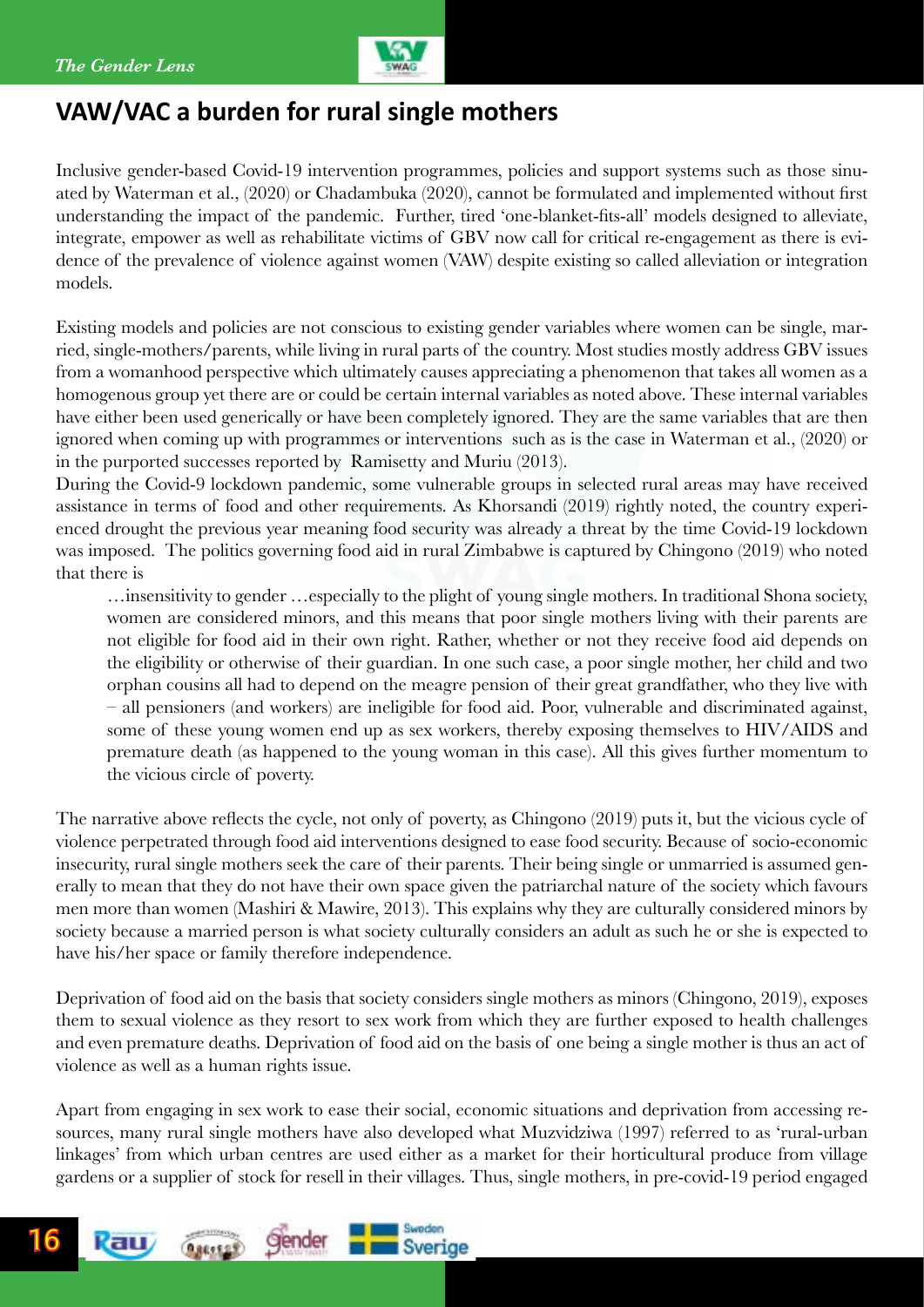## VAW/VAC a burden for rural single mothers

Inclusive gender-based Covid-19 intervention programmes, policies and support systems such as those sinuated by Waterman et al., (2020) or Chadambuka (2020), cannot be formulated and implemented without first understanding the impact of the pandemic. Further, tired 'one-blanket-fits-all' models designed to alleviate, integrate, empower as well as rehabilitate victims of GBV now call for critical re-engagement as there is evidence of the prevalence of violence against women (VAW) despite existing so called alleviation or integration models.

Existing models and policies are not conscious to existing gender variables where women can be single, married, single-mothers/parents, while living in rural parts of the country. Most studies mostly address GBV issues from a womanhood perspective which ultimately causes appreciating a phenomenon that takes all women as a homogenous group yet there are or could be certain internal variables as noted above. These internal variables have either been used generically or have been completely ignored. They are the same variables that are then ignored when coming up with programmes or interventions such as is the case in Waterman et al., (2020) or in the purported successes reported by Ramisetty and Muriu (2013).

During the Covid-9 lockdown pandemic, some vulnerable groups in selected rural areas may have received assistance in terms of food and other requirements. As Khorsandi (2019) rightly noted, the country experienced drought the previous year meaning food security was already a threat by the time Covid-19 lockdown was imposed. The politics governing food aid in rural Zimbabwe is captured by Chingono (2019) who noted that there is

> …insensitivity to gender …especially to the plight of young single mothers. In traditional Shona society, women are considered minors, and this means that poor single mothers living with their parents are not eligible for food aid in their own right. Rather, whether or not they receive food aid depends on the eligibility or otherwise of their guardian. In one such case, a poor single mother, her child and two orphan cousins all had to depend on the meagre pension of their great grandfather, who they live with – all pensioners (and workers) are ineligible for food aid. Poor, vulnerable and discriminated against, some of these young women end up as sex workers, thereby exposing themselves to HIV/AIDS and premature death (as happened to the young woman in this case). All this gives further momentum to the vicious circle of poverty.

The narrative above reflects the cycle, not only of poverty, as Chingono (2019) puts it, but the vicious cycle of violence perpetrated through food aid interventions designed to ease food security. Because of socio-economic insecurity, rural single mothers seek the care of their parents. Their being single or unmarried is assumed generally to mean that they do not have their own space given the patriarchal nature of the society which favours men more than women (Mashiri & Mawire, 2013). This explains why they are culturally considered minors by society because a married person is what society culturally considers an adult as such he or she is expected to have his/her space or family therefore independence.

Deprivation of food aid on the basis that society considers single mothers as minors (Chingono, 2019), exposes them to sexual violence as they resort to sex work from which they are further exposed to health challenges and even premature deaths. Deprivation of food aid on the basis of one being a single mother is thus an act of violence as well as a human rights issue.

Apart from engaging in sex work to ease their social, economic situations and deprivation from accessing resources, many rural single mothers have also developed what Muzvidziwa (1997) referred to as 'rural-urban linkages' from which urban centres are used either as a market for their horticultural produce from village gardens or a supplier of stock for resell in their villages. Thus, single mothers, in pre-covid-19 period engaged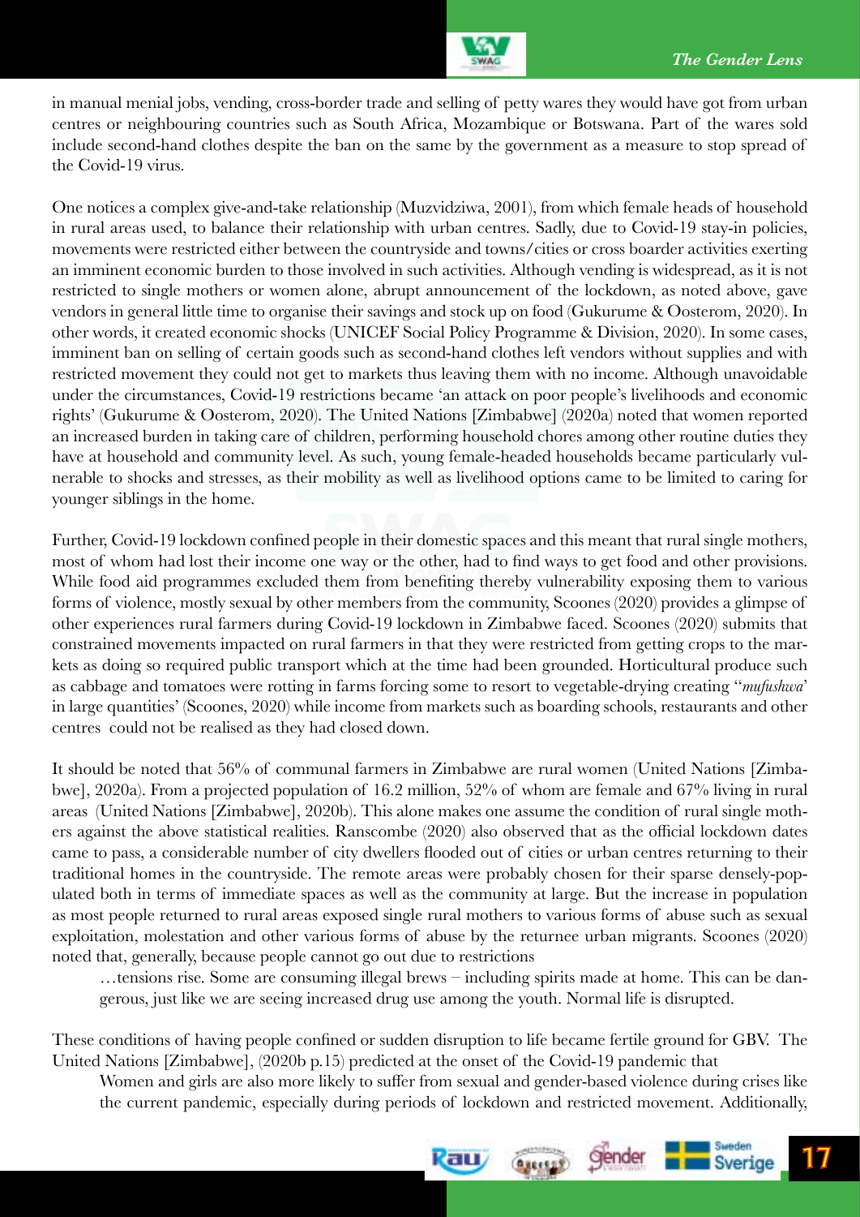in manual menial jobs, vending, cross-border trade and selling of petty wares they would have got from urban centres or neighbouring countries such as South Africa, Mozambique or Botswana. Part of the wares sold include second-hand clothes despite the ban on the same by the government as a measure to stop spread of the Covid-19 virus.

One notices a complex give-and-take relationship (Muzvidziwa, 2001), from which female heads of household in rural areas used, to balance their relationship with urban centres. Sadly, due to Covid-19 stay-in policies, movements were restricted either between the countryside and towns/cities or cross boarder activities exerting an imminent economic burden to those involved in such activities. Although vending is widespread, as it is not restricted to single mothers or women alone, abrupt announcement of the lockdown, as noted above, gave vendors in general little time to organise their savings and stock up on food (Gukurume & Oosterom, 2020). In other words, it created economic shocks (UNICEF Social Policy Programme & Division, 2020). In some cases, imminent ban on selling of certain goods such as second-hand clothes left vendors without supplies and with restricted movement they could not get to markets thus leaving them with no income. Although unavoidable under the circumstances, Covid-19 restrictions became 'an attack on poor people's livelihoods and economic rights' (Gukurume & Oosterom, 2020). The United Nations [Zimbabwe] (2020a) noted that women reported an increased burden in taking care of children, performing household chores among other routine duties they have at household and community level. As such, young female-headed households became particularly vulnerable to shocks and stresses, as their mobility as well as livelihood options came to be limited to caring for younger siblings in the home.

Further, Covid-19 lockdown confined people in their domestic spaces and this meant that rural single mothers, most of whom had lost their income one way or the other, had to find ways to get food and other provisions. While food aid programmes excluded them from benefiting thereby vulnerability exposing them to various forms of violence, mostly sexual by other members from the community, Scoones (2020) provides a glimpse of other experiences rural farmers during Covid-19 lockdown in Zimbabwe faced. Scoones (2020) submits that constrained movements impacted on rural farmers in that they were restricted from getting crops to the markets as doing so required public transport which at the time had been grounded. Horticultural produce such as cabbage and tomatoes were rotting in farms forcing some to resort to vegetable-drying creating "*mufushwa*' in large quantities' (Scoones, 2020) while income from markets such as boarding schools, restaurants and other centres could not be realised as they had closed down.

It should be noted that 56% of communal farmers in Zimbabwe are rural women (United Nations [Zimbabwe], 2020a). From a projected population of 16.2 million, 52% of whom are female and 67% living in rural areas (United Nations [Zimbabwe], 2020b). This alone makes one assume the condition of rural single mothers against the above statistical realities. Ranscombe (2020) also observed that as the official lockdown dates came to pass, a considerable number of city dwellers flooded out of cities or urban centres returning to their traditional homes in the countryside. The remote areas were probably chosen for their sparse densely-populated both in terms of immediate spaces as well as the community at large. But the increase in population as most people returned to rural areas exposed single rural mothers to various forms of abuse such as sexual exploitation, molestation and other various forms of abuse by the returnee urban migrants. Scoones (2020) noted that, generally, because people cannot go out due to restrictions

> …tensions rise. Some are consuming illegal brews – including spirits made at home. This can be dangerous, just like we are seeing increased drug use among the youth. Normal life is disrupted.

These conditions of having people confined or sudden disruption to life became fertile ground for GBV. The United Nations [Zimbabwe], (2020b p.15) predicted at the onset of the Covid-19 pandemic that

> Women and girls are also more likely to suffer from sexual and gender-based violence during crises like the current pandemic, especially during periods of lockdown and restricted movement. Additionally,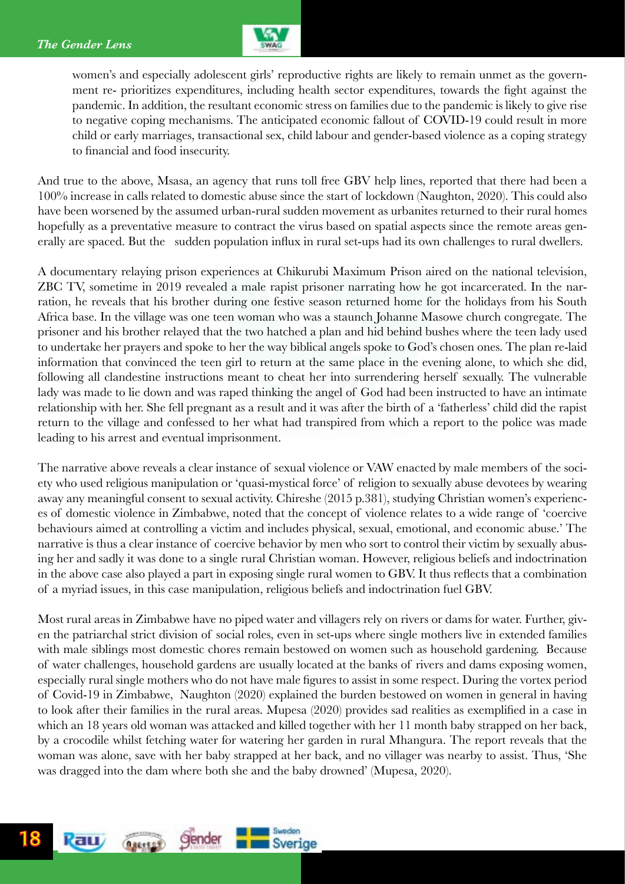women's and especially adolescent girls' reproductive rights are likely to remain unmet as the government re- prioritizes expenditures, including health sector expenditures, towards the fight against the pandemic. In addition, the resultant economic stress on families due to the pandemic is likely to give rise to negative coping mechanisms. The anticipated economic fallout of COVID-19 could result in more child or early marriages, transactional sex, child labour and gender-based violence as a coping strategy to financial and food insecurity.

And true to the above, Msasa, an agency that runs toll free GBV help lines, reported that there had been a 100% increase in calls related to domestic abuse since the start of lockdown (Naughton, 2020). This could also have been worsened by the assumed urban-rural sudden movement as urbanites returned to their rural homes hopefully as a preventative measure to contract the virus based on spatial aspects since the remote areas generally are spaced. But the sudden population influx in rural set-ups had its own challenges to rural dwellers.

A documentary relaying prison experiences at Chikurubi Maximum Prison aired on the national television, ZBC TV, sometime in 2019 revealed a male rapist prisoner narrating how he got incarcerated. In the narration, he reveals that his brother during one festive season returned home for the holidays from his South Africa base. In the village was one teen woman who was a staunch Johanne Masowe church congregate. The prisoner and his brother relayed that the two hatched a plan and hid behind bushes where the teen lady used to undertake her prayers and spoke to her the way biblical angels spoke to God's chosen ones. The plan re-laid information that convinced the teen girl to return at the same place in the evening alone, to which she did, following all clandestine instructions meant to cheat her into surrendering herself sexually. The vulnerable lady was made to lie down and was raped thinking the angel of God had been instructed to have an intimate relationship with her. She fell pregnant as a result and it was after the birth of a 'fatherless' child did the rapist return to the village and confessed to her what had transpired from which a report to the police was made leading to his arrest and eventual imprisonment.

The narrative above reveals a clear instance of sexual violence or VAW enacted by male members of the society who used religious manipulation or 'quasi-mystical force' of religion to sexually abuse devotees by wearing away any meaningful consent to sexual activity. Chireshe (2015 p.381), studying Christian women's experiences of domestic violence in Zimbabwe, noted that the concept of violence relates to a wide range of 'coercive behaviours aimed at controlling a victim and includes physical, sexual, emotional, and economic abuse.' The narrative is thus a clear instance of coercive behavior by men who sort to control their victim by sexually abusing her and sadly it was done to a single rural Christian woman. However, religious beliefs and indoctrination in the above case also played a part in exposing single rural women to GBV. It thus reflects that a combination of a myriad issues, in this case manipulation, religious beliefs and indoctrination fuel GBV.

Most rural areas in Zimbabwe have no piped water and villagers rely on rivers or dams for water. Further, given the patriarchal strict division of social roles, even in set-ups where single mothers live in extended families with male siblings most domestic chores remain bestowed on women such as household gardening. Because of water challenges, household gardens are usually located at the banks of rivers and dams exposing women, especially rural single mothers who do not have male figures to assist in some respect. During the vortex period of Covid-19 in Zimbabwe, Naughton (2020) explained the burden bestowed on women in general in having to look after their families in the rural areas. Mupesa (2020) provides sad realities as exemplified in a case in which an 18 years old woman was attacked and killed together with her 11 month baby strapped on her back, by a crocodile whilst fetching water for watering her garden in rural Mhangura. The report reveals that the woman was alone, save with her baby strapped at her back, and no villager was nearby to assist. Thus, 'She was dragged into the dam where both she and the baby drowned' (Mupesa, 2020).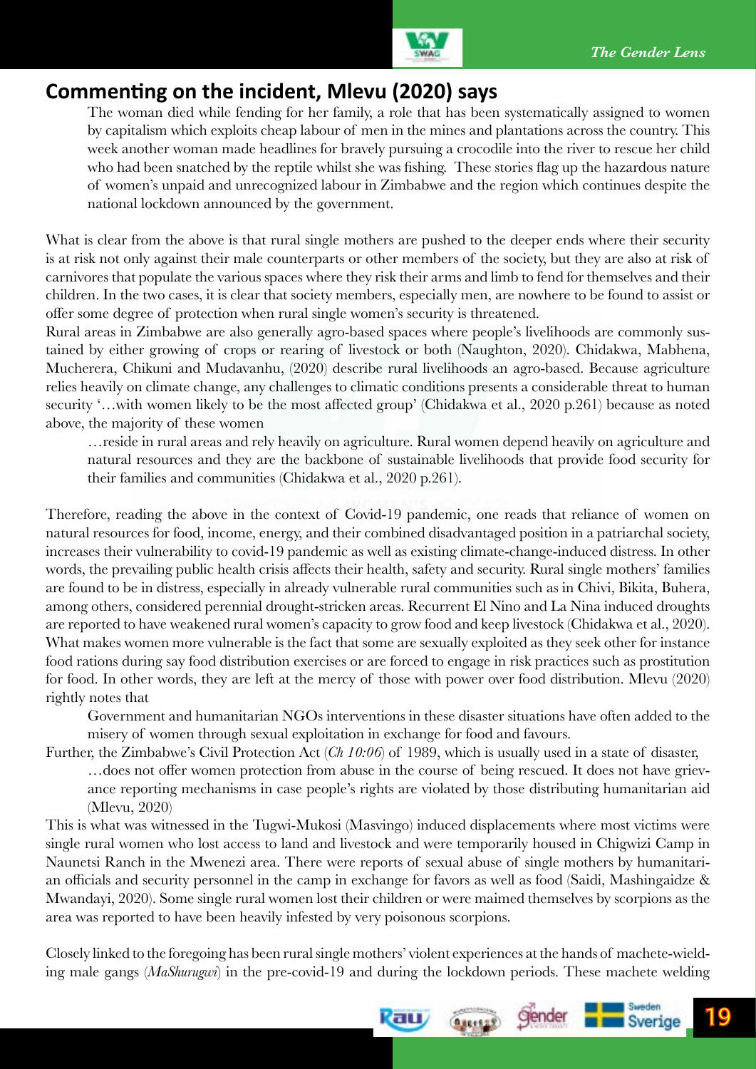## Commenting on the incident, Mlevu (2020) says

> The woman died while fending for her family, a role that has been systematically assigned to women by capitalism which exploits cheap labour of men in the mines and plantations across the country. This week another woman made headlines for bravely pursuing a crocodile into the river to rescue her child who had been snatched by the reptile whilst she was fishing. These stories flag up the hazardous nature of women's unpaid and unrecognized labour in Zimbabwe and the region which continues despite the national lockdown announced by the government.

What is clear from the above is that rural single mothers are pushed to the deeper ends where their security is at risk not only against their male counterparts or other members of the society, but they are also at risk of carnivores that populate the various spaces where they risk their arms and limb to fend for themselves and their children. In the two cases, it is clear that society members, especially men, are nowhere to be found to assist or offer some degree of protection when rural single women's security is threatened.

Rural areas in Zimbabwe are also generally agro-based spaces where people's livelihoods are commonly sustained by either growing of crops or rearing of livestock or both (Naughton, 2020). Chidakwa, Mabhena, Mucherera, Chikuni and Mudavanhu, (2020) describe rural livelihoods an agro-based. Because agriculture relies heavily on climate change, any challenges to climatic conditions presents a considerable threat to human security '…with women likely to be the most affected group' (Chidakwa et al., 2020 p.261) because as noted above, the majority of these women

> …reside in rural areas and rely heavily on agriculture. Rural women depend heavily on agriculture and natural resources and they are the backbone of sustainable livelihoods that provide food security for their families and communities (Chidakwa et al., 2020 p.261).

Therefore, reading the above in the context of Covid-19 pandemic, one reads that reliance of women on natural resources for food, income, energy, and their combined disadvantaged position in a patriarchal society, increases their vulnerability to covid-19 pandemic as well as existing climate-change-induced distress. In other words, the prevailing public health crisis affects their health, safety and security. Rural single mothers' families are found to be in distress, especially in already vulnerable rural communities such as in Chivi, Bikita, Buhera, among others, considered perennial drought-stricken areas. Recurrent El Nino and La Nina induced droughts are reported to have weakened rural women's capacity to grow food and keep livestock (Chidakwa et al., 2020). What makes women more vulnerable is the fact that some are sexually exploited as they seek other for instance food rations during say food distribution exercises or are forced to engage in risk practices such as prostitution for food. In other words, they are left at the mercy of those with power over food distribution. Mlevu (2020) rightly notes that

> Government and humanitarian NGOs interventions in these disaster situations have often added to the misery of women through sexual exploitation in exchange for food and favours.

Further, the Zimbabwe's Civil Protection Act (*Ch 10:06*) of 1989, which is usually used in a state of disaster,

> …does not offer women protection from abuse in the course of being rescued. It does not have grievance reporting mechanisms in case people's rights are violated by those distributing humanitarian aid (Mlevu, 2020)

This is what was witnessed in the Tugwi-Mukosi (Masvingo) induced displacements where most victims were single rural women who lost access to land and livestock and were temporarily housed in Chigwizi Camp in Naunetsi Ranch in the Mwenezi area. There were reports of sexual abuse of single mothers by humanitarian officials and security personnel in the camp in exchange for favors as well as food (Saidi, Mashingaidze & Mwandayi, 2020). Some single rural women lost their children or were maimed themselves by scorpions as the area was reported to have been heavily infested by very poisonous scorpions.

Closely linked to the foregoing has been rural single mothers' violent experiences at the hands of machete-wielding male gangs (*MaShurugwi*) in the pre-covid-19 and during the lockdown periods. These machete welding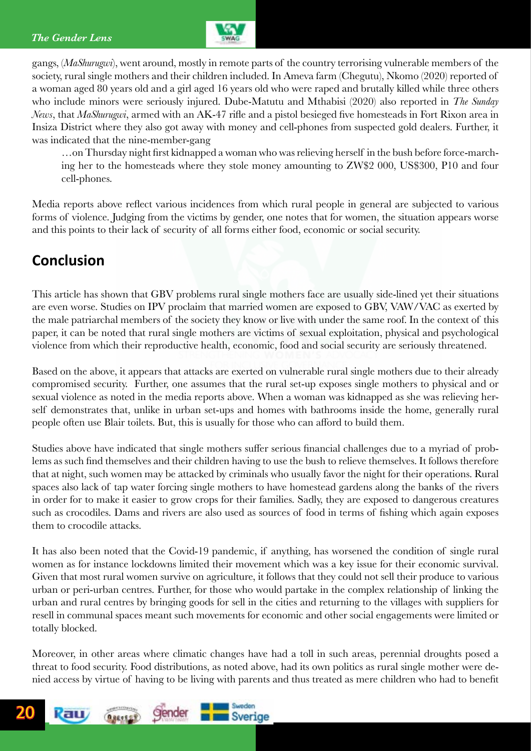gangs, (*MaShurugwi*), went around, mostly in remote parts of the country terrorising vulnerable members of the society, rural single mothers and their children included. In Ameva farm (Chegutu), Nkomo (2020) reported of a woman aged 80 years old and a girl aged 16 years old who were raped and brutally killed while three others who include minors were seriously injured. Dube-Matutu and Mthabisi (2020) also reported in *The Sunday News*, that *MaShurugwi*, armed with an AK-47 rifle and a pistol besieged five homesteads in Fort Rixon area in Insiza District where they also got away with money and cell-phones from suspected gold dealers. Further, it was indicated that the nine-member-gang

> …on Thursday night first kidnapped a woman who was relieving herself in the bush before force-marching her to the homesteads where they stole money amounting to ZW$2 000, US$300, P10 and four cell-phones.

Media reports above reflect various incidences from which rural people in general are subjected to various forms of violence. Judging from the victims by gender, one notes that for women, the situation appears worse and this points to their lack of security of all forms either food, economic or social security.

## Conclusion

This article has shown that GBV problems rural single mothers face are usually side-lined yet their situations are even worse. Studies on IPV proclaim that married women are exposed to GBV, VAW/VAC as exerted by the male patriarchal members of the society they know or live with under the same roof. In the context of this paper, it can be noted that rural single mothers are victims of sexual exploitation, physical and psychological violence from which their reproductive health, economic, food and social security are seriously threatened.

Based on the above, it appears that attacks are exerted on vulnerable rural single mothers due to their already compromised security. Further, one assumes that the rural set-up exposes single mothers to physical and or sexual violence as noted in the media reports above. When a woman was kidnapped as she was relieving herself demonstrates that, unlike in urban set-ups and homes with bathrooms inside the home, generally rural people often use Blair toilets. But, this is usually for those who can afford to build them.

Studies above have indicated that single mothers suffer serious financial challenges due to a myriad of problems as such find themselves and their children having to use the bush to relieve themselves. It follows therefore that at night, such women may be attacked by criminals who usually favor the night for their operations. Rural spaces also lack of tap water forcing single mothers to have homestead gardens along the banks of the rivers in order for to make it easier to grow crops for their families. Sadly, they are exposed to dangerous creatures such as crocodiles. Dams and rivers are also used as sources of food in terms of fishing which again exposes them to crocodile attacks.

It has also been noted that the Covid-19 pandemic, if anything, has worsened the condition of single rural women as for instance lockdowns limited their movement which was a key issue for their economic survival. Given that most rural women survive on agriculture, it follows that they could not sell their produce to various urban or peri-urban centres. Further, for those who would partake in the complex relationship of linking the urban and rural centres by bringing goods for sell in the cities and returning to the villages with suppliers for resell in communal spaces meant such movements for economic and other social engagements were limited or totally blocked.

Moreover, in other areas where climatic changes have had a toll in such areas, perennial droughts posed a threat to food security. Food distributions, as noted above, had its own politics as rural single mother were denied access by virtue of having to be living with parents and thus treated as mere children who had to benefit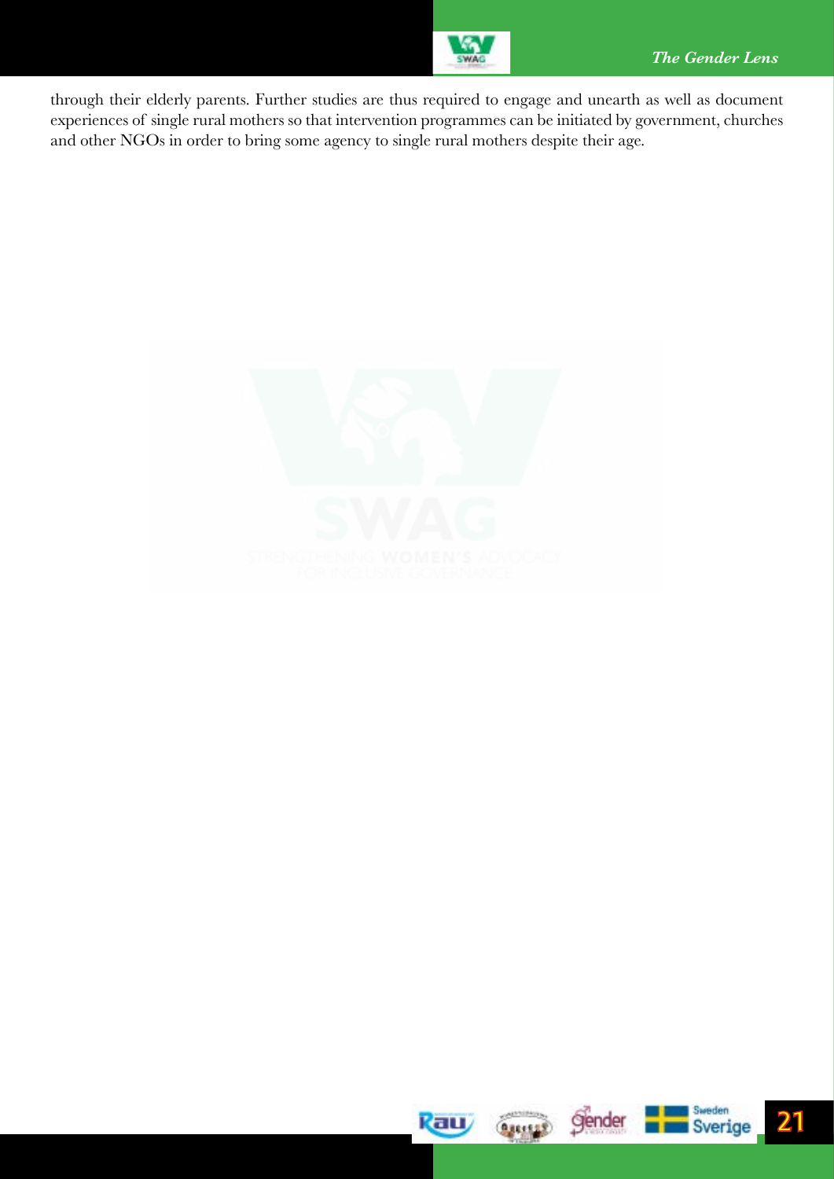through their elderly parents. Further studies are thus required to engage and unearth as well as document experiences of single rural mothers so that intervention programmes can be initiated by government, churches and other NGOs in order to bring some agency to single rural mothers despite their age.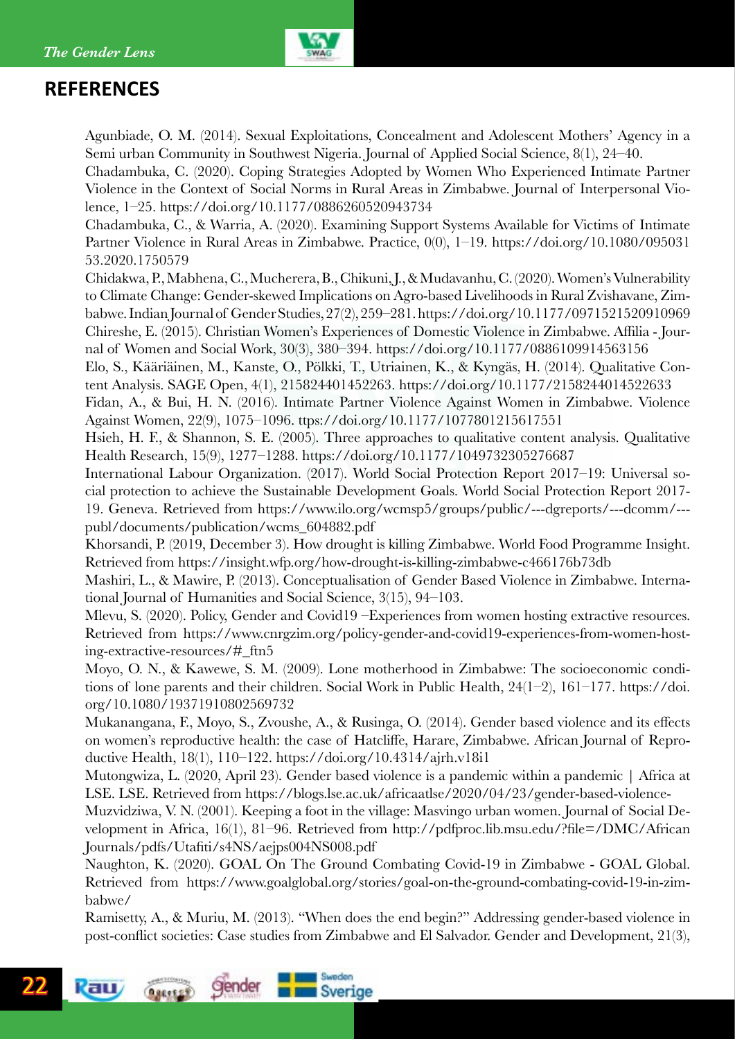## REFERENCES

Agunbiade, O. M. (2014). Sexual Exploitations, Concealment and Adolescent Mothers' Agency in a Semi urban Community in Southwest Nigeria. Journal of Applied Social Science, 8(1), 24–40.

Chadambuka, C. (2020). Coping Strategies Adopted by Women Who Experienced Intimate Partner Violence in the Context of Social Norms in Rural Areas in Zimbabwe. Journal of Interpersonal Violence, 1–25. https://doi.org/10.1177/0886260520943734

Chadambuka, C., & Warria, A. (2020). Examining Support Systems Available for Victims of Intimate Partner Violence in Rural Areas in Zimbabwe. Practice, 0(0), 1–19. https://doi.org/10.1080/09503153.2020.1750579

Chidakwa, P., Mabhena, C., Mucherera, B., Chikuni, J., & Mudavanhu, C. (2020). Women's Vulnerability to Climate Change: Gender-skewed Implications on Agro-based Livelihoods in Rural Zvishavane, Zimbabwe. Indian Journal of Gender Studies, 27(2), 259–281. https://doi.org/10.1177/0971521520910969

Chireshe, E. (2015). Christian Women's Experiences of Domestic Violence in Zimbabwe. Affilia - Journal of Women and Social Work, 30(3), 380–394. https://doi.org/10.1177/0886109914563156

Elo, S., Kääriäinen, M., Kanste, O., Pölkki, T., Utriainen, K., & Kyngäs, H. (2014). Qualitative Content Analysis. SAGE Open, 4(1), 215824401452263. https://doi.org/10.1177/2158244014522633

Fidan, A., & Bui, H. N. (2016). Intimate Partner Violence Against Women in Zimbabwe. Violence Against Women, 22(9), 1075–1096. ttps://doi.org/10.1177/1077801215617551

Hsieh, H. F., & Shannon, S. E. (2005). Three approaches to qualitative content analysis. Qualitative Health Research, 15(9), 1277–1288. https://doi.org/10.1177/1049732305276687

International Labour Organization. (2017). World Social Protection Report 2017–19: Universal social protection to achieve the Sustainable Development Goals. World Social Protection Report 2017-19. Geneva. Retrieved from https://www.ilo.org/wcmsp5/groups/public/---dgreports/---dcomm/---publ/documents/publication/wcms_604882.pdf

Khorsandi, P. (2019, December 3). How drought is killing Zimbabwe. World Food Programme Insight. Retrieved from https://insight.wfp.org/how-drought-is-killing-zimbabwe-c466176b73db

Mashiri, L., & Mawire, P. (2013). Conceptualisation of Gender Based Violence in Zimbabwe. International Journal of Humanities and Social Science, 3(15), 94–103.

Mlevu, S. (2020). Policy, Gender and Covid19 –Experiences from women hosting extractive resources. Retrieved from https://www.cnrgzim.org/policy-gender-and-covid19-experiences-from-women-hosting-extractive-resources/#_ftn5

Moyo, O. N., & Kawewe, S. M. (2009). Lone motherhood in Zimbabwe: The socioeconomic conditions of lone parents and their children. Social Work in Public Health, 24(1–2), 161–177. https://doi.org/10.1080/19371910802569732

Mukanangana, F., Moyo, S., Zvoushe, A., & Rusinga, O. (2014). Gender based violence and its effects on women's reproductive health: the case of Hatcliffe, Harare, Zimbabwe. African Journal of Reproductive Health, 18(1), 110–122. https://doi.org/10.4314/ajrh.v18i1

Mutongwiza, L. (2020, April 23). Gender based violence is a pandemic within a pandemic | Africa at LSE. LSE. Retrieved from https://blogs.lse.ac.uk/africaatlse/2020/04/23/gender-based-violence-

Muzvidziwa, V. N. (2001). Keeping a foot in the village: Masvingo urban women. Journal of Social Development in Africa, 16(1), 81–96. Retrieved from http://pdfproc.lib.msu.edu/?file=/DMC/African Journals/pdfs/Utafiti/s4NS/aejps004NS008.pdf

Naughton, K. (2020). GOAL On The Ground Combating Covid-19 in Zimbabwe - GOAL Global. Retrieved from https://www.goalglobal.org/stories/goal-on-the-ground-combating-covid-19-in-zimbabwe/

Ramisetty, A., & Muriu, M. (2013). "When does the end begin?" Addressing gender-based violence in post-conflict societies: Case studies from Zimbabwe and El Salvador. Gender and Development, 21(3),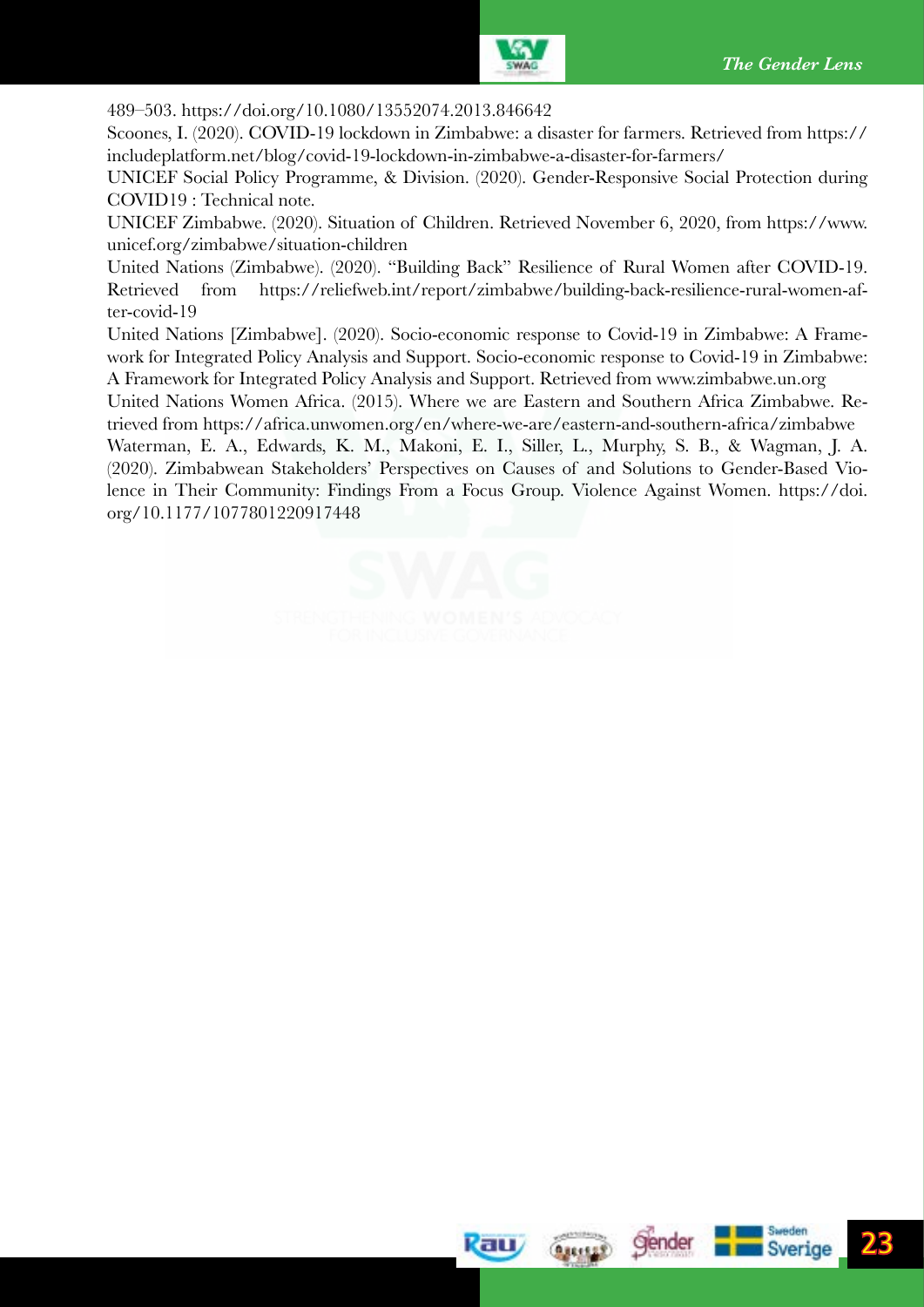489–503. https://doi.org/10.1080/13552074.2013.846642

Scoones, I. (2020). COVID-19 lockdown in Zimbabwe: a disaster for farmers. Retrieved from https://includeplatform.net/blog/covid-19-lockdown-in-zimbabwe-a-disaster-for-farmers/

UNICEF Social Policy Programme, & Division. (2020). Gender-Responsive Social Protection during COVID19 : Technical note.

UNICEF Zimbabwe. (2020). Situation of Children. Retrieved November 6, 2020, from https://www.unicef.org/zimbabwe/situation-children

United Nations (Zimbabwe). (2020). "Building Back" Resilience of Rural Women after COVID-19. Retrieved from https://reliefweb.int/report/zimbabwe/building-back-resilience-rural-women-after-covid-19

United Nations [Zimbabwe]. (2020). Socio-economic response to Covid-19 in Zimbabwe: A Framework for Integrated Policy Analysis and Support. Socio-economic response to Covid-19 in Zimbabwe: A Framework for Integrated Policy Analysis and Support. Retrieved from www.zimbabwe.un.org

United Nations Women Africa. (2015). Where we are Eastern and Southern Africa Zimbabwe. Retrieved from https://africa.unwomen.org/en/where-we-are/eastern-and-southern-africa/zimbabwe

Waterman, E. A., Edwards, K. M., Makoni, E. I., Siller, L., Murphy, S. B., & Wagman, J. A. (2020). Zimbabwean Stakeholders' Perspectives on Causes of and Solutions to Gender-Based Violence in Their Community: Findings From a Focus Group. Violence Against Women. https://doi.org/10.1177/1077801220917448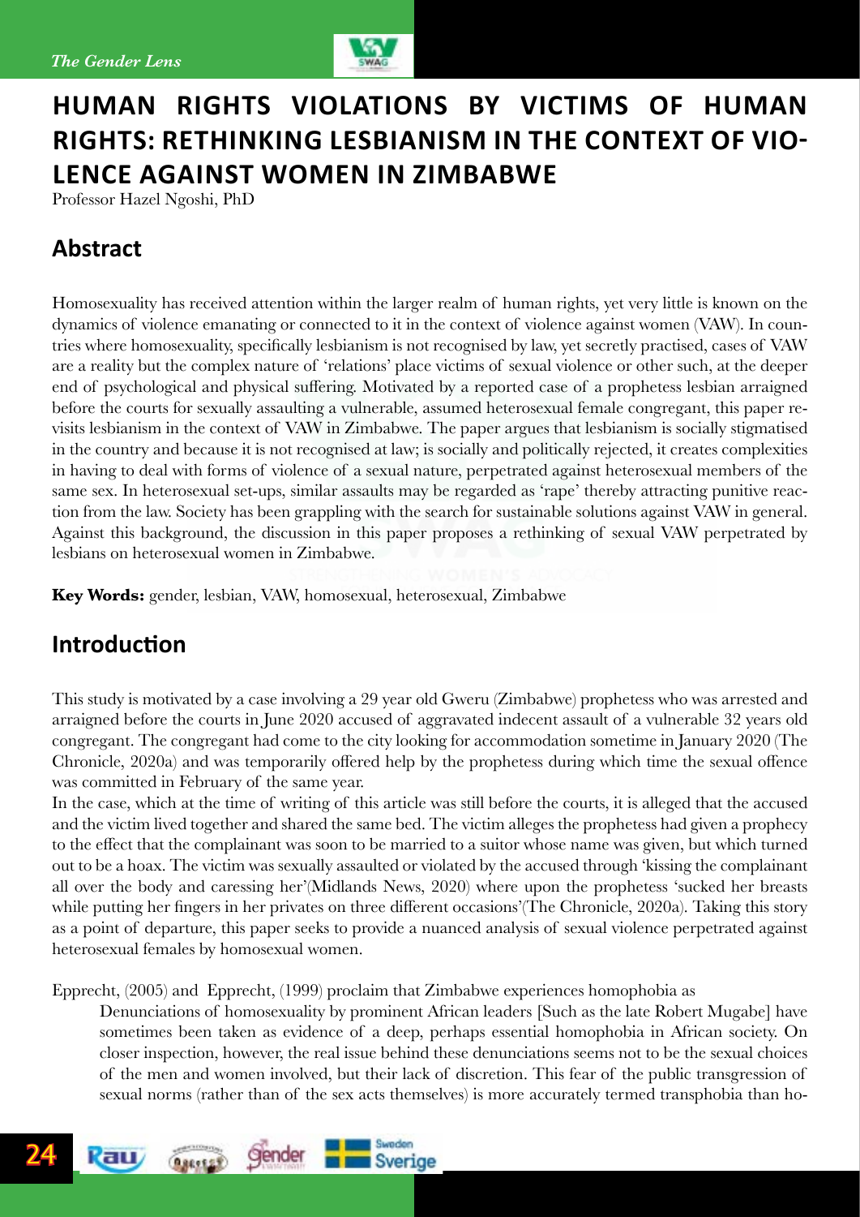# HUMAN RIGHTS VIOLATIONS BY VICTIMS OF HUMAN RIGHTS: RETHINKING LESBIANISM IN THE CONTEXT OF VIOLENCE AGAINST WOMEN IN ZIMBABWE

Professor Hazel Ngoshi, PhD

## Abstract

Homosexuality has received attention within the larger realm of human rights, yet very little is known on the dynamics of violence emanating or connected to it in the context of violence against women (VAW). In countries where homosexuality, specifically lesbianism is not recognised by law, yet secretly practised, cases of VAW are a reality but the complex nature of 'relations' place victims of sexual violence or other such, at the deeper end of psychological and physical suffering. Motivated by a reported case of a prophetess lesbian arraigned before the courts for sexually assaulting a vulnerable, assumed heterosexual female congregant, this paper revisits lesbianism in the context of VAW in Zimbabwe. The paper argues that lesbianism is socially stigmatised in the country and because it is not recognised at law; is socially and politically rejected, it creates complexities in having to deal with forms of violence of a sexual nature, perpetrated against heterosexual members of the same sex. In heterosexual set-ups, similar assaults may be regarded as 'rape' thereby attracting punitive reaction from the law. Society has been grappling with the search for sustainable solutions against VAW in general. Against this background, the discussion in this paper proposes a rethinking of sexual VAW perpetrated by lesbians on heterosexual women in Zimbabwe.

**Key Words:** gender, lesbian, VAW, homosexual, heterosexual, Zimbabwe

## Introduction

This study is motivated by a case involving a 29 year old Gweru (Zimbabwe) prophetess who was arrested and arraigned before the courts in June 2020 accused of aggravated indecent assault of a vulnerable 32 years old congregant. The congregant had come to the city looking for accommodation sometime in January 2020 (The Chronicle, 2020a) and was temporarily offered help by the prophetess during which time the sexual offence was committed in February of the same year.

In the case, which at the time of writing of this article was still before the courts, it is alleged that the accused and the victim lived together and shared the same bed. The victim alleges the prophetess had given a prophecy to the effect that the complainant was soon to be married to a suitor whose name was given, but which turned out to be a hoax. The victim was sexually assaulted or violated by the accused through 'kissing the complainant all over the body and caressing her'(Midlands News, 2020) where upon the prophetess 'sucked her breasts while putting her fingers in her privates on three different occasions'(The Chronicle, 2020a). Taking this story as a point of departure, this paper seeks to provide a nuanced analysis of sexual violence perpetrated against heterosexual females by homosexual women.

Epprecht, (2005) and Epprecht, (1999) proclaim that Zimbabwe experiences homophobia as

> Denunciations of homosexuality by prominent African leaders [Such as the late Robert Mugabe] have sometimes been taken as evidence of a deep, perhaps essential homophobia in African society. On closer inspection, however, the real issue behind these denunciations seems not to be the sexual choices of the men and women involved, but their lack of discretion. This fear of the public transgression of sexual norms (rather than of the sex acts themselves) is more accurately termed transphobia than ho-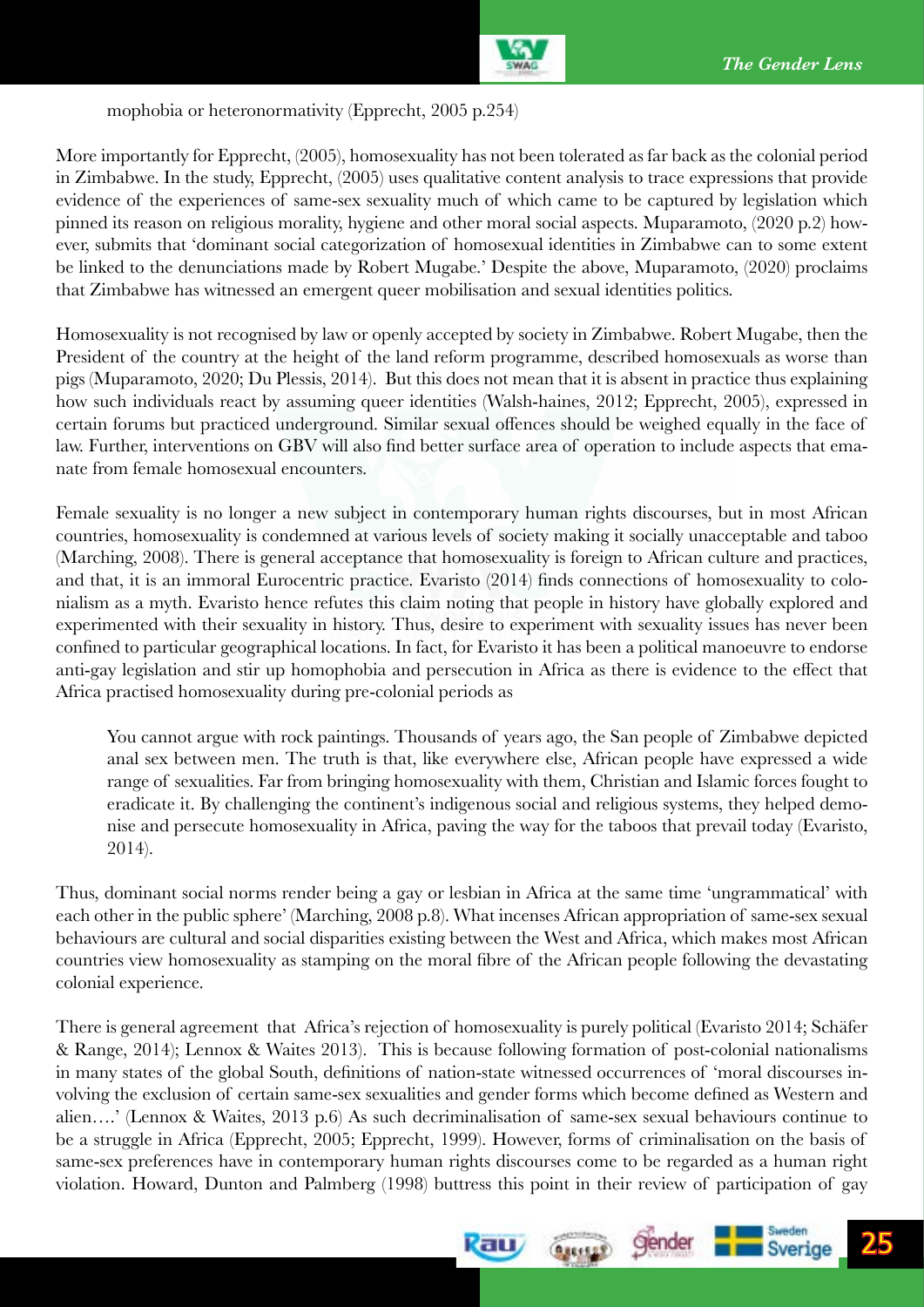mophobia or heteronormativity (Epprecht, 2005 p.254)

More importantly for Epprecht, (2005), homosexuality has not been tolerated as far back as the colonial period in Zimbabwe. In the study, Epprecht, (2005) uses qualitative content analysis to trace expressions that provide evidence of the experiences of same-sex sexuality much of which came to be captured by legislation which pinned its reason on religious morality, hygiene and other moral social aspects. Muparamoto, (2020 p.2) however, submits that 'dominant social categorization of homosexual identities in Zimbabwe can to some extent be linked to the denunciations made by Robert Mugabe.' Despite the above, Muparamoto, (2020) proclaims that Zimbabwe has witnessed an emergent queer mobilisation and sexual identities politics.

Homosexuality is not recognised by law or openly accepted by society in Zimbabwe. Robert Mugabe, then the President of the country at the height of the land reform programme, described homosexuals as worse than pigs (Muparamoto, 2020; Du Plessis, 2014). But this does not mean that it is absent in practice thus explaining how such individuals react by assuming queer identities (Walsh-haines, 2012; Epprecht, 2005), expressed in certain forums but practiced underground. Similar sexual offences should be weighed equally in the face of law. Further, interventions on GBV will also find better surface area of operation to include aspects that emanate from female homosexual encounters.

Female sexuality is no longer a new subject in contemporary human rights discourses, but in most African countries, homosexuality is condemned at various levels of society making it socially unacceptable and taboo (Marching, 2008). There is general acceptance that homosexuality is foreign to African culture and practices, and that, it is an immoral Eurocentric practice. Evaristo (2014) finds connections of homosexuality to colonialism as a myth. Evaristo hence refutes this claim noting that people in history have globally explored and experimented with their sexuality in history. Thus, desire to experiment with sexuality issues has never been confined to particular geographical locations. In fact, for Evaristo it has been a political manoeuvre to endorse anti-gay legislation and stir up homophobia and persecution in Africa as there is evidence to the effect that Africa practised homosexuality during pre-colonial periods as

> You cannot argue with rock paintings. Thousands of years ago, the San people of Zimbabwe depicted anal sex between men. The truth is that, like everywhere else, African people have expressed a wide range of sexualities. Far from bringing homosexuality with them, Christian and Islamic forces fought to eradicate it. By challenging the continent's indigenous social and religious systems, they helped demonise and persecute homosexuality in Africa, paving the way for the taboos that prevail today (Evaristo, 2014).

Thus, dominant social norms render being a gay or lesbian in Africa at the same time 'ungrammatical' with each other in the public sphere' (Marching, 2008 p.8). What incenses African appropriation of same-sex sexual behaviours are cultural and social disparities existing between the West and Africa, which makes most African countries view homosexuality as stamping on the moral fibre of the African people following the devastating colonial experience.

There is general agreement that Africa's rejection of homosexuality is purely political (Evaristo 2014; Schäfer & Range, 2014); Lennox & Waites 2013). This is because following formation of post-colonial nationalisms in many states of the global South, definitions of nation-state witnessed occurrences of 'moral discourses involving the exclusion of certain same-sex sexualities and gender forms which become defined as Western and alien….' (Lennox & Waites, 2013 p.6) As such decriminalisation of same-sex sexual behaviours continue to be a struggle in Africa (Epprecht, 2005; Epprecht, 1999). However, forms of criminalisation on the basis of same-sex preferences have in contemporary human rights discourses come to be regarded as a human right violation. Howard, Dunton and Palmberg (1998) buttress this point in their review of participation of gay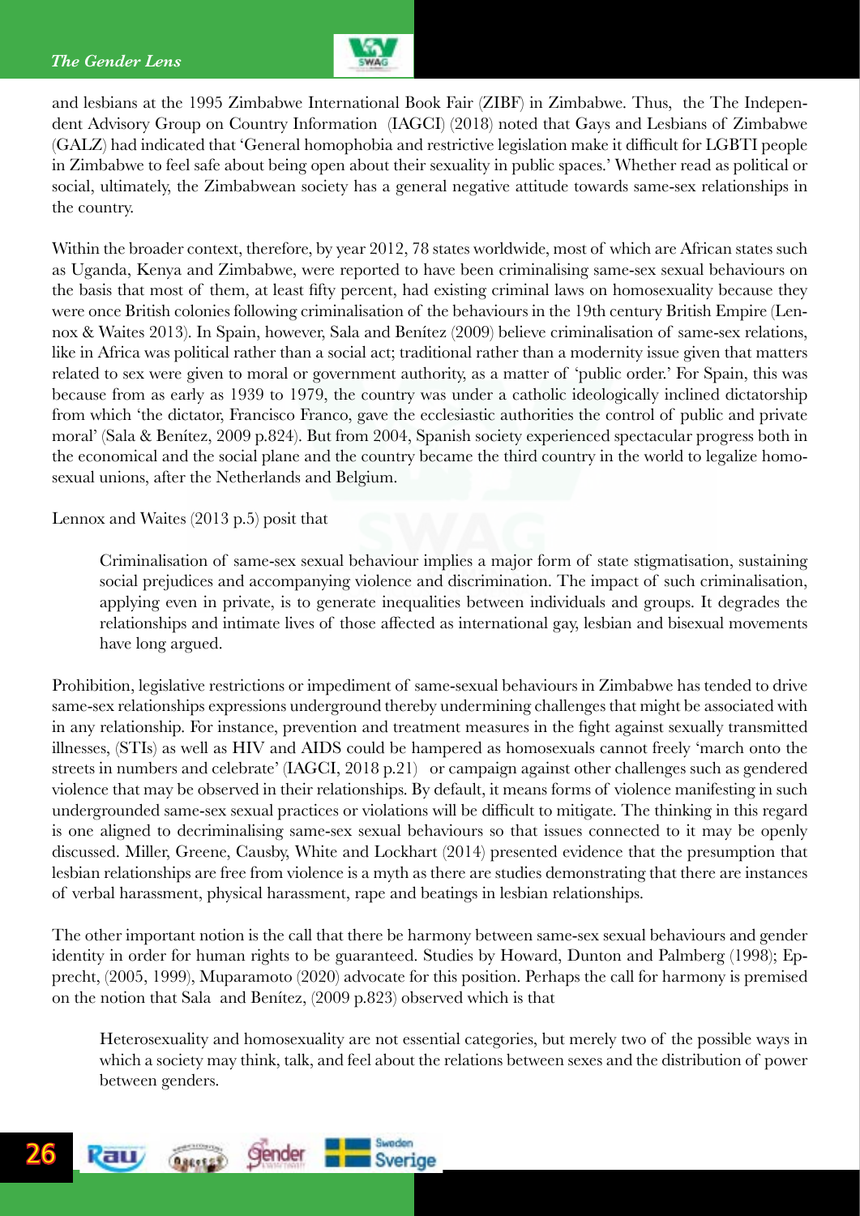and lesbians at the 1995 Zimbabwe International Book Fair (ZIBF) in Zimbabwe. Thus, the The Independent Advisory Group on Country Information (IAGCI) (2018) noted that Gays and Lesbians of Zimbabwe (GALZ) had indicated that 'General homophobia and restrictive legislation make it difficult for LGBTI people in Zimbabwe to feel safe about being open about their sexuality in public spaces.' Whether read as political or social, ultimately, the Zimbabwean society has a general negative attitude towards same-sex relationships in the country.

Within the broader context, therefore, by year 2012, 78 states worldwide, most of which are African states such as Uganda, Kenya and Zimbabwe, were reported to have been criminalising same-sex sexual behaviours on the basis that most of them, at least fifty percent, had existing criminal laws on homosexuality because they were once British colonies following criminalisation of the behaviours in the 19th century British Empire (Lennox & Waites 2013). In Spain, however, Sala and Benítez (2009) believe criminalisation of same-sex relations, like in Africa was political rather than a social act; traditional rather than a modernity issue given that matters related to sex were given to moral or government authority, as a matter of 'public order.' For Spain, this was because from as early as 1939 to 1979, the country was under a catholic ideologically inclined dictatorship from which 'the dictator, Francisco Franco, gave the ecclesiastic authorities the control of public and private moral' (Sala & Benítez, 2009 p.824). But from 2004, Spanish society experienced spectacular progress both in the economical and the social plane and the country became the third country in the world to legalize homosexual unions, after the Netherlands and Belgium.

Lennox and Waites (2013 p.5) posit that

> Criminalisation of same-sex sexual behaviour implies a major form of state stigmatisation, sustaining social prejudices and accompanying violence and discrimination. The impact of such criminalisation, applying even in private, is to generate inequalities between individuals and groups. It degrades the relationships and intimate lives of those affected as international gay, lesbian and bisexual movements have long argued.

Prohibition, legislative restrictions or impediment of same-sexual behaviours in Zimbabwe has tended to drive same-sex relationships expressions underground thereby undermining challenges that might be associated with in any relationship. For instance, prevention and treatment measures in the fight against sexually transmitted illnesses, (STIs) as well as HIV and AIDS could be hampered as homosexuals cannot freely 'march onto the streets in numbers and celebrate' (IAGCI, 2018 p.21) or campaign against other challenges such as gendered violence that may be observed in their relationships. By default, it means forms of violence manifesting in such undergrounded same-sex sexual practices or violations will be difficult to mitigate. The thinking in this regard is one aligned to decriminalising same-sex sexual behaviours so that issues connected to it may be openly discussed. Miller, Greene, Causby, White and Lockhart (2014) presented evidence that the presumption that lesbian relationships are free from violence is a myth as there are studies demonstrating that there are instances of verbal harassment, physical harassment, rape and beatings in lesbian relationships.

The other important notion is the call that there be harmony between same-sex sexual behaviours and gender identity in order for human rights to be guaranteed. Studies by Howard, Dunton and Palmberg (1998); Epprecht, (2005, 1999), Muparamoto (2020) advocate for this position. Perhaps the call for harmony is premised on the notion that Sala and Benítez, (2009 p.823) observed which is that

> Heterosexuality and homosexuality are not essential categories, but merely two of the possible ways in which a society may think, talk, and feel about the relations between sexes and the distribution of power between genders.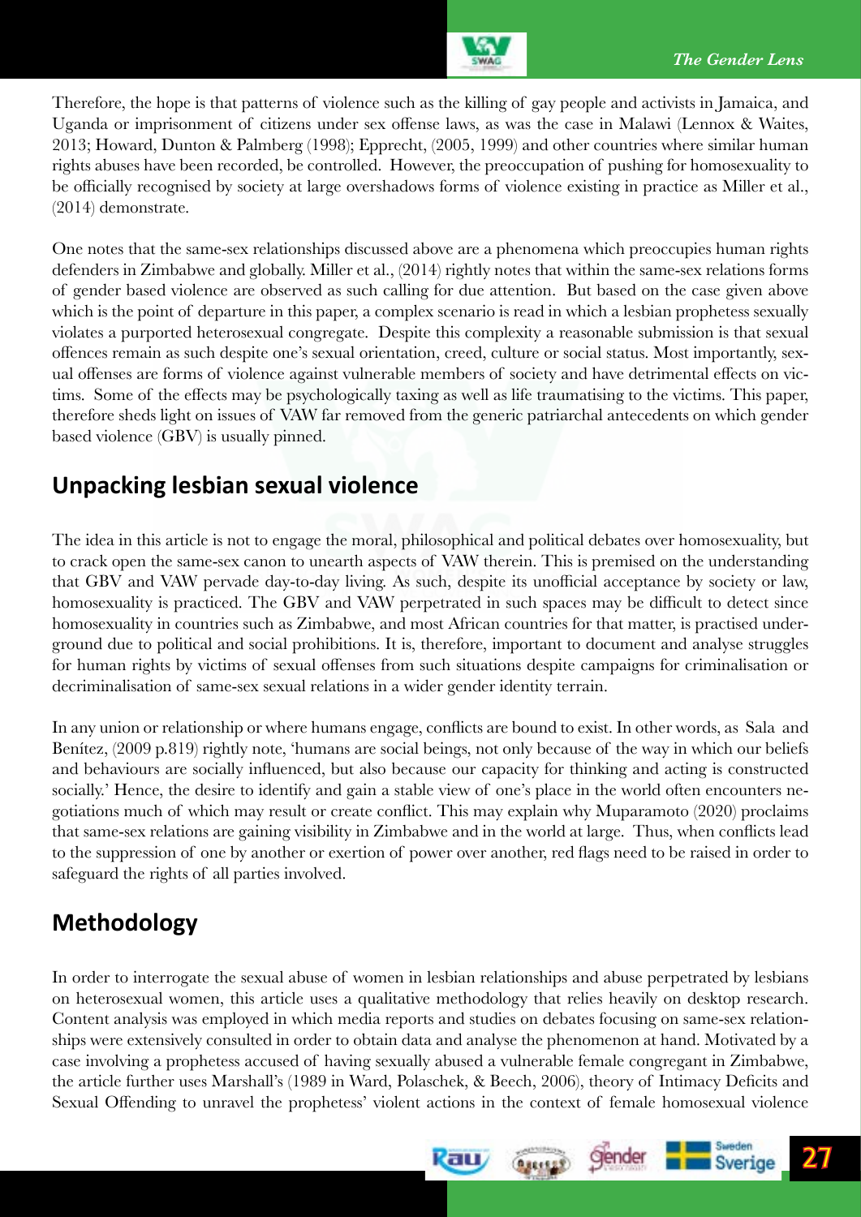Therefore, the hope is that patterns of violence such as the killing of gay people and activists in Jamaica, and Uganda or imprisonment of citizens under sex offense laws, as was the case in Malawi (Lennox & Waites, 2013; Howard, Dunton & Palmberg (1998); Epprecht, (2005, 1999) and other countries where similar human rights abuses have been recorded, be controlled. However, the preoccupation of pushing for homosexuality to be officially recognised by society at large overshadows forms of violence existing in practice as Miller et al., (2014) demonstrate.

One notes that the same-sex relationships discussed above are a phenomena which preoccupies human rights defenders in Zimbabwe and globally. Miller et al., (2014) rightly notes that within the same-sex relations forms of gender based violence are observed as such calling for due attention. But based on the case given above which is the point of departure in this paper, a complex scenario is read in which a lesbian prophetess sexually violates a purported heterosexual congregate. Despite this complexity a reasonable submission is that sexual offences remain as such despite one's sexual orientation, creed, culture or social status. Most importantly, sexual offenses are forms of violence against vulnerable members of society and have detrimental effects on victims. Some of the effects may be psychologically taxing as well as life traumatising to the victims. This paper, therefore sheds light on issues of VAW far removed from the generic patriarchal antecedents on which gender based violence (GBV) is usually pinned.

## Unpacking lesbian sexual violence

The idea in this article is not to engage the moral, philosophical and political debates over homosexuality, but to crack open the same-sex canon to unearth aspects of VAW therein. This is premised on the understanding that GBV and VAW pervade day-to-day living. As such, despite its unofficial acceptance by society or law, homosexuality is practiced. The GBV and VAW perpetrated in such spaces may be difficult to detect since homosexuality in countries such as Zimbabwe, and most African countries for that matter, is practised underground due to political and social prohibitions. It is, therefore, important to document and analyse struggles for human rights by victims of sexual offenses from such situations despite campaigns for criminalisation or decriminalisation of same-sex sexual relations in a wider gender identity terrain.

In any union or relationship or where humans engage, conflicts are bound to exist. In other words, as Sala and Benítez, (2009 p.819) rightly note, 'humans are social beings, not only because of the way in which our beliefs and behaviours are socially influenced, but also because our capacity for thinking and acting is constructed socially.' Hence, the desire to identify and gain a stable view of one's place in the world often encounters negotiations much of which may result or create conflict. This may explain why Muparamoto (2020) proclaims that same-sex relations are gaining visibility in Zimbabwe and in the world at large. Thus, when conflicts lead to the suppression of one by another or exertion of power over another, red flags need to be raised in order to safeguard the rights of all parties involved.

## Methodology

In order to interrogate the sexual abuse of women in lesbian relationships and abuse perpetrated by lesbians on heterosexual women, this article uses a qualitative methodology that relies heavily on desktop research. Content analysis was employed in which media reports and studies on debates focusing on same-sex relationships were extensively consulted in order to obtain data and analyse the phenomenon at hand. Motivated by a case involving a prophetess accused of having sexually abused a vulnerable female congregant in Zimbabwe, the article further uses Marshall's (1989 in Ward, Polaschek, & Beech, 2006), theory of Intimacy Deficits and Sexual Offending to unravel the prophetess' violent actions in the context of female homosexual violence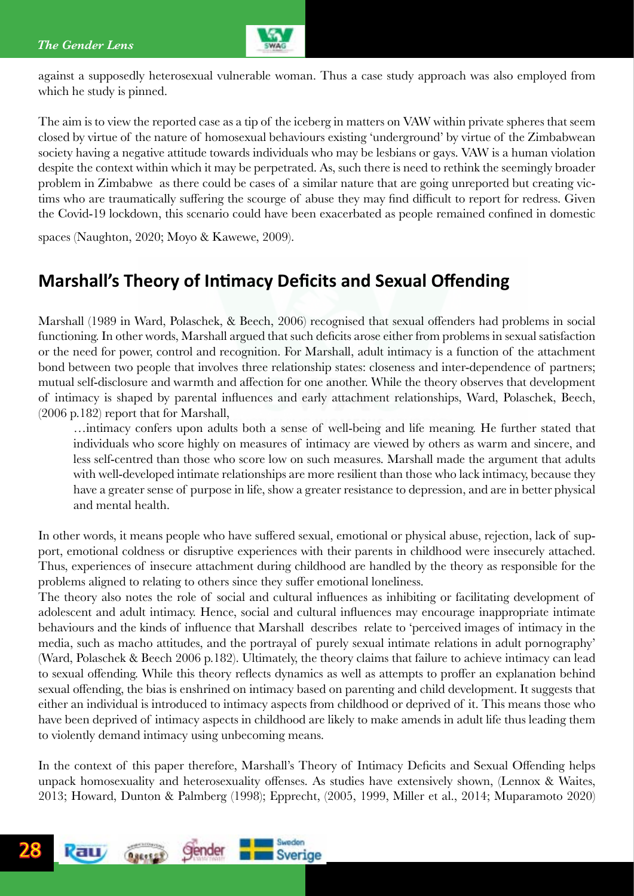against a supposedly heterosexual vulnerable woman. Thus a case study approach was also employed from which he study is pinned.

The aim is to view the reported case as a tip of the iceberg in matters on VAW within private spheres that seem closed by virtue of the nature of homosexual behaviours existing 'underground' by virtue of the Zimbabwean society having a negative attitude towards individuals who may be lesbians or gays. VAW is a human violation despite the context within which it may be perpetrated. As, such there is need to rethink the seemingly broader problem in Zimbabwe as there could be cases of a similar nature that are going unreported but creating victims who are traumatically suffering the scourge of abuse they may find difficult to report for redress. Given the Covid-19 lockdown, this scenario could have been exacerbated as people remained confined in domestic spaces (Naughton, 2020; Moyo & Kawewe, 2009).

## Marshall's Theory of Intimacy Deficits and Sexual Offending

Marshall (1989 in Ward, Polaschek, & Beech, 2006) recognised that sexual offenders had problems in social functioning. In other words, Marshall argued that such deficits arose either from problems in sexual satisfaction or the need for power, control and recognition. For Marshall, adult intimacy is a function of the attachment bond between two people that involves three relationship states: closeness and inter-dependence of partners; mutual self-disclosure and warmth and affection for one another. While the theory observes that development of intimacy is shaped by parental influences and early attachment relationships, Ward, Polaschek, Beech, (2006 p.182) report that for Marshall,

> …intimacy confers upon adults both a sense of well-being and life meaning. He further stated that individuals who score highly on measures of intimacy are viewed by others as warm and sincere, and less self-centred than those who score low on such measures. Marshall made the argument that adults with well-developed intimate relationships are more resilient than those who lack intimacy, because they have a greater sense of purpose in life, show a greater resistance to depression, and are in better physical and mental health.

In other words, it means people who have suffered sexual, emotional or physical abuse, rejection, lack of support, emotional coldness or disruptive experiences with their parents in childhood were insecurely attached. Thus, experiences of insecure attachment during childhood are handled by the theory as responsible for the problems aligned to relating to others since they suffer emotional loneliness.

The theory also notes the role of social and cultural influences as inhibiting or facilitating development of adolescent and adult intimacy. Hence, social and cultural influences may encourage inappropriate intimate behaviours and the kinds of influence that Marshall describes relate to 'perceived images of intimacy in the media, such as macho attitudes, and the portrayal of purely sexual intimate relations in adult pornography' (Ward, Polaschek & Beech 2006 p.182). Ultimately, the theory claims that failure to achieve intimacy can lead to sexual offending. While this theory reflects dynamics as well as attempts to proffer an explanation behind sexual offending, the bias is enshrined on intimacy based on parenting and child development. It suggests that either an individual is introduced to intimacy aspects from childhood or deprived of it. This means those who have been deprived of intimacy aspects in childhood are likely to make amends in adult life thus leading them to violently demand intimacy using unbecoming means.

In the context of this paper therefore, Marshall's Theory of Intimacy Deficits and Sexual Offending helps unpack homosexuality and heterosexuality offenses. As studies have extensively shown, (Lennox & Waites, 2013; Howard, Dunton & Palmberg (1998); Epprecht, (2005, 1999, Miller et al., 2014; Muparamoto 2020)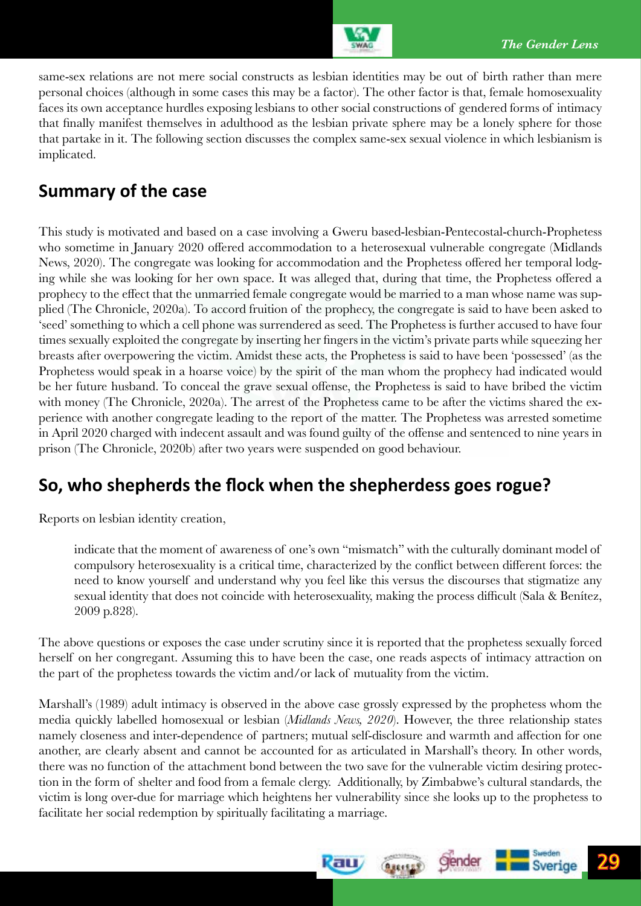same-sex relations are not mere social constructs as lesbian identities may be out of birth rather than mere personal choices (although in some cases this may be a factor). The other factor is that, female homosexuality faces its own acceptance hurdles exposing lesbians to other social constructions of gendered forms of intimacy that finally manifest themselves in adulthood as the lesbian private sphere may be a lonely sphere for those that partake in it. The following section discusses the complex same-sex sexual violence in which lesbianism is implicated.

## Summary of the case

This study is motivated and based on a case involving a Gweru based-lesbian-Pentecostal-church-Prophetess who sometime in January 2020 offered accommodation to a heterosexual vulnerable congregate (Midlands News, 2020). The congregate was looking for accommodation and the Prophetess offered her temporal lodging while she was looking for her own space. It was alleged that, during that time, the Prophetess offered a prophecy to the effect that the unmarried female congregate would be married to a man whose name was supplied (The Chronicle, 2020a). To accord fruition of the prophecy, the congregate is said to have been asked to 'seed' something to which a cell phone was surrendered as seed. The Prophetess is further accused to have four times sexually exploited the congregate by inserting her fingers in the victim's private parts while squeezing her breasts after overpowering the victim. Amidst these acts, the Prophetess is said to have been 'possessed' (as the Prophetess would speak in a hoarse voice) by the spirit of the man whom the prophecy had indicated would be her future husband. To conceal the grave sexual offense, the Prophetess is said to have bribed the victim with money (The Chronicle, 2020a). The arrest of the Prophetess came to be after the victims shared the experience with another congregate leading to the report of the matter. The Prophetess was arrested sometime in April 2020 charged with indecent assault and was found guilty of the offense and sentenced to nine years in prison (The Chronicle, 2020b) after two years were suspended on good behaviour.

## So, who shepherds the flock when the shepherdess goes rogue?

Reports on lesbian identity creation,

> indicate that the moment of awareness of one's own "mismatch" with the culturally dominant model of compulsory heterosexuality is a critical time, characterized by the conflict between different forces: the need to know yourself and understand why you feel like this versus the discourses that stigmatize any sexual identity that does not coincide with heterosexuality, making the process difficult (Sala & Benítez, 2009 p.828).

The above questions or exposes the case under scrutiny since it is reported that the prophetess sexually forced herself on her congregant. Assuming this to have been the case, one reads aspects of intimacy attraction on the part of the prophetess towards the victim and/or lack of mutuality from the victim.

Marshall's (1989) adult intimacy is observed in the above case grossly expressed by the prophetess whom the media quickly labelled homosexual or lesbian (*Midlands News, 2020*). However, the three relationship states namely closeness and inter-dependence of partners; mutual self-disclosure and warmth and affection for one another, are clearly absent and cannot be accounted for as articulated in Marshall's theory. In other words, there was no function of the attachment bond between the two save for the vulnerable victim desiring protection in the form of shelter and food from a female clergy. Additionally, by Zimbabwe's cultural standards, the victim is long over-due for marriage which heightens her vulnerability since she looks up to the prophetess to facilitate her social redemption by spiritually facilitating a marriage.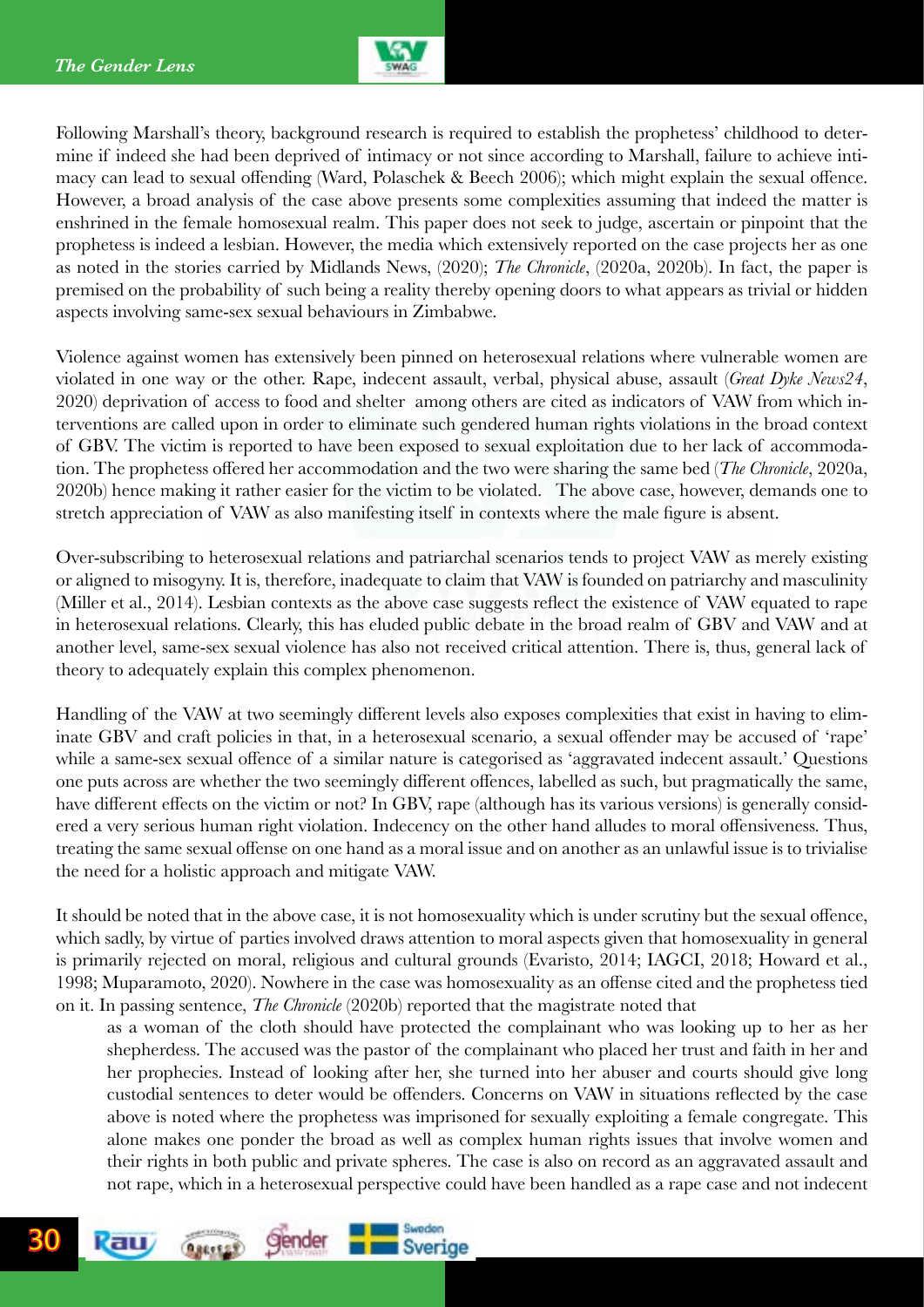Following Marshall's theory, background research is required to establish the prophetess' childhood to determine if indeed she had been deprived of intimacy or not since according to Marshall, failure to achieve intimacy can lead to sexual offending (Ward, Polaschek & Beech 2006); which might explain the sexual offence. However, a broad analysis of the case above presents some complexities assuming that indeed the matter is enshrined in the female homosexual realm. This paper does not seek to judge, ascertain or pinpoint that the prophetess is indeed a lesbian. However, the media which extensively reported on the case projects her as one as noted in the stories carried by Midlands News, (2020); *The Chronicle*, (2020a, 2020b). In fact, the paper is premised on the probability of such being a reality thereby opening doors to what appears as trivial or hidden aspects involving same-sex sexual behaviours in Zimbabwe.

Violence against women has extensively been pinned on heterosexual relations where vulnerable women are violated in one way or the other. Rape, indecent assault, verbal, physical abuse, assault (*Great Dyke News24*, 2020) deprivation of access to food and shelter among others are cited as indicators of VAW from which interventions are called upon in order to eliminate such gendered human rights violations in the broad context of GBV. The victim is reported to have been exposed to sexual exploitation due to her lack of accommodation. The prophetess offered her accommodation and the two were sharing the same bed (*The Chronicle*, 2020a, 2020b) hence making it rather easier for the victim to be violated. The above case, however, demands one to stretch appreciation of VAW as also manifesting itself in contexts where the male figure is absent.

Over-subscribing to heterosexual relations and patriarchal scenarios tends to project VAW as merely existing or aligned to misogyny. It is, therefore, inadequate to claim that VAW is founded on patriarchy and masculinity (Miller et al., 2014). Lesbian contexts as the above case suggests reflect the existence of VAW equated to rape in heterosexual relations. Clearly, this has eluded public debate in the broad realm of GBV and VAW and at another level, same-sex sexual violence has also not received critical attention. There is, thus, general lack of theory to adequately explain this complex phenomenon.

Handling of the VAW at two seemingly different levels also exposes complexities that exist in having to eliminate GBV and craft policies in that, in a heterosexual scenario, a sexual offender may be accused of 'rape' while a same-sex sexual offence of a similar nature is categorised as 'aggravated indecent assault.' Questions one puts across are whether the two seemingly different offences, labelled as such, but pragmatically the same, have different effects on the victim or not? In GBV, rape (although has its various versions) is generally considered a very serious human right violation. Indecency on the other hand alludes to moral offensiveness. Thus, treating the same sexual offense on one hand as a moral issue and on another as an unlawful issue is to trivialise the need for a holistic approach and mitigate VAW.

It should be noted that in the above case, it is not homosexuality which is under scrutiny but the sexual offence, which sadly, by virtue of parties involved draws attention to moral aspects given that homosexuality in general is primarily rejected on moral, religious and cultural grounds (Evaristo, 2014; IAGCI, 2018; Howard et al., 1998; Muparamoto, 2020). Nowhere in the case was homosexuality as an offense cited and the prophetess tied on it. In passing sentence, *The Chronicle* (2020b) reported that the magistrate noted that

> as a woman of the cloth should have protected the complainant who was looking up to her as her shepherdess. The accused was the pastor of the complainant who placed her trust and faith in her and her prophecies. Instead of looking after her, she turned into her abuser and courts should give long custodial sentences to deter would be offenders. Concerns on VAW in situations reflected by the case above is noted where the prophetess was imprisoned for sexually exploiting a female congregate. This alone makes one ponder the broad as well as complex human rights issues that involve women and their rights in both public and private spheres. The case is also on record as an aggravated assault and not rape, which in a heterosexual perspective could have been handled as a rape case and not indecent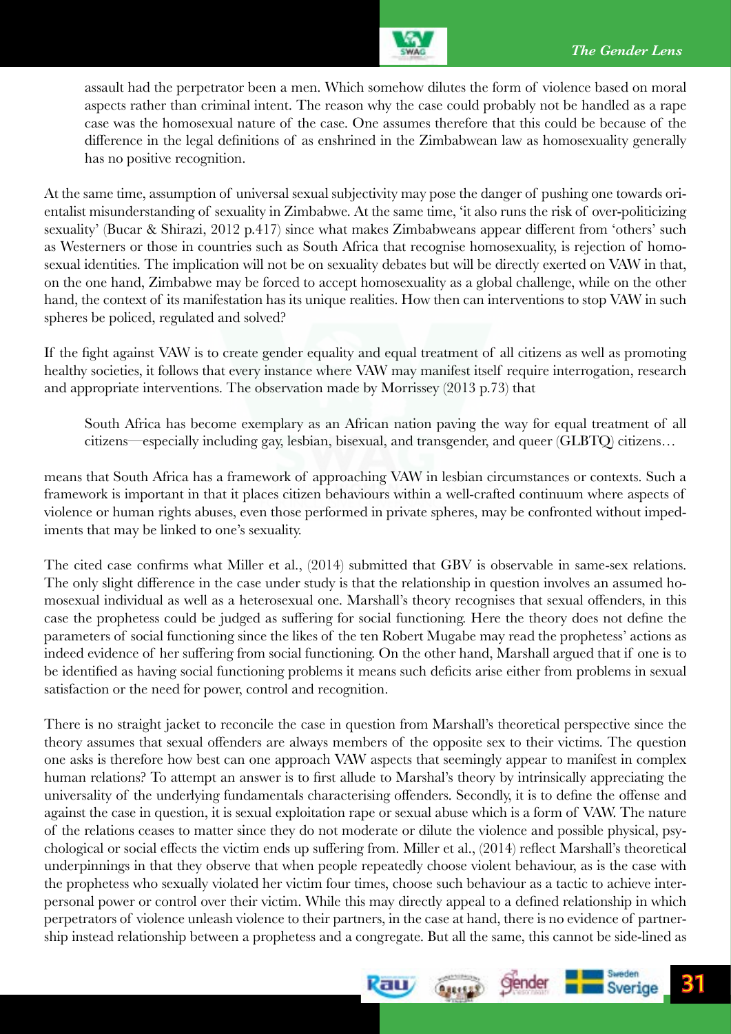assault had the perpetrator been a men. Which somehow dilutes the form of violence based on moral aspects rather than criminal intent. The reason why the case could probably not be handled as a rape case was the homosexual nature of the case. One assumes therefore that this could be because of the difference in the legal definitions of as enshrined in the Zimbabwean law as homosexuality generally has no positive recognition.

At the same time, assumption of universal sexual subjectivity may pose the danger of pushing one towards orientalist misunderstanding of sexuality in Zimbabwe. At the same time, 'it also runs the risk of over-politicizing sexuality' (Bucar & Shirazi, 2012 p.417) since what makes Zimbabweans appear different from 'others' such as Westerners or those in countries such as South Africa that recognise homosexuality, is rejection of homosexual identities. The implication will not be on sexuality debates but will be directly exerted on VAW in that, on the one hand, Zimbabwe may be forced to accept homosexuality as a global challenge, while on the other hand, the context of its manifestation has its unique realities. How then can interventions to stop VAW in such spheres be policed, regulated and solved?

If the fight against VAW is to create gender equality and equal treatment of all citizens as well as promoting healthy societies, it follows that every instance where VAW may manifest itself require interrogation, research and appropriate interventions. The observation made by Morrissey (2013 p.73) that

> South Africa has become exemplary as an African nation paving the way for equal treatment of all citizens—especially including gay, lesbian, bisexual, and transgender, and queer (GLBTQ) citizens…

means that South Africa has a framework of approaching VAW in lesbian circumstances or contexts. Such a framework is important in that it places citizen behaviours within a well-crafted continuum where aspects of violence or human rights abuses, even those performed in private spheres, may be confronted without impediments that may be linked to one's sexuality.

The cited case confirms what Miller et al., (2014) submitted that GBV is observable in same-sex relations. The only slight difference in the case under study is that the relationship in question involves an assumed homosexual individual as well as a heterosexual one. Marshall's theory recognises that sexual offenders, in this case the prophetess could be judged as suffering for social functioning. Here the theory does not define the parameters of social functioning since the likes of the ten Robert Mugabe may read the prophetess' actions as indeed evidence of her suffering from social functioning. On the other hand, Marshall argued that if one is to be identified as having social functioning problems it means such deficits arise either from problems in sexual satisfaction or the need for power, control and recognition.

There is no straight jacket to reconcile the case in question from Marshall's theoretical perspective since the theory assumes that sexual offenders are always members of the opposite sex to their victims. The question one asks is therefore how best can one approach VAW aspects that seemingly appear to manifest in complex human relations? To attempt an answer is to first allude to Marshal's theory by intrinsically appreciating the universality of the underlying fundamentals characterising offenders. Secondly, it is to define the offense and against the case in question, it is sexual exploitation rape or sexual abuse which is a form of VAW. The nature of the relations ceases to matter since they do not moderate or dilute the violence and possible physical, psychological or social effects the victim ends up suffering from. Miller et al., (2014) reflect Marshall's theoretical underpinnings in that they observe that when people repeatedly choose violent behaviour, as is the case with the prophetess who sexually violated her victim four times, choose such behaviour as a tactic to achieve interpersonal power or control over their victim. While this may directly appeal to a defined relationship in which perpetrators of violence unleash violence to their partners, in the case at hand, there is no evidence of partnership instead relationship between a prophetess and a congregate. But all the same, this cannot be side-lined as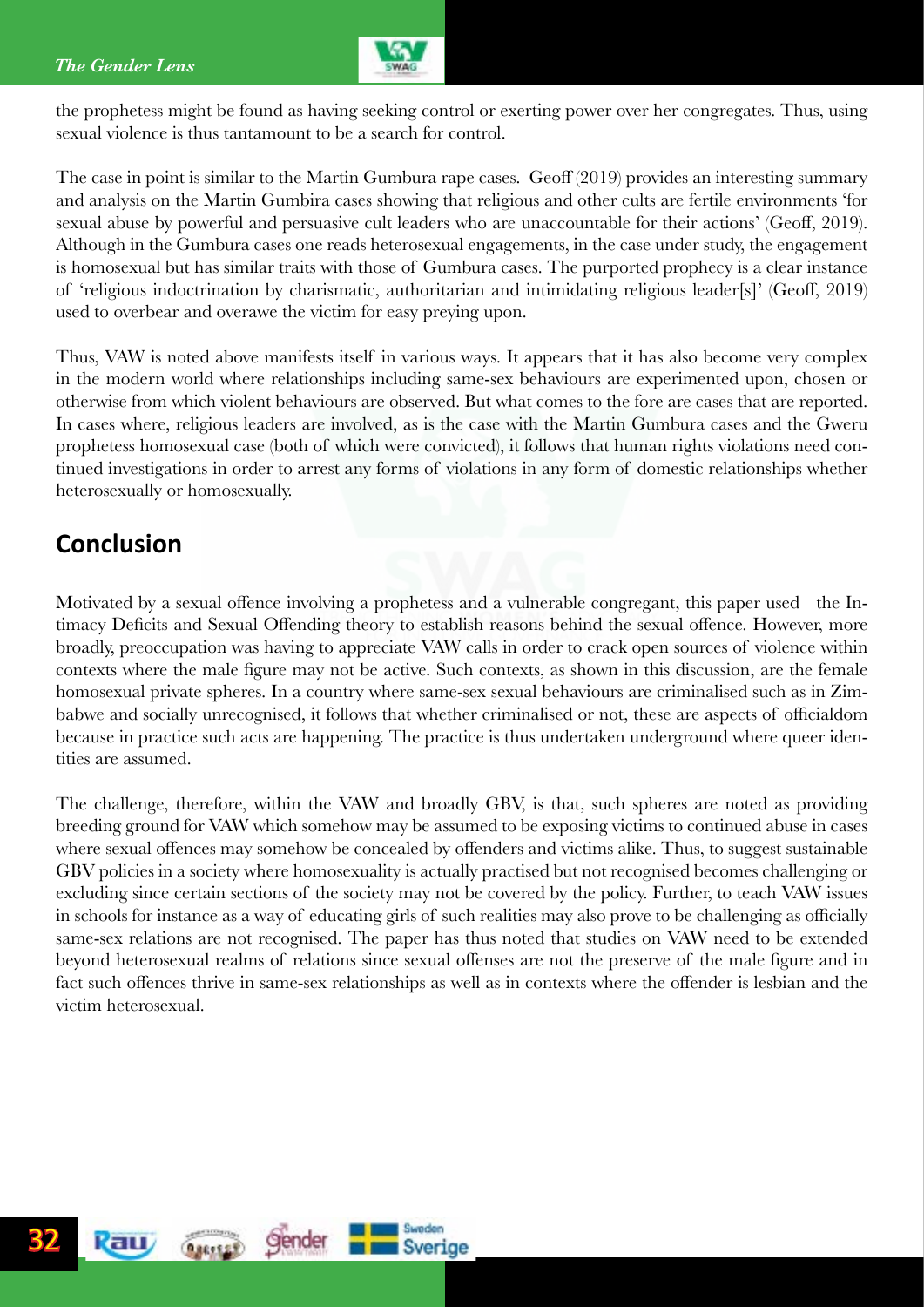the prophetess might be found as having seeking control or exerting power over her congregates. Thus, using sexual violence is thus tantamount to be a search for control.

The case in point is similar to the Martin Gumbura rape cases. Geoff (2019) provides an interesting summary and analysis on the Martin Gumbira cases showing that religious and other cults are fertile environments 'for sexual abuse by powerful and persuasive cult leaders who are unaccountable for their actions' (Geoff, 2019). Although in the Gumbura cases one reads heterosexual engagements, in the case under study, the engagement is homosexual but has similar traits with those of Gumbura cases. The purported prophecy is a clear instance of 'religious indoctrination by charismatic, authoritarian and intimidating religious leader[s]' (Geoff, 2019) used to overbear and overawe the victim for easy preying upon.

Thus, VAW is noted above manifests itself in various ways. It appears that it has also become very complex in the modern world where relationships including same-sex behaviours are experimented upon, chosen or otherwise from which violent behaviours are observed. But what comes to the fore are cases that are reported. In cases where, religious leaders are involved, as is the case with the Martin Gumbura cases and the Gweru prophetess homosexual case (both of which were convicted), it follows that human rights violations need continued investigations in order to arrest any forms of violations in any form of domestic relationships whether heterosexually or homosexually.

## Conclusion

Motivated by a sexual offence involving a prophetess and a vulnerable congregant, this paper used the Intimacy Deficits and Sexual Offending theory to establish reasons behind the sexual offence. However, more broadly, preoccupation was having to appreciate VAW calls in order to crack open sources of violence within contexts where the male figure may not be active. Such contexts, as shown in this discussion, are the female homosexual private spheres. In a country where same-sex sexual behaviours are criminalised such as in Zimbabwe and socially unrecognised, it follows that whether criminalised or not, these are aspects of officialdom because in practice such acts are happening. The practice is thus undertaken underground where queer identities are assumed.

The challenge, therefore, within the VAW and broadly GBV, is that, such spheres are noted as providing breeding ground for VAW which somehow may be assumed to be exposing victims to continued abuse in cases where sexual offences may somehow be concealed by offenders and victims alike. Thus, to suggest sustainable GBV policies in a society where homosexuality is actually practised but not recognised becomes challenging or excluding since certain sections of the society may not be covered by the policy. Further, to teach VAW issues in schools for instance as a way of educating girls of such realities may also prove to be challenging as officially same-sex relations are not recognised. The paper has thus noted that studies on VAW need to be extended beyond heterosexual realms of relations since sexual offenses are not the preserve of the male figure and in fact such offences thrive in same-sex relationships as well as in contexts where the offender is lesbian and the victim heterosexual.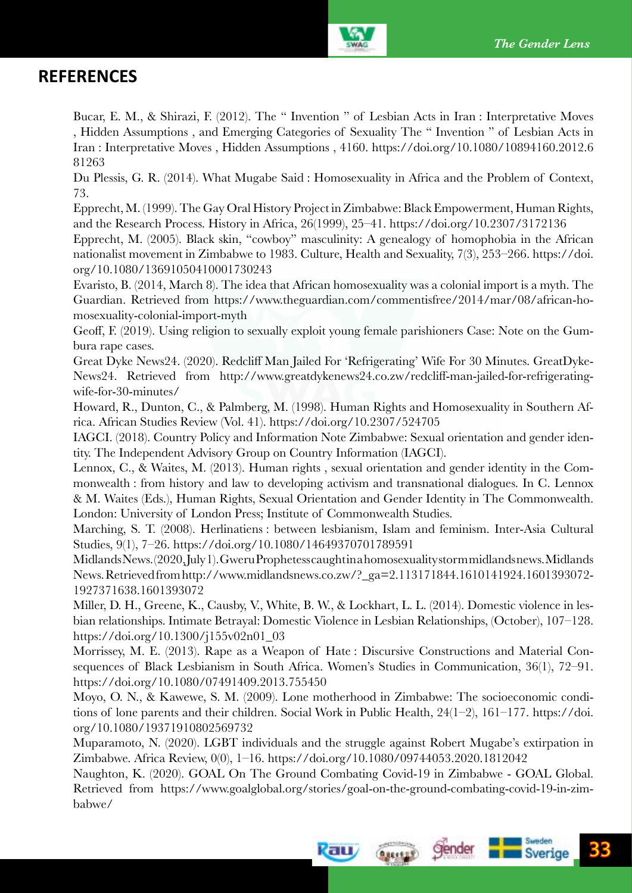## REFERENCES

Bucar, E. M., & Shirazi, F. (2012). The " Invention " of Lesbian Acts in Iran : Interpretative Moves , Hidden Assumptions , and Emerging Categories of Sexuality The " Invention " of Lesbian Acts in Iran : Interpretative Moves , Hidden Assumptions , 4160. https://doi.org/10.1080/10894160.2012.681263

Du Plessis, G. R. (2014). What Mugabe Said : Homosexuality in Africa and the Problem of Context, 73.

Epprecht, M. (1999). The Gay Oral History Project in Zimbabwe: Black Empowerment, Human Rights, and the Research Process. History in Africa, 26(1999), 25–41. https://doi.org/10.2307/3172136

Epprecht, M. (2005). Black skin, "cowboy" masculinity: A genealogy of homophobia in the African nationalist movement in Zimbabwe to 1983. Culture, Health and Sexuality, 7(3), 253–266. https://doi.org/10.1080/13691050410001730243

Evaristo, B. (2014, March 8). The idea that African homosexuality was a colonial import is a myth. The Guardian. Retrieved from https://www.theguardian.com/commentisfree/2014/mar/08/african-homosexuality-colonial-import-myth

Geoff, F. (2019). Using religion to sexually exploit young female parishioners Case: Note on the Gumbura rape cases.

Great Dyke News24. (2020). Redcliff Man Jailed For 'Refrigerating' Wife For 30 Minutes. GreatDykeNews24. Retrieved from http://www.greatdykenews24.co.zw/redcliff-man-jailed-for-refrigerating-wife-for-30-minutes/

Howard, R., Dunton, C., & Palmberg, M. (1998). Human Rights and Homosexuality in Southern Africa. African Studies Review (Vol. 41). https://doi.org/10.2307/524705

IAGCI. (2018). Country Policy and Information Note Zimbabwe: Sexual orientation and gender identity. The Independent Advisory Group on Country Information (IAGCI).

Lennox, C., & Waites, M. (2013). Human rights , sexual orientation and gender identity in the Commonwealth : from history and law to developing activism and transnational dialogues. In C. Lennox & M. Waites (Eds.), Human Rights, Sexual Orientation and Gender Identity in The Commonwealth. London: University of London Press; Institute of Commonwealth Studies.

Marching, S. T. (2008). Herlinatiens : between lesbianism, Islam and feminism. Inter-Asia Cultural Studies, 9(1), 7–26. https://doi.org/10.1080/14649370701789591

Midlands News. (2020, July 1). Gweru Prophetess caught in a homosexuality storm midlandsnews. Midlands News. Retrieved from http://www.midlandsnews.co.zw/?_ga=2.113171844.1610141924.1601393072-1927371638.1601393072

Miller, D. H., Greene, K., Causby, V., White, B. W., & Lockhart, L. L. (2014). Domestic violence in lesbian relationships. Intimate Betrayal: Domestic Violence in Lesbian Relationships, (October), 107–128. https://doi.org/10.1300/j155v02n01_03

Morrissey, M. E. (2013). Rape as a Weapon of Hate : Discursive Constructions and Material Consequences of Black Lesbianism in South Africa. Women's Studies in Communication, 36(1), 72–91. https://doi.org/10.1080/07491409.2013.755450

Moyo, O. N., & Kawewe, S. M. (2009). Lone motherhood in Zimbabwe: The socioeconomic conditions of lone parents and their children. Social Work in Public Health, 24(1–2), 161–177. https://doi.org/10.1080/19371910802569732

Muparamoto, N. (2020). LGBT individuals and the struggle against Robert Mugabe's extirpation in Zimbabwe. Africa Review, 0(0), 1–16. https://doi.org/10.1080/09744053.2020.1812042

Naughton, K. (2020). GOAL On The Ground Combating Covid-19 in Zimbabwe - GOAL Global. Retrieved from https://www.goalglobal.org/stories/goal-on-the-ground-combating-covid-19-in-zimbabwe/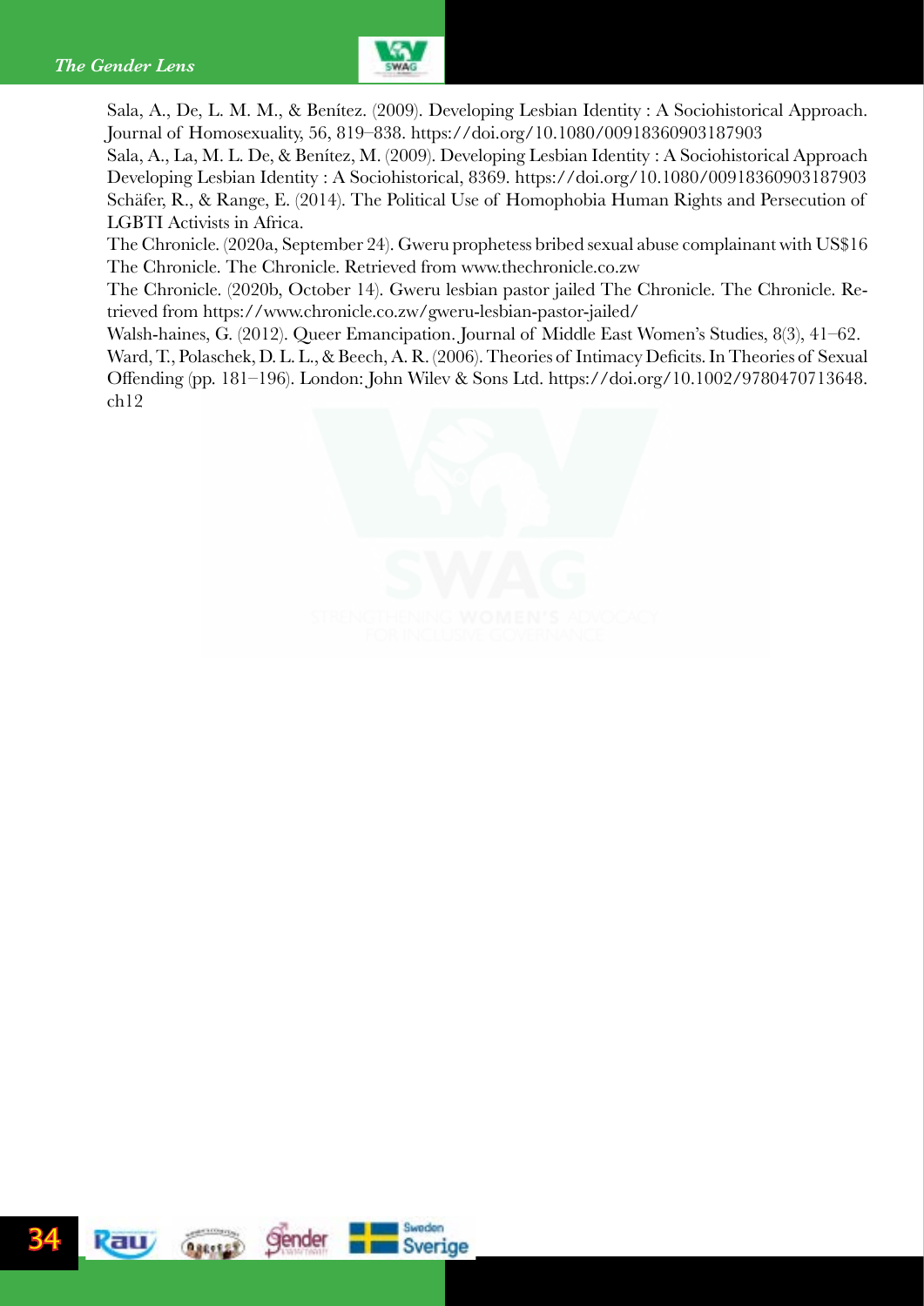Sala, A., De, L. M. M., & Benítez. (2009). Developing Lesbian Identity : A Sociohistorical Approach. Journal of Homosexuality, 56, 819–838. https://doi.org/10.1080/00918360903187903

Sala, A., La, M. L. De, & Benítez, M. (2009). Developing Lesbian Identity : A Sociohistorical Approach Developing Lesbian Identity : A Sociohistorical, 8369. https://doi.org/10.1080/00918360903187903

Schäfer, R., & Range, E. (2014). The Political Use of Homophobia Human Rights and Persecution of LGBTI Activists in Africa.

The Chronicle. (2020a, September 24). Gweru prophetess bribed sexual abuse complainant with US$16 The Chronicle. The Chronicle. Retrieved from www.thechronicle.co.zw

The Chronicle. (2020b, October 14). Gweru lesbian pastor jailed The Chronicle. The Chronicle. Retrieved from https://www.chronicle.co.zw/gweru-lesbian-pastor-jailed/

Walsh-haines, G. (2012). Queer Emancipation. Journal of Middle East Women's Studies, 8(3), 41–62.

Ward, T., Polaschek, D. L. L., & Beech, A. R. (2006). Theories of Intimacy Deficits. In Theories of Sexual Offending (pp. 181–196). London: John Wilev & Sons Ltd. https://doi.org/10.1002/9780470713648.ch12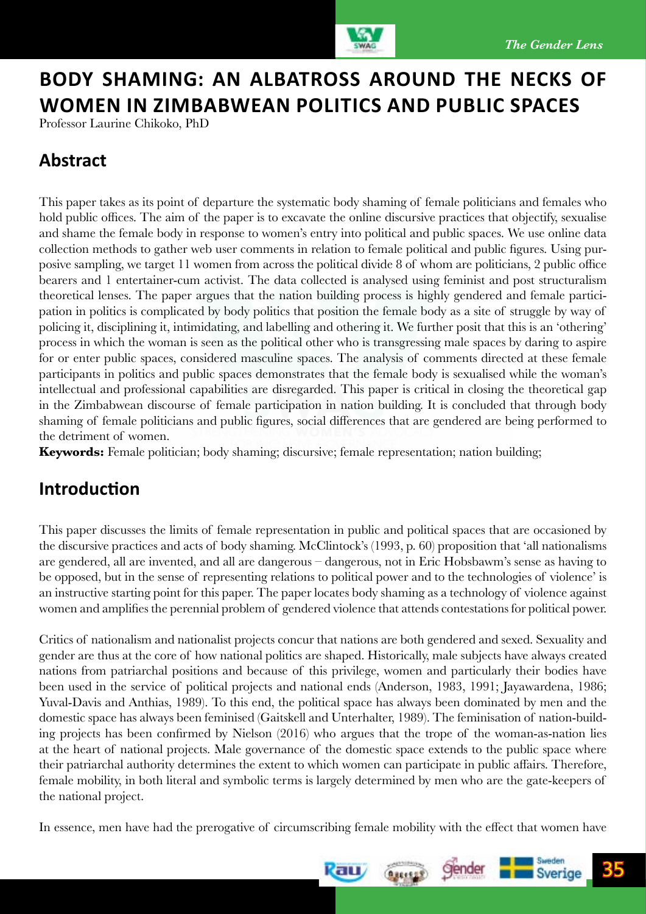# BODY SHAMING: AN ALBATROSS AROUND THE NECKS OF WOMEN IN ZIMBABWEAN POLITICS AND PUBLIC SPACES

Professor Laurine Chikoko, PhD

## Abstract

This paper takes as its point of departure the systematic body shaming of female politicians and females who hold public offices. The aim of the paper is to excavate the online discursive practices that objectify, sexualise and shame the female body in response to women's entry into political and public spaces. We use online data collection methods to gather web user comments in relation to female political and public figures. Using purposive sampling, we target 11 women from across the political divide 8 of whom are politicians, 2 public office bearers and 1 entertainer-cum activist. The data collected is analysed using feminist and post structuralism theoretical lenses. The paper argues that the nation building process is highly gendered and female participation in politics is complicated by body politics that position the female body as a site of struggle by way of policing it, disciplining it, intimidating, and labelling and othering it. We further posit that this is an 'othering' process in which the woman is seen as the political other who is transgressing male spaces by daring to aspire for or enter public spaces, considered masculine spaces. The analysis of comments directed at these female participants in politics and public spaces demonstrates that the female body is sexualised while the woman's intellectual and professional capabilities are disregarded. This paper is critical in closing the theoretical gap in the Zimbabwean discourse of female participation in nation building. It is concluded that through body shaming of female politicians and public figures, social differences that are gendered are being performed to the detriment of women.

**Keywords:** Female politician; body shaming; discursive; female representation; nation building;

## Introduction

This paper discusses the limits of female representation in public and political spaces that are occasioned by the discursive practices and acts of body shaming. McClintock's (1993, p. 60) proposition that 'all nationalisms are gendered, all are invented, and all are dangerous – dangerous, not in Eric Hobsbawm's sense as having to be opposed, but in the sense of representing relations to political power and to the technologies of violence' is an instructive starting point for this paper. The paper locates body shaming as a technology of violence against women and amplifies the perennial problem of gendered violence that attends contestations for political power.

Critics of nationalism and nationalist projects concur that nations are both gendered and sexed. Sexuality and gender are thus at the core of how national politics are shaped. Historically, male subjects have always created nations from patriarchal positions and because of this privilege, women and particularly their bodies have been used in the service of political projects and national ends (Anderson, 1983, 1991; Jayawardena, 1986; Yuval-Davis and Anthias, 1989). To this end, the political space has always been dominated by men and the domestic space has always been feminised (Gaitskell and Unterhalter, 1989). The feminisation of nation-building projects has been confirmed by Nielson (2016) who argues that the trope of the woman-as-nation lies at the heart of national projects. Male governance of the domestic space extends to the public space where their patriarchal authority determines the extent to which women can participate in public affairs. Therefore, female mobility, in both literal and symbolic terms is largely determined by men who are the gate-keepers of the national project.

In essence, men have had the prerogative of circumscribing female mobility with the effect that women have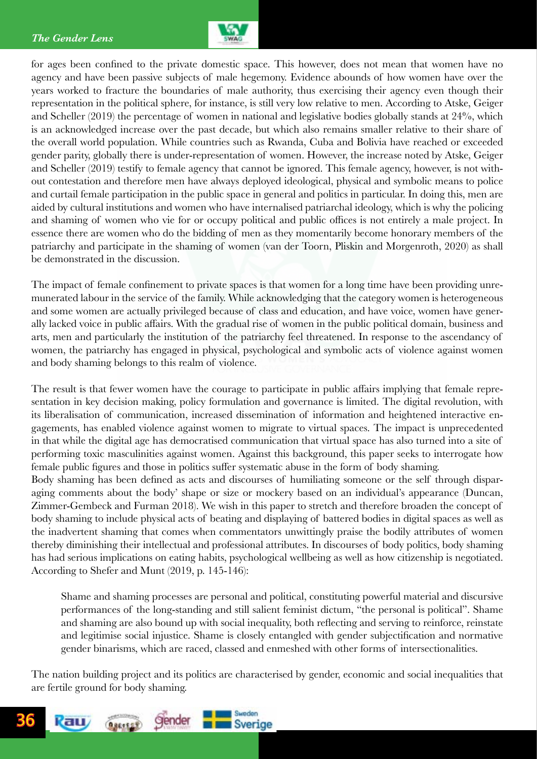for ages been confined to the private domestic space. This however, does not mean that women have no agency and have been passive subjects of male hegemony. Evidence abounds of how women have over the years worked to fracture the boundaries of male authority, thus exercising their agency even though their representation in the political sphere, for instance, is still very low relative to men. According to Atske, Geiger and Scheller (2019) the percentage of women in national and legislative bodies globally stands at 24%, which is an acknowledged increase over the past decade, but which also remains smaller relative to their share of the overall world population. While countries such as Rwanda, Cuba and Bolivia have reached or exceeded gender parity, globally there is under-representation of women. However, the increase noted by Atske, Geiger and Scheller (2019) testify to female agency that cannot be ignored. This female agency, however, is not without contestation and therefore men have always deployed ideological, physical and symbolic means to police and curtail female participation in the public space in general and politics in particular. In doing this, men are aided by cultural institutions and women who have internalised patriarchal ideology, which is why the policing and shaming of women who vie for or occupy political and public offices is not entirely a male project. In essence there are women who do the bidding of men as they momentarily become honorary members of the patriarchy and participate in the shaming of women (van der Toorn, Pliskin and Morgenroth, 2020) as shall be demonstrated in the discussion.

The impact of female confinement to private spaces is that women for a long time have been providing unremunerated labour in the service of the family. While acknowledging that the category women is heterogeneous and some women are actually privileged because of class and education, and have voice, women have generally lacked voice in public affairs. With the gradual rise of women in the public political domain, business and arts, men and particularly the institution of the patriarchy feel threatened. In response to the ascendancy of women, the patriarchy has engaged in physical, psychological and symbolic acts of violence against women and body shaming belongs to this realm of violence.

The result is that fewer women have the courage to participate in public affairs implying that female representation in key decision making, policy formulation and governance is limited. The digital revolution, with its liberalisation of communication, increased dissemination of information and heightened interactive engagements, has enabled violence against women to migrate to virtual spaces. The impact is unprecedented in that while the digital age has democratised communication that virtual space has also turned into a site of performing toxic masculinities against women. Against this background, this paper seeks to interrogate how female public figures and those in politics suffer systematic abuse in the form of body shaming.

Body shaming has been defined as acts and discourses of humiliating someone or the self through disparaging comments about the body' shape or size or mockery based on an individual's appearance (Duncan, Zimmer-Gembeck and Furman 2018). We wish in this paper to stretch and therefore broaden the concept of body shaming to include physical acts of beating and displaying of battered bodies in digital spaces as well as the inadvertent shaming that comes when commentators unwittingly praise the bodily attributes of women thereby diminishing their intellectual and professional attributes. In discourses of body politics, body shaming has had serious implications on eating habits, psychological wellbeing as well as how citizenship is negotiated. According to Shefer and Munt (2019, p. 145-146):

> Shame and shaming processes are personal and political, constituting powerful material and discursive performances of the long-standing and still salient feminist dictum, "the personal is political". Shame and shaming are also bound up with social inequality, both reflecting and serving to reinforce, reinstate and legitimise social injustice. Shame is closely entangled with gender subjectification and normative gender binarisms, which are raced, classed and enmeshed with other forms of intersectionalities.

The nation building project and its politics are characterised by gender, economic and social inequalities that are fertile ground for body shaming.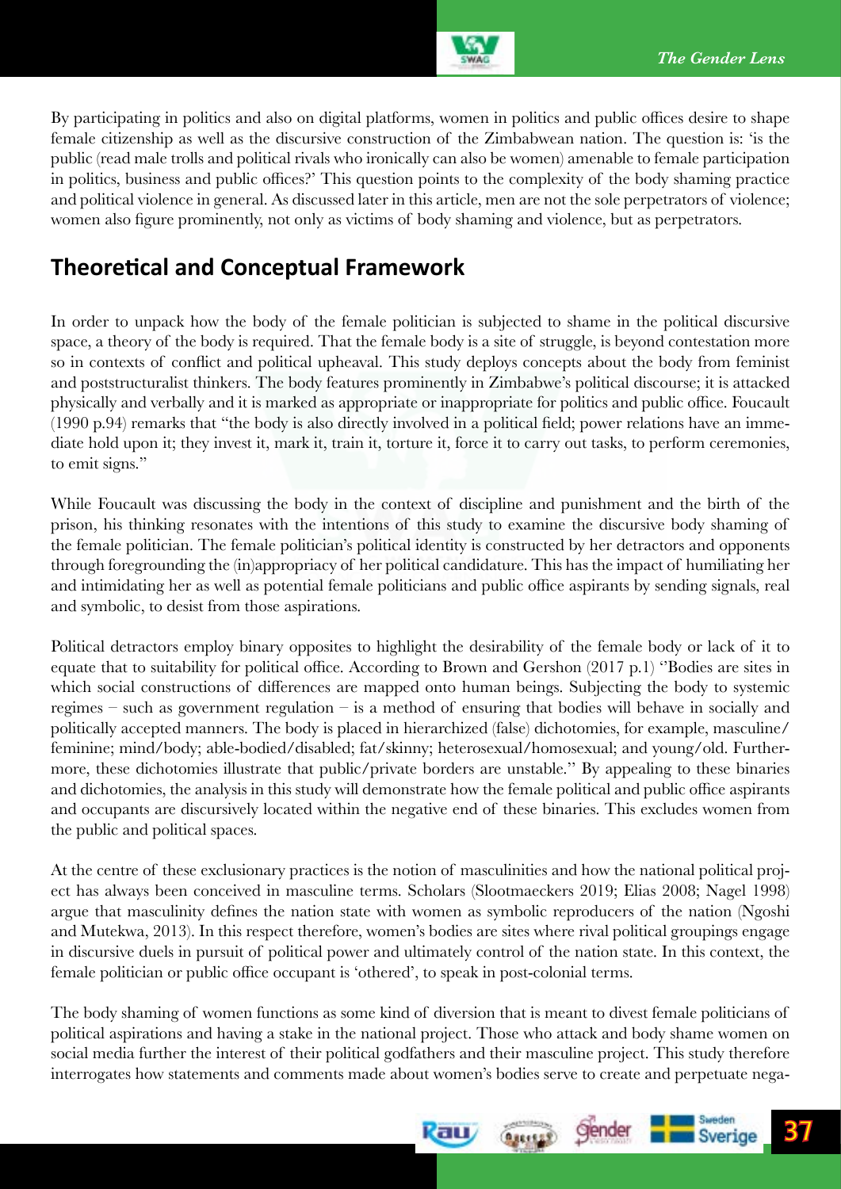By participating in politics and also on digital platforms, women in politics and public offices desire to shape female citizenship as well as the discursive construction of the Zimbabwean nation. The question is: 'is the public (read male trolls and political rivals who ironically can also be women) amenable to female participation in politics, business and public offices?' This question points to the complexity of the body shaming practice and political violence in general. As discussed later in this article, men are not the sole perpetrators of violence; women also figure prominently, not only as victims of body shaming and violence, but as perpetrators.

## Theoretical and Conceptual Framework

In order to unpack how the body of the female politician is subjected to shame in the political discursive space, a theory of the body is required. That the female body is a site of struggle, is beyond contestation more so in contexts of conflict and political upheaval. This study deploys concepts about the body from feminist and poststructuralist thinkers. The body features prominently in Zimbabwe's political discourse; it is attacked physically and verbally and it is marked as appropriate or inappropriate for politics and public office. Foucault (1990 p.94) remarks that "the body is also directly involved in a political field; power relations have an immediate hold upon it; they invest it, mark it, train it, torture it, force it to carry out tasks, to perform ceremonies, to emit signs."

While Foucault was discussing the body in the context of discipline and punishment and the birth of the prison, his thinking resonates with the intentions of this study to examine the discursive body shaming of the female politician. The female politician's political identity is constructed by her detractors and opponents through foregrounding the (in)appropriacy of her political candidature. This has the impact of humiliating her and intimidating her as well as potential female politicians and public office aspirants by sending signals, real and symbolic, to desist from those aspirations.

Political detractors employ binary opposites to highlight the desirability of the female body or lack of it to equate that to suitability for political office. According to Brown and Gershon (2017 p.1) "Bodies are sites in which social constructions of differences are mapped onto human beings. Subjecting the body to systemic regimes – such as government regulation – is a method of ensuring that bodies will behave in socially and politically accepted manners. The body is placed in hierarchized (false) dichotomies, for example, masculine/feminine; mind/body; able-bodied/disabled; fat/skinny; heterosexual/homosexual; and young/old. Furthermore, these dichotomies illustrate that public/private borders are unstable." By appealing to these binaries and dichotomies, the analysis in this study will demonstrate how the female political and public office aspirants and occupants are discursively located within the negative end of these binaries. This excludes women from the public and political spaces.

At the centre of these exclusionary practices is the notion of masculinities and how the national political project has always been conceived in masculine terms. Scholars (Slootmaeckers 2019; Elias 2008; Nagel 1998) argue that masculinity defines the nation state with women as symbolic reproducers of the nation (Ngoshi and Mutekwa, 2013). In this respect therefore, women's bodies are sites where rival political groupings engage in discursive duels in pursuit of political power and ultimately control of the nation state. In this context, the female politician or public office occupant is 'othered', to speak in post-colonial terms.

The body shaming of women functions as some kind of diversion that is meant to divest female politicians of political aspirations and having a stake in the national project. Those who attack and body shame women on social media further the interest of their political godfathers and their masculine project. This study therefore interrogates how statements and comments made about women's bodies serve to create and perpetuate nega-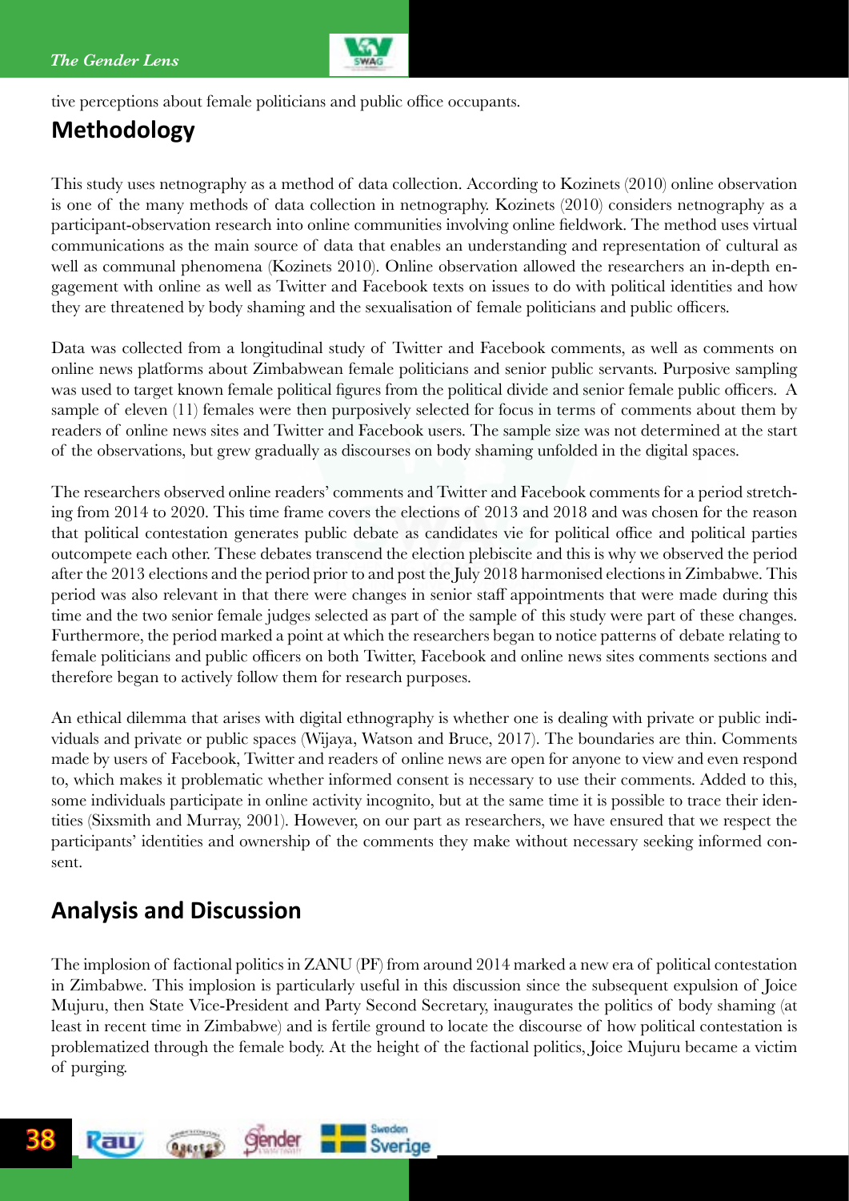tive perceptions about female politicians and public office occupants.

## Methodology

This study uses netnography as a method of data collection. According to Kozinets (2010) online observation is one of the many methods of data collection in netnography. Kozinets (2010) considers netnography as a participant-observation research into online communities involving online fieldwork. The method uses virtual communications as the main source of data that enables an understanding and representation of cultural as well as communal phenomena (Kozinets 2010). Online observation allowed the researchers an in-depth engagement with online as well as Twitter and Facebook texts on issues to do with political identities and how they are threatened by body shaming and the sexualisation of female politicians and public officers.

Data was collected from a longitudinal study of Twitter and Facebook comments, as well as comments on online news platforms about Zimbabwean female politicians and senior public servants. Purposive sampling was used to target known female political figures from the political divide and senior female public officers. A sample of eleven (11) females were then purposively selected for focus in terms of comments about them by readers of online news sites and Twitter and Facebook users. The sample size was not determined at the start of the observations, but grew gradually as discourses on body shaming unfolded in the digital spaces.

The researchers observed online readers' comments and Twitter and Facebook comments for a period stretching from 2014 to 2020. This time frame covers the elections of 2013 and 2018 and was chosen for the reason that political contestation generates public debate as candidates vie for political office and political parties outcompete each other. These debates transcend the election plebiscite and this is why we observed the period after the 2013 elections and the period prior to and post the July 2018 harmonised elections in Zimbabwe. This period was also relevant in that there were changes in senior staff appointments that were made during this time and the two senior female judges selected as part of the sample of this study were part of these changes. Furthermore, the period marked a point at which the researchers began to notice patterns of debate relating to female politicians and public officers on both Twitter, Facebook and online news sites comments sections and therefore began to actively follow them for research purposes.

An ethical dilemma that arises with digital ethnography is whether one is dealing with private or public individuals and private or public spaces (Wijaya, Watson and Bruce, 2017). The boundaries are thin. Comments made by users of Facebook, Twitter and readers of online news are open for anyone to view and even respond to, which makes it problematic whether informed consent is necessary to use their comments. Added to this, some individuals participate in online activity incognito, but at the same time it is possible to trace their identities (Sixsmith and Murray, 2001). However, on our part as researchers, we have ensured that we respect the participants' identities and ownership of the comments they make without necessary seeking informed consent.

## Analysis and Discussion

The implosion of factional politics in ZANU (PF) from around 2014 marked a new era of political contestation in Zimbabwe. This implosion is particularly useful in this discussion since the subsequent expulsion of Joice Mujuru, then State Vice-President and Party Second Secretary, inaugurates the politics of body shaming (at least in recent time in Zimbabwe) and is fertile ground to locate the discourse of how political contestation is problematized through the female body. At the height of the factional politics, Joice Mujuru became a victim of purging.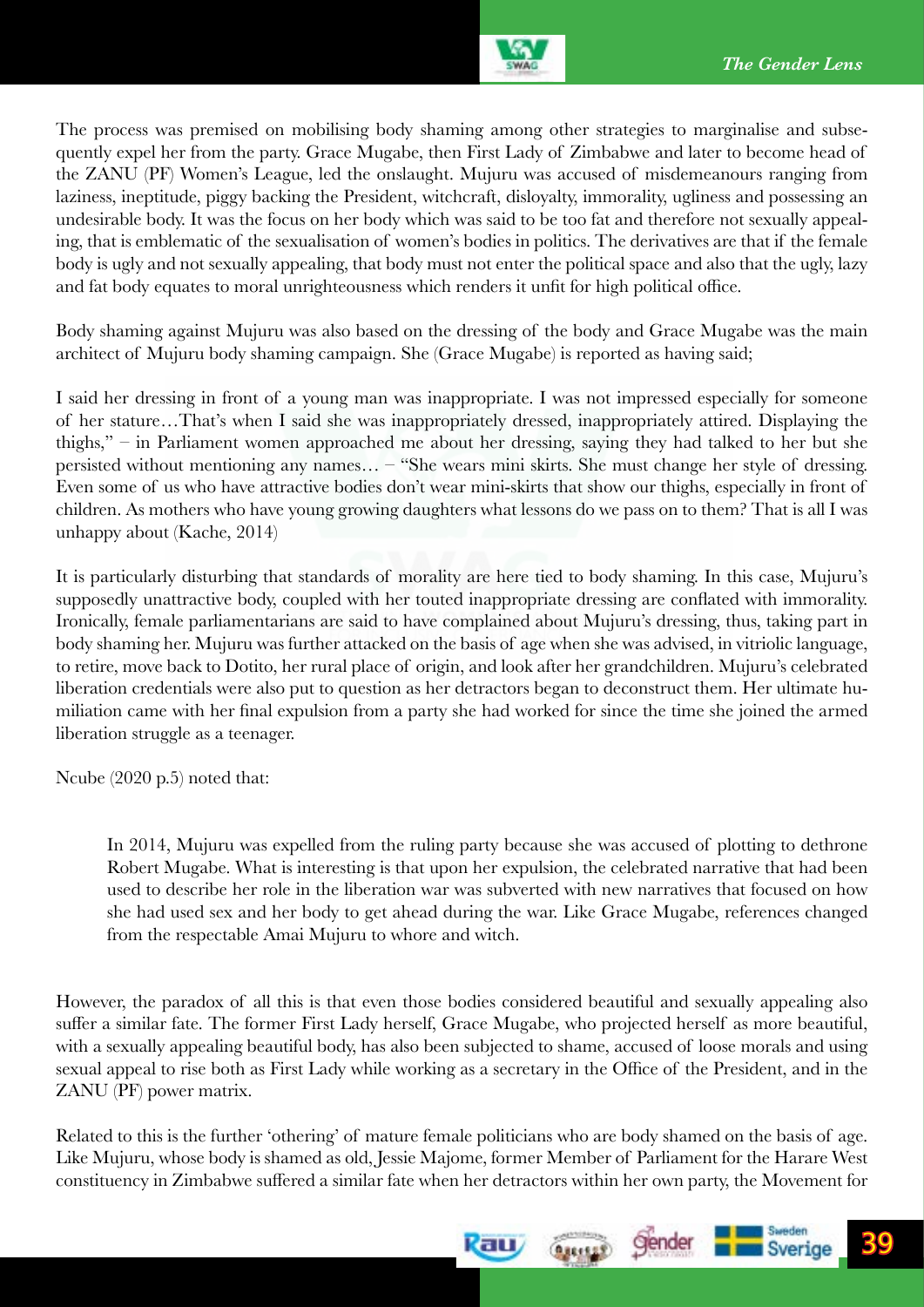The process was premised on mobilising body shaming among other strategies to marginalise and subsequently expel her from the party. Grace Mugabe, then First Lady of Zimbabwe and later to become head of the ZANU (PF) Women's League, led the onslaught. Mujuru was accused of misdemeanours ranging from laziness, ineptitude, piggy backing the President, witchcraft, disloyalty, immorality, ugliness and possessing an undesirable body. It was the focus on her body which was said to be too fat and therefore not sexually appealing, that is emblematic of the sexualisation of women's bodies in politics. The derivatives are that if the female body is ugly and not sexually appealing, that body must not enter the political space and also that the ugly, lazy and fat body equates to moral unrighteousness which renders it unfit for high political office.

Body shaming against Mujuru was also based on the dressing of the body and Grace Mugabe was the main architect of Mujuru body shaming campaign. She (Grace Mugabe) is reported as having said;

I said her dressing in front of a young man was inappropriate. I was not impressed especially for someone of her stature…That's when I said she was inappropriately dressed, inappropriately attired. Displaying the thighs," – in Parliament women approached me about her dressing, saying they had talked to her but she persisted without mentioning any names… – "She wears mini skirts. She must change her style of dressing. Even some of us who have attractive bodies don't wear mini-skirts that show our thighs, especially in front of children. As mothers who have young growing daughters what lessons do we pass on to them? That is all I was unhappy about (Kache, 2014)

It is particularly disturbing that standards of morality are here tied to body shaming. In this case, Mujuru's supposedly unattractive body, coupled with her touted inappropriate dressing are conflated with immorality. Ironically, female parliamentarians are said to have complained about Mujuru's dressing, thus, taking part in body shaming her. Mujuru was further attacked on the basis of age when she was advised, in vitriolic language, to retire, move back to Dotito, her rural place of origin, and look after her grandchildren. Mujuru's celebrated liberation credentials were also put to question as her detractors began to deconstruct them. Her ultimate humiliation came with her final expulsion from a party she had worked for since the time she joined the armed liberation struggle as a teenager.

Ncube (2020 p.5) noted that:

> In 2014, Mujuru was expelled from the ruling party because she was accused of plotting to dethrone Robert Mugabe. What is interesting is that upon her expulsion, the celebrated narrative that had been used to describe her role in the liberation war was subverted with new narratives that focused on how she had used sex and her body to get ahead during the war. Like Grace Mugabe, references changed from the respectable Amai Mujuru to whore and witch.

However, the paradox of all this is that even those bodies considered beautiful and sexually appealing also suffer a similar fate. The former First Lady herself, Grace Mugabe, who projected herself as more beautiful, with a sexually appealing beautiful body, has also been subjected to shame, accused of loose morals and using sexual appeal to rise both as First Lady while working as a secretary in the Office of the President, and in the ZANU (PF) power matrix.

Related to this is the further 'othering' of mature female politicians who are body shamed on the basis of age. Like Mujuru, whose body is shamed as old, Jessie Majome, former Member of Parliament for the Harare West constituency in Zimbabwe suffered a similar fate when her detractors within her own party, the Movement for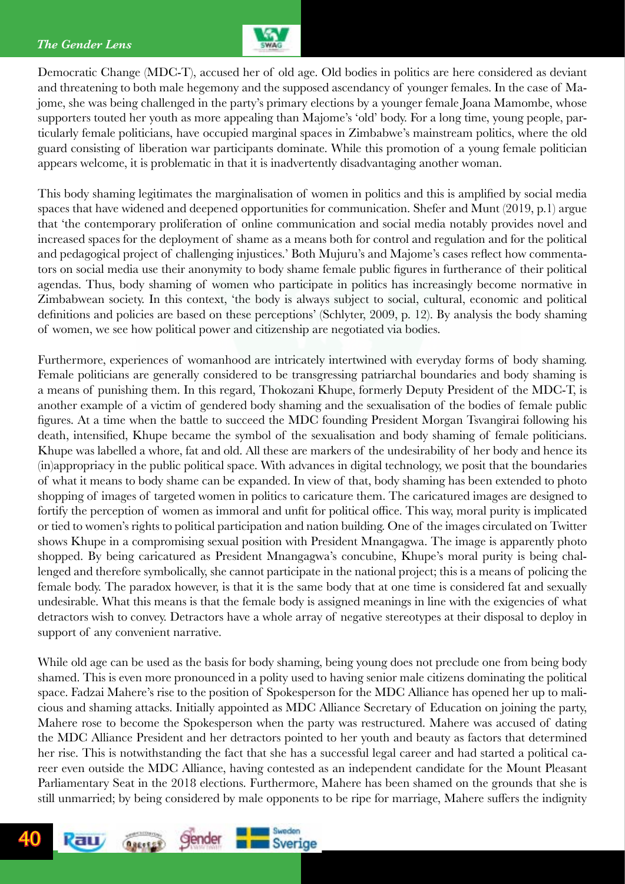Democratic Change (MDC-T), accused her of old age. Old bodies in politics are here considered as deviant and threatening to both male hegemony and the supposed ascendancy of younger females. In the case of Majome, she was being challenged in the party's primary elections by a younger female Joana Mamombe, whose supporters touted her youth as more appealing than Majome's 'old' body. For a long time, young people, particularly female politicians, have occupied marginal spaces in Zimbabwe's mainstream politics, where the old guard consisting of liberation war participants dominate. While this promotion of a young female politician appears welcome, it is problematic in that it is inadvertently disadvantaging another woman.

This body shaming legitimates the marginalisation of women in politics and this is amplified by social media spaces that have widened and deepened opportunities for communication. Shefer and Munt (2019, p.1) argue that 'the contemporary proliferation of online communication and social media notably provides novel and increased spaces for the deployment of shame as a means both for control and regulation and for the political and pedagogical project of challenging injustices.' Both Mujuru's and Majome's cases reflect how commentators on social media use their anonymity to body shame female public figures in furtherance of their political agendas. Thus, body shaming of women who participate in politics has increasingly become normative in Zimbabwean society. In this context, 'the body is always subject to social, cultural, economic and political definitions and policies are based on these perceptions' (Schlyter, 2009, p. 12). By analysis the body shaming of women, we see how political power and citizenship are negotiated via bodies.

Furthermore, experiences of womanhood are intricately intertwined with everyday forms of body shaming. Female politicians are generally considered to be transgressing patriarchal boundaries and body shaming is a means of punishing them. In this regard, Thokozani Khupe, formerly Deputy President of the MDC-T, is another example of a victim of gendered body shaming and the sexualisation of the bodies of female public figures. At a time when the battle to succeed the MDC founding President Morgan Tsvangirai following his death, intensified, Khupe became the symbol of the sexualisation and body shaming of female politicians. Khupe was labelled a whore, fat and old. All these are markers of the undesirability of her body and hence its (in)appropriacy in the public political space. With advances in digital technology, we posit that the boundaries of what it means to body shame can be expanded. In view of that, body shaming has been extended to photo shopping of images of targeted women in politics to caricature them. The caricatured images are designed to fortify the perception of women as immoral and unfit for political office. This way, moral purity is implicated or tied to women's rights to political participation and nation building. One of the images circulated on Twitter shows Khupe in a compromising sexual position with President Mnangagwa. The image is apparently photo shopped. By being caricatured as President Mnangagwa's concubine, Khupe's moral purity is being challenged and therefore symbolically, she cannot participate in the national project; this is a means of policing the female body. The paradox however, is that it is the same body that at one time is considered fat and sexually undesirable. What this means is that the female body is assigned meanings in line with the exigencies of what detractors wish to convey. Detractors have a whole array of negative stereotypes at their disposal to deploy in support of any convenient narrative.

While old age can be used as the basis for body shaming, being young does not preclude one from being body shamed. This is even more pronounced in a polity used to having senior male citizens dominating the political space. Fadzai Mahere's rise to the position of Spokesperson for the MDC Alliance has opened her up to malicious and shaming attacks. Initially appointed as MDC Alliance Secretary of Education on joining the party, Mahere rose to become the Spokesperson when the party was restructured. Mahere was accused of dating the MDC Alliance President and her detractors pointed to her youth and beauty as factors that determined her rise. This is notwithstanding the fact that she has a successful legal career and had started a political career even outside the MDC Alliance, having contested as an independent candidate for the Mount Pleasant Parliamentary Seat in the 2018 elections. Furthermore, Mahere has been shamed on the grounds that she is still unmarried; by being considered by male opponents to be ripe for marriage, Mahere suffers the indignity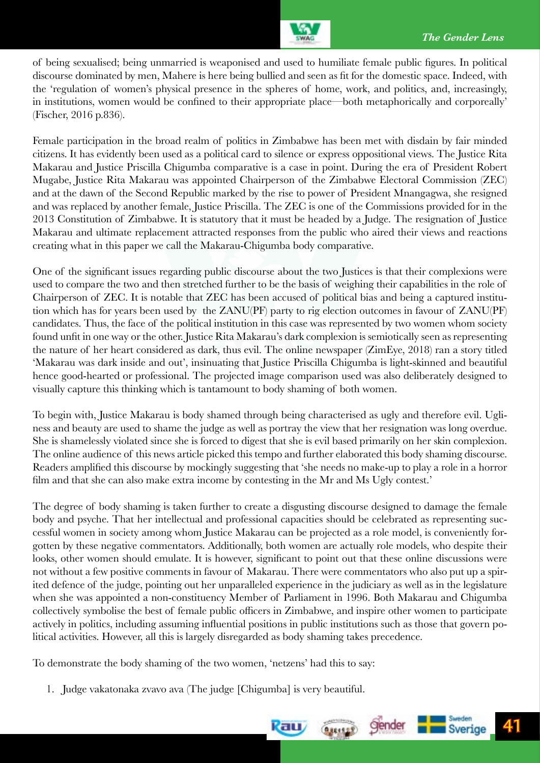of being sexualised; being unmarried is weaponised and used to humiliate female public figures. In political discourse dominated by men, Mahere is here being bullied and seen as fit for the domestic space. Indeed, with the 'regulation of women's physical presence in the spheres of home, work, and politics, and, increasingly, in institutions, women would be confined to their appropriate place—both metaphorically and corporeally' (Fischer, 2016 p.836).

Female participation in the broad realm of politics in Zimbabwe has been met with disdain by fair minded citizens. It has evidently been used as a political card to silence or express oppositional views. The Justice Rita Makarau and Justice Priscilla Chigumba comparative is a case in point. During the era of President Robert Mugabe, Justice Rita Makarau was appointed Chairperson of the Zimbabwe Electoral Commission (ZEC) and at the dawn of the Second Republic marked by the rise to power of President Mnangagwa, she resigned and was replaced by another female, Justice Priscilla. The ZEC is one of the Commissions provided for in the 2013 Constitution of Zimbabwe. It is statutory that it must be headed by a Judge. The resignation of Justice Makarau and ultimate replacement attracted responses from the public who aired their views and reactions creating what in this paper we call the Makarau-Chigumba body comparative.

One of the significant issues regarding public discourse about the two Justices is that their complexions were used to compare the two and then stretched further to be the basis of weighing their capabilities in the role of Chairperson of ZEC. It is notable that ZEC has been accused of political bias and being a captured institution which has for years been used by the ZANU(PF) party to rig election outcomes in favour of ZANU(PF) candidates. Thus, the face of the political institution in this case was represented by two women whom society found unfit in one way or the other. Justice Rita Makarau's dark complexion is semiotically seen as representing the nature of her heart considered as dark, thus evil. The online newspaper (ZimEye, 2018) ran a story titled 'Makarau was dark inside and out', insinuating that Justice Priscilla Chigumba is light-skinned and beautiful hence good-hearted or professional. The projected image comparison used was also deliberately designed to visually capture this thinking which is tantamount to body shaming of both women.

To begin with, Justice Makarau is body shamed through being characterised as ugly and therefore evil. Ugliness and beauty are used to shame the judge as well as portray the view that her resignation was long overdue. She is shamelessly violated since she is forced to digest that she is evil based primarily on her skin complexion. The online audience of this news article picked this tempo and further elaborated this body shaming discourse. Readers amplified this discourse by mockingly suggesting that 'she needs no make-up to play a role in a horror film and that she can also make extra income by contesting in the Mr and Ms Ugly contest.'

The degree of body shaming is taken further to create a disgusting discourse designed to damage the female body and psyche. That her intellectual and professional capacities should be celebrated as representing successful women in society among whom Justice Makarau can be projected as a role model, is conveniently forgotten by these negative commentators. Additionally, both women are actually role models, who despite their looks, other women should emulate. It is however, significant to point out that these online discussions were not without a few positive comments in favour of Makarau. There were commentators who also put up a spirited defence of the judge, pointing out her unparalleled experience in the judiciary as well as in the legislature when she was appointed a non-constituency Member of Parliament in 1996. Both Makarau and Chigumba collectively symbolise the best of female public officers in Zimbabwe, and inspire other women to participate actively in politics, including assuming influential positions in public institutions such as those that govern political activities. However, all this is largely disregarded as body shaming takes precedence.

To demonstrate the body shaming of the two women, 'netzens' had this to say:

1. Judge vakatonaka zvavo ava (The judge [Chigumba] is very beautiful.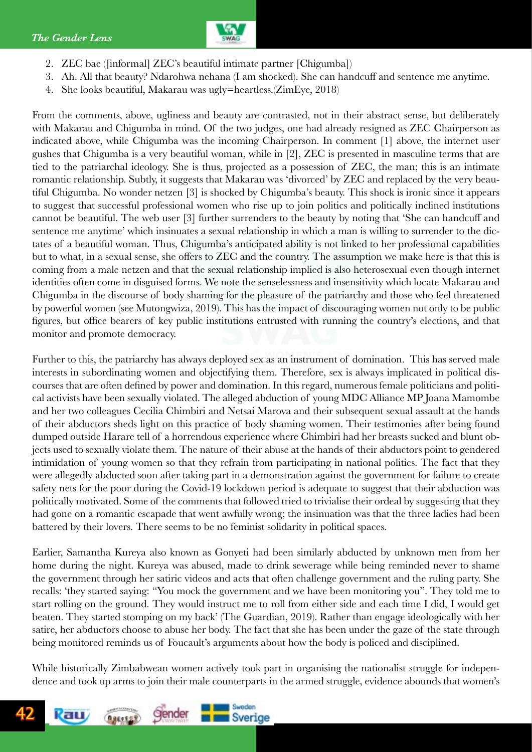2. ZEC bae ([informal] ZEC's beautiful intimate partner [Chigumba])
3. Ah. All that beauty? Ndarohwa nehana (I am shocked). She can handcuff and sentence me anytime.
4. She looks beautiful, Makarau was ugly=heartless.(ZimEye, 2018)

From the comments, above, ugliness and beauty are contrasted, not in their abstract sense, but deliberately with Makarau and Chigumba in mind. Of the two judges, one had already resigned as ZEC Chairperson as indicated above, while Chigumba was the incoming Chairperson. In comment [1] above, the internet user gushes that Chigumba is a very beautiful woman, while in [2], ZEC is presented in masculine terms that are tied to the patriarchal ideology. She is thus, projected as a possession of ZEC, the man; this is an intimate romantic relationship. Subtly, it suggests that Makarau was 'divorced' by ZEC and replaced by the very beautiful Chigumba. No wonder netzen [3] is shocked by Chigumba's beauty. This shock is ironic since it appears to suggest that successful professional women who rise up to join politics and politically inclined institutions cannot be beautiful. The web user [3] further surrenders to the beauty by noting that 'She can handcuff and sentence me anytime' which insinuates a sexual relationship in which a man is willing to surrender to the dictates of a beautiful woman. Thus, Chigumba's anticipated ability is not linked to her professional capabilities but to what, in a sexual sense, she offers to ZEC and the country. The assumption we make here is that this is coming from a male netzen and that the sexual relationship implied is also heterosexual even though internet identities often come in disguised forms. We note the senselessness and insensitivity which locate Makarau and Chigumba in the discourse of body shaming for the pleasure of the patriarchy and those who feel threatened by powerful women (see Mutongwiza, 2019). This has the impact of discouraging women not only to be public figures, but office bearers of key public institutions entrusted with running the country's elections, and that monitor and promote democracy.

Further to this, the patriarchy has always deployed sex as an instrument of domination. This has served male interests in subordinating women and objectifying them. Therefore, sex is always implicated in political discourses that are often defined by power and domination. In this regard, numerous female politicians and political activists have been sexually violated. The alleged abduction of young MDC Alliance MP Joana Mamombe and her two colleagues Cecilia Chimbiri and Netsai Marova and their subsequent sexual assault at the hands of their abductors sheds light on this practice of body shaming women. Their testimonies after being found dumped outside Harare tell of a horrendous experience where Chimbiri had her breasts sucked and blunt objects used to sexually violate them. The nature of their abuse at the hands of their abductors point to gendered intimidation of young women so that they refrain from participating in national politics. The fact that they were allegedly abducted soon after taking part in a demonstration against the government for failure to create safety nets for the poor during the Covid-19 lockdown period is adequate to suggest that their abduction was politically motivated. Some of the comments that followed tried to trivialise their ordeal by suggesting that they had gone on a romantic escapade that went awfully wrong; the insinuation was that the three ladies had been battered by their lovers. There seems to be no feminist solidarity in political spaces.

Earlier, Samantha Kureya also known as Gonyeti had been similarly abducted by unknown men from her home during the night. Kureya was abused, made to drink sewerage while being reminded never to shame the government through her satiric videos and acts that often challenge government and the ruling party. She recalls: 'they started saying: "You mock the government and we have been monitoring you". They told me to start rolling on the ground. They would instruct me to roll from either side and each time I did, I would get beaten. They started stomping on my back' (The Guardian, 2019). Rather than engage ideologically with her satire, her abductors choose to abuse her body. The fact that she has been under the gaze of the state through being monitored reminds us of Foucault's arguments about how the body is policed and disciplined.

While historically Zimbabwean women actively took part in organising the nationalist struggle for independence and took up arms to join their male counterparts in the armed struggle, evidence abounds that women's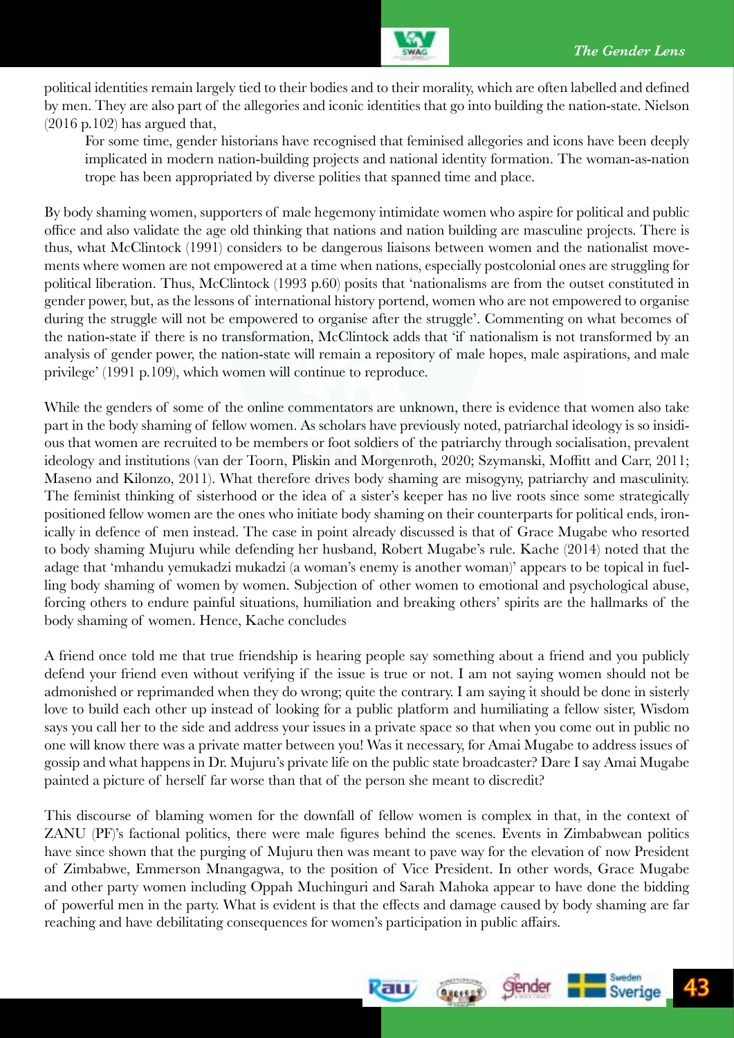political identities remain largely tied to their bodies and to their morality, which are often labelled and defined by men. They are also part of the allegories and iconic identities that go into building the nation-state. Nielson (2016 p.102) has argued that,

> For some time, gender historians have recognised that feminised allegories and icons have been deeply implicated in modern nation-building projects and national identity formation. The woman-as-nation trope has been appropriated by diverse polities that spanned time and place.

By body shaming women, supporters of male hegemony intimidate women who aspire for political and public office and also validate the age old thinking that nations and nation building are masculine projects. There is thus, what McClintock (1991) considers to be dangerous liaisons between women and the nationalist movements where women are not empowered at a time when nations, especially postcolonial ones are struggling for political liberation. Thus, McClintock (1993 p.60) posits that 'nationalisms are from the outset constituted in gender power, but, as the lessons of international history portend, women who are not empowered to organise during the struggle will not be empowered to organise after the struggle'. Commenting on what becomes of the nation-state if there is no transformation, McClintock adds that 'if nationalism is not transformed by an analysis of gender power, the nation-state will remain a repository of male hopes, male aspirations, and male privilege' (1991 p.109), which women will continue to reproduce.

While the genders of some of the online commentators are unknown, there is evidence that women also take part in the body shaming of fellow women. As scholars have previously noted, patriarchal ideology is so insidious that women are recruited to be members or foot soldiers of the patriarchy through socialisation, prevalent ideology and institutions (van der Toorn, Pliskin and Morgenroth, 2020; Szymanski, Moffitt and Carr, 2011; Maseno and Kilonzo, 2011). What therefore drives body shaming are misogyny, patriarchy and masculinity. The feminist thinking of sisterhood or the idea of a sister's keeper has no live roots since some strategically positioned fellow women are the ones who initiate body shaming on their counterparts for political ends, ironically in defence of men instead. The case in point already discussed is that of Grace Mugabe who resorted to body shaming Mujuru while defending her husband, Robert Mugabe's rule. Kache (2014) noted that the adage that 'mhandu yemukadzi mukadzi (a woman's enemy is another woman)' appears to be topical in fuelling body shaming of women by women. Subjection of other women to emotional and psychological abuse, forcing others to endure painful situations, humiliation and breaking others' spirits are the hallmarks of the body shaming of women. Hence, Kache concludes

A friend once told me that true friendship is hearing people say something about a friend and you publicly defend your friend even without verifying if the issue is true or not. I am not saying women should not be admonished or reprimanded when they do wrong; quite the contrary. I am saying it should be done in sisterly love to build each other up instead of looking for a public platform and humiliating a fellow sister, Wisdom says you call her to the side and address your issues in a private space so that when you come out in public no one will know there was a private matter between you! Was it necessary, for Amai Mugabe to address issues of gossip and what happens in Dr. Mujuru's private life on the public state broadcaster? Dare I say Amai Mugabe painted a picture of herself far worse than that of the person she meant to discredit?

This discourse of blaming women for the downfall of fellow women is complex in that, in the context of ZANU (PF)'s factional politics, there were male figures behind the scenes. Events in Zimbabwean politics have since shown that the purging of Mujuru then was meant to pave way for the elevation of now President of Zimbabwe, Emmerson Mnangagwa, to the position of Vice President. In other words, Grace Mugabe and other party women including Oppah Muchinguri and Sarah Mahoka appear to have done the bidding of powerful men in the party. What is evident is that the effects and damage caused by body shaming are far reaching and have debilitating consequences for women's participation in public affairs.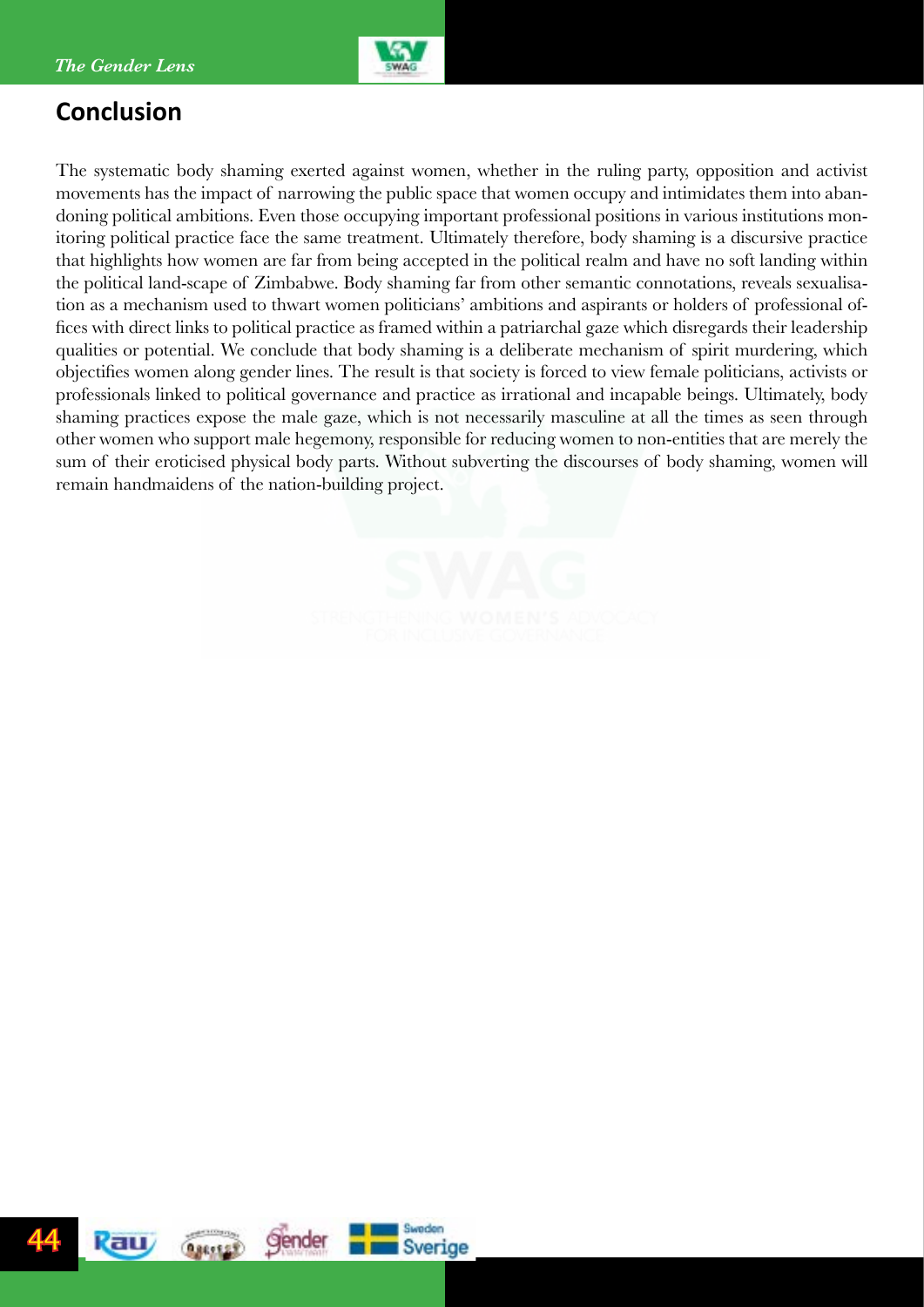## Conclusion

The systematic body shaming exerted against women, whether in the ruling party, opposition and activist movements has the impact of narrowing the public space that women occupy and intimidates them into abandoning political ambitions. Even those occupying important professional positions in various institutions monitoring political practice face the same treatment. Ultimately therefore, body shaming is a discursive practice that highlights how women are far from being accepted in the political realm and have no soft landing within the political land-scape of Zimbabwe. Body shaming far from other semantic connotations, reveals sexualisation as a mechanism used to thwart women politicians' ambitions and aspirants or holders of professional offices with direct links to political practice as framed within a patriarchal gaze which disregards their leadership qualities or potential. We conclude that body shaming is a deliberate mechanism of spirit murdering, which objectifies women along gender lines. The result is that society is forced to view female politicians, activists or professionals linked to political governance and practice as irrational and incapable beings. Ultimately, body shaming practices expose the male gaze, which is not necessarily masculine at all the times as seen through other women who support male hegemony, responsible for reducing women to non-entities that are merely the sum of their eroticised physical body parts. Without subverting the discourses of body shaming, women will remain handmaidens of the nation-building project.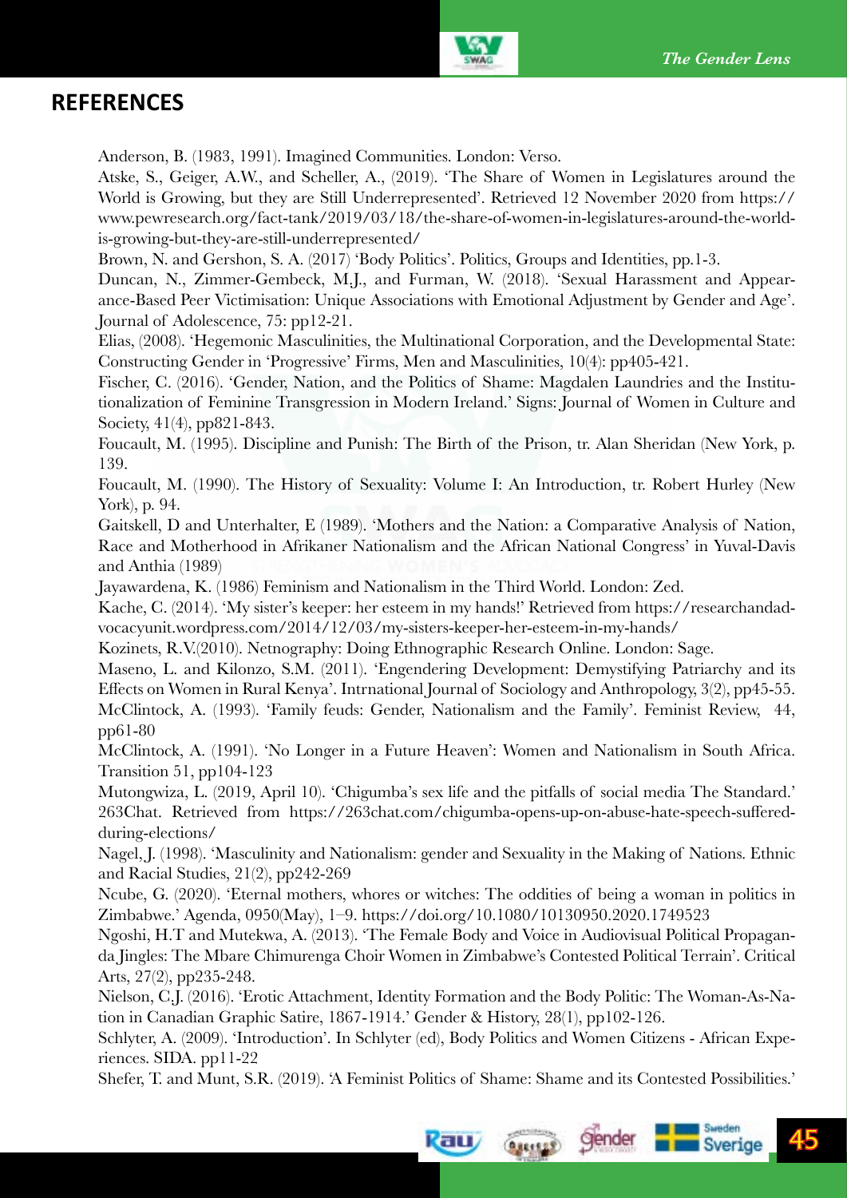## REFERENCES

Anderson, B. (1983, 1991). Imagined Communities. London: Verso.

Atske, S., Geiger, A.W., and Scheller, A., (2019). 'The Share of Women in Legislatures around the World is Growing, but they are Still Underrepresented'. Retrieved 12 November 2020 from https://www.pewresearch.org/fact-tank/2019/03/18/the-share-of-women-in-legislatures-around-the-world-is-growing-but-they-are-still-underrepresented/

Brown, N. and Gershon, S. A. (2017) 'Body Politics'. Politics, Groups and Identities, pp.1-3.

Duncan, N., Zimmer-Gembeck, M.J., and Furman, W. (2018). 'Sexual Harassment and Appearance-Based Peer Victimisation: Unique Associations with Emotional Adjustment by Gender and Age'. Journal of Adolescence, 75: pp12-21.

Elias, (2008). 'Hegemonic Masculinities, the Multinational Corporation, and the Developmental State: Constructing Gender in 'Progressive' Firms, Men and Masculinities, 10(4): pp405-421.

Fischer, C. (2016). 'Gender, Nation, and the Politics of Shame: Magdalen Laundries and the Institutionalization of Feminine Transgression in Modern Ireland.' Signs: Journal of Women in Culture and Society, 41(4), pp821-843.

Foucault, M. (1995). Discipline and Punish: The Birth of the Prison, tr. Alan Sheridan (New York, p. 139.

Foucault, M. (1990). The History of Sexuality: Volume I: An Introduction, tr. Robert Hurley (New York), p. 94.

Gaitskell, D and Unterhalter, E (1989). 'Mothers and the Nation: a Comparative Analysis of Nation, Race and Motherhood in Afrikaner Nationalism and the African National Congress' in Yuval-Davis and Anthia (1989)

Jayawardena, K. (1986) Feminism and Nationalism in the Third World. London: Zed.

Kache, C. (2014). 'My sister's keeper: her esteem in my hands!' Retrieved from https://researchandadvocacyunit.wordpress.com/2014/12/03/my-sisters-keeper-her-esteem-in-my-hands/

Kozinets, R.V.(2010). Netnography: Doing Ethnographic Research Online. London: Sage.

Maseno, L. and Kilonzo, S.M. (2011). 'Engendering Development: Demystifying Patriarchy and its Effects on Women in Rural Kenya'. Intrnational Journal of Sociology and Anthropology, 3(2), pp45-55.

McClintock, A. (1993). 'Family feuds: Gender, Nationalism and the Family'. Feminist Review, 44, pp61-80

McClintock, A. (1991). 'No Longer in a Future Heaven': Women and Nationalism in South Africa. Transition 51, pp104-123

Mutongwiza, L. (2019, April 10). 'Chigumba's sex life and the pitfalls of social media The Standard.' 263Chat. Retrieved from https://263chat.com/chigumba-opens-up-on-abuse-hate-speech-suffered-during-elections/

Nagel, J. (1998). 'Masculinity and Nationalism: gender and Sexuality in the Making of Nations. Ethnic and Racial Studies, 21(2), pp242-269

Ncube, G. (2020). 'Eternal mothers, whores or witches: The oddities of being a woman in politics in Zimbabwe.' Agenda, 0950(May), 1–9. https://doi.org/10.1080/10130950.2020.1749523

Ngoshi, H.T and Mutekwa, A. (2013). 'The Female Body and Voice in Audiovisual Political Propaganda Jingles: The Mbare Chimurenga Choir Women in Zimbabwe's Contested Political Terrain'. Critical Arts, 27(2), pp235-248.

Nielson, C.J. (2016). 'Erotic Attachment, Identity Formation and the Body Politic: The Woman-As-Nation in Canadian Graphic Satire, 1867-1914.' Gender & History, 28(1), pp102-126.

Schlyter, A. (2009). 'Introduction'. In Schlyter (ed), Body Politics and Women Citizens - African Experiences. SIDA. pp11-22

Shefer, T. and Munt, S.R. (2019). 'A Feminist Politics of Shame: Shame and its Contested Possibilities.'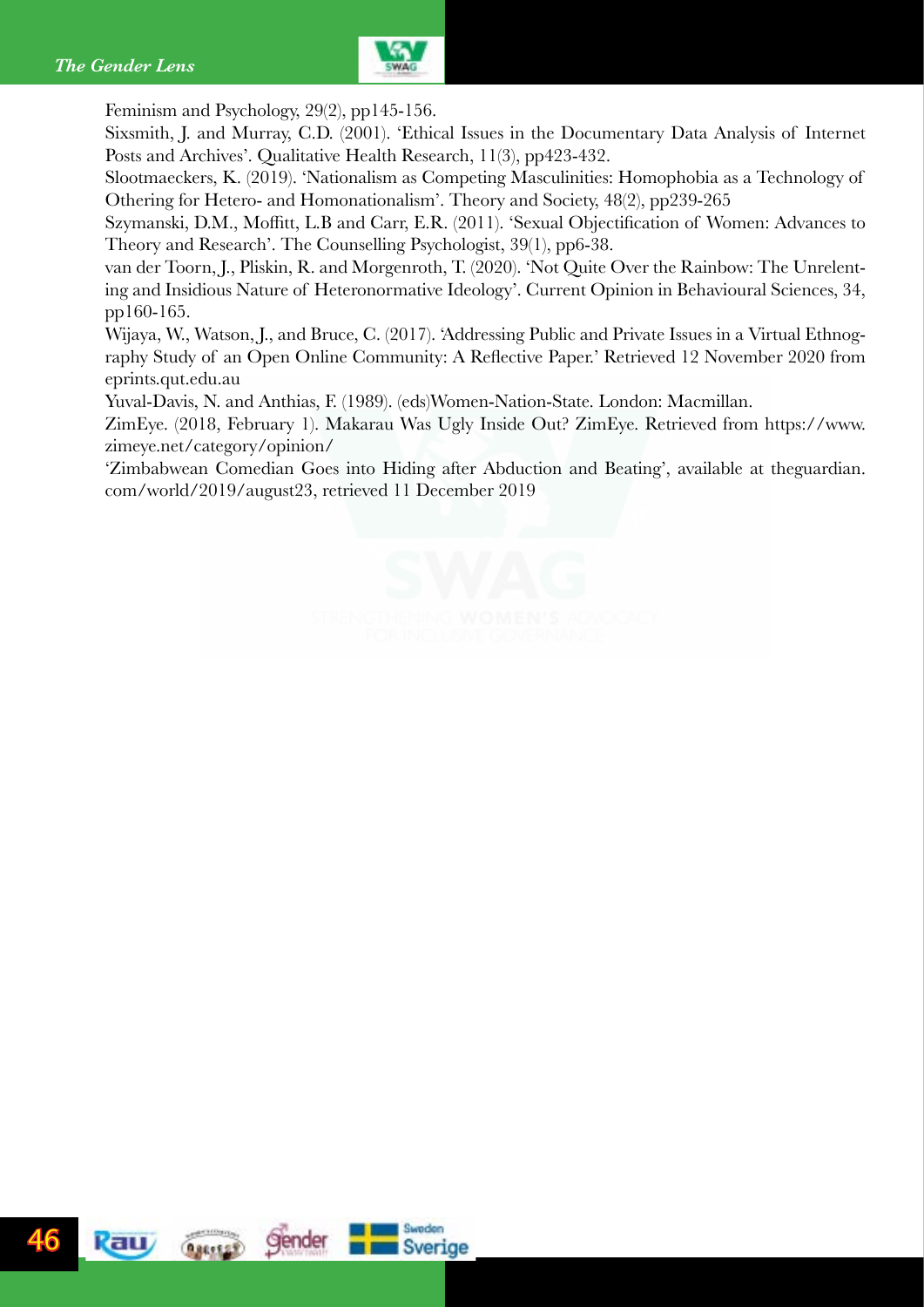Feminism and Psychology, 29(2), pp145-156.

Sixsmith, J. and Murray, C.D. (2001). 'Ethical Issues in the Documentary Data Analysis of Internet Posts and Archives'. Qualitative Health Research, 11(3), pp423-432.

Slootmaeckers, K. (2019). 'Nationalism as Competing Masculinities: Homophobia as a Technology of Othering for Hetero- and Homonationalism'. Theory and Society, 48(2), pp239-265

Szymanski, D.M., Moffitt, L.B and Carr, E.R. (2011). 'Sexual Objectification of Women: Advances to Theory and Research'. The Counselling Psychologist, 39(1), pp6-38.

van der Toorn, J., Pliskin, R. and Morgenroth, T. (2020). 'Not Quite Over the Rainbow: The Unrelenting and Insidious Nature of Heteronormative Ideology'. Current Opinion in Behavioural Sciences, 34, pp160-165.

Wijaya, W., Watson, J., and Bruce, C. (2017). 'Addressing Public and Private Issues in a Virtual Ethnography Study of an Open Online Community: A Reflective Paper.' Retrieved 12 November 2020 from eprints.qut.edu.au

Yuval-Davis, N. and Anthias, F. (1989). (eds)Women-Nation-State. London: Macmillan.

ZimEye. (2018, February 1). Makarau Was Ugly Inside Out? ZimEye. Retrieved from https://www.zimeye.net/category/opinion/

'Zimbabwean Comedian Goes into Hiding after Abduction and Beating', available at theguardian.com/world/2019/august23, retrieved 11 December 2019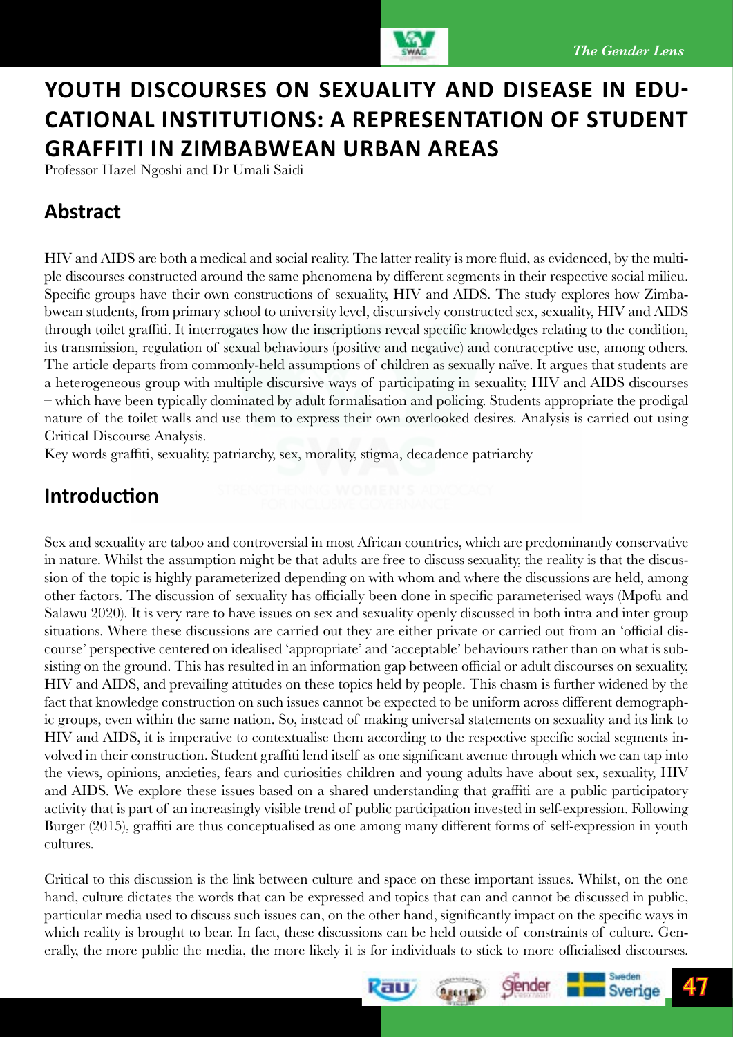# YOUTH DISCOURSES ON SEXUALITY AND DISEASE IN EDUCATIONAL INSTITUTIONS: A REPRESENTATION OF STUDENT GRAFFITI IN ZIMBABWEAN URBAN AREAS

Professor Hazel Ngoshi and Dr Umali Saidi

## Abstract

HIV and AIDS are both a medical and social reality. The latter reality is more fluid, as evidenced, by the multiple discourses constructed around the same phenomena by different segments in their respective social milieu. Specific groups have their own constructions of sexuality, HIV and AIDS. The study explores how Zimbabwean students, from primary school to university level, discursively constructed sex, sexuality, HIV and AIDS through toilet graffiti. It interrogates how the inscriptions reveal specific knowledges relating to the condition, its transmission, regulation of sexual behaviours (positive and negative) and contraceptive use, among others. The article departs from commonly-held assumptions of children as sexually naïve. It argues that students are a heterogeneous group with multiple discursive ways of participating in sexuality, HIV and AIDS discourses – which have been typically dominated by adult formalisation and policing. Students appropriate the prodigal nature of the toilet walls and use them to express their own overlooked desires. Analysis is carried out using Critical Discourse Analysis.

Key words graffiti, sexuality, patriarchy, sex, morality, stigma, decadence patriarchy

## Introduction

Sex and sexuality are taboo and controversial in most African countries, which are predominantly conservative in nature. Whilst the assumption might be that adults are free to discuss sexuality, the reality is that the discussion of the topic is highly parameterized depending on with whom and where the discussions are held, among other factors. The discussion of sexuality has officially been done in specific parameterised ways (Mpofu and Salawu 2020). It is very rare to have issues on sex and sexuality openly discussed in both intra and inter group situations. Where these discussions are carried out they are either private or carried out from an 'official discourse' perspective centered on idealised 'appropriate' and 'acceptable' behaviours rather than on what is subsisting on the ground. This has resulted in an information gap between official or adult discourses on sexuality, HIV and AIDS, and prevailing attitudes on these topics held by people. This chasm is further widened by the fact that knowledge construction on such issues cannot be expected to be uniform across different demographic groups, even within the same nation. So, instead of making universal statements on sexuality and its link to HIV and AIDS, it is imperative to contextualise them according to the respective specific social segments involved in their construction. Student graffiti lend itself as one significant avenue through which we can tap into the views, opinions, anxieties, fears and curiosities children and young adults have about sex, sexuality, HIV and AIDS. We explore these issues based on a shared understanding that graffiti are a public participatory activity that is part of an increasingly visible trend of public participation invested in self-expression. Following Burger (2015), graffiti are thus conceptualised as one among many different forms of self-expression in youth cultures.

Critical to this discussion is the link between culture and space on these important issues. Whilst, on the one hand, culture dictates the words that can be expressed and topics that can and cannot be discussed in public, particular media used to discuss such issues can, on the other hand, significantly impact on the specific ways in which reality is brought to bear. In fact, these discussions can be held outside of constraints of culture. Generally, the more public the media, the more likely it is for individuals to stick to more officialised discourses.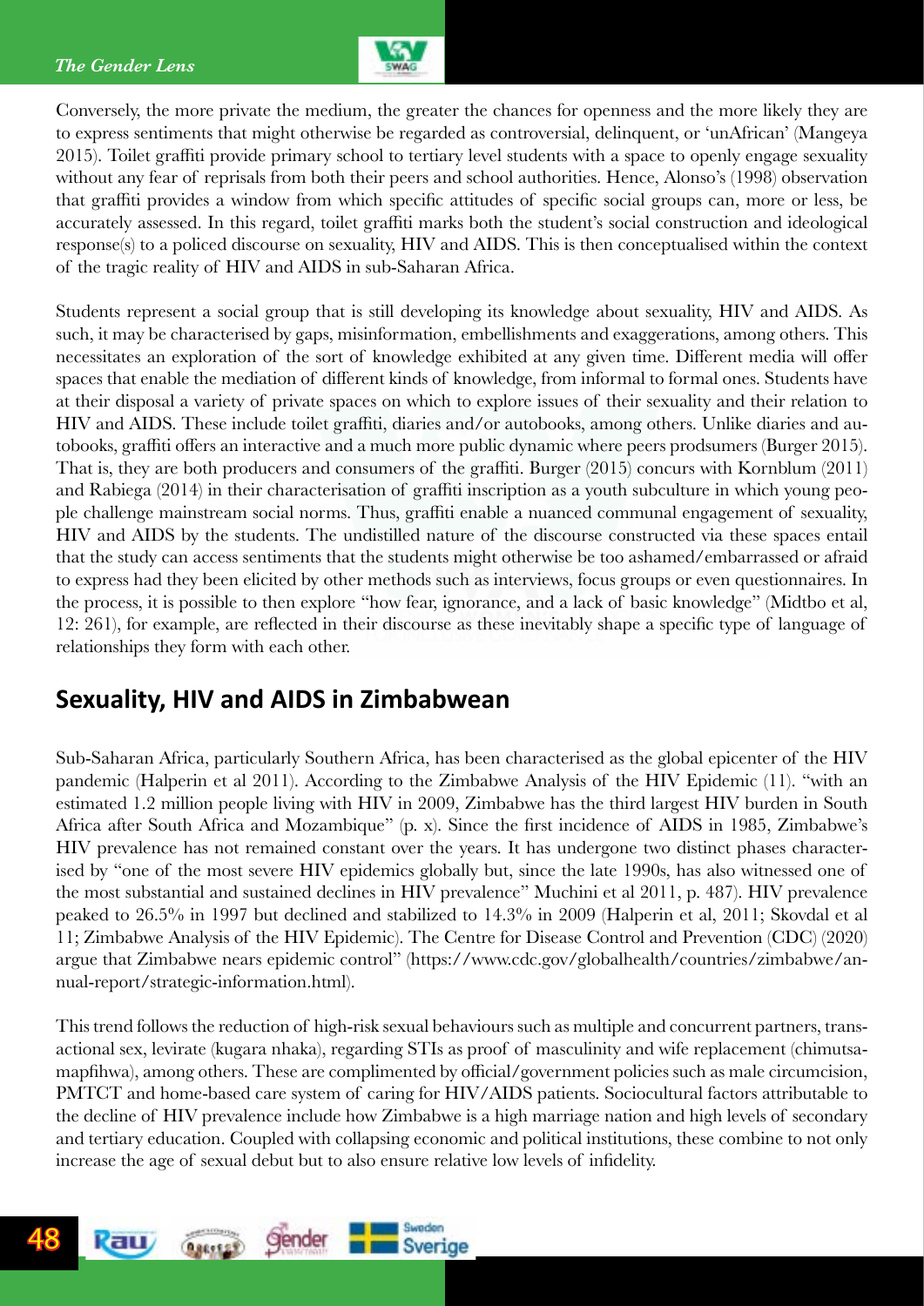Conversely, the more private the medium, the greater the chances for openness and the more likely they are to express sentiments that might otherwise be regarded as controversial, delinquent, or 'unAfrican' (Mangeya 2015). Toilet graffiti provide primary school to tertiary level students with a space to openly engage sexuality without any fear of reprisals from both their peers and school authorities. Hence, Alonso's (1998) observation that graffiti provides a window from which specific attitudes of specific social groups can, more or less, be accurately assessed. In this regard, toilet graffiti marks both the student's social construction and ideological response(s) to a policed discourse on sexuality, HIV and AIDS. This is then conceptualised within the context of the tragic reality of HIV and AIDS in sub-Saharan Africa.

Students represent a social group that is still developing its knowledge about sexuality, HIV and AIDS. As such, it may be characterised by gaps, misinformation, embellishments and exaggerations, among others. This necessitates an exploration of the sort of knowledge exhibited at any given time. Different media will offer spaces that enable the mediation of different kinds of knowledge, from informal to formal ones. Students have at their disposal a variety of private spaces on which to explore issues of their sexuality and their relation to HIV and AIDS. These include toilet graffiti, diaries and/or autobooks, among others. Unlike diaries and autobooks, graffiti offers an interactive and a much more public dynamic where peers prodsumers (Burger 2015). That is, they are both producers and consumers of the graffiti. Burger (2015) concurs with Kornblum (2011) and Rabiega (2014) in their characterisation of graffiti inscription as a youth subculture in which young people challenge mainstream social norms. Thus, graffiti enable a nuanced communal engagement of sexuality, HIV and AIDS by the students. The undistilled nature of the discourse constructed via these spaces entail that the study can access sentiments that the students might otherwise be too ashamed/embarrassed or afraid to express had they been elicited by other methods such as interviews, focus groups or even questionnaires. In the process, it is possible to then explore "how fear, ignorance, and a lack of basic knowledge" (Midtbo et al, 12: 261), for example, are reflected in their discourse as these inevitably shape a specific type of language of relationships they form with each other.

## Sexuality, HIV and AIDS in Zimbabwean

Sub-Saharan Africa, particularly Southern Africa, has been characterised as the global epicenter of the HIV pandemic (Halperin et al 2011). According to the Zimbabwe Analysis of the HIV Epidemic (11). "with an estimated 1.2 million people living with HIV in 2009, Zimbabwe has the third largest HIV burden in South Africa after South Africa and Mozambique" (p. x). Since the first incidence of AIDS in 1985, Zimbabwe's HIV prevalence has not remained constant over the years. It has undergone two distinct phases characterised by "one of the most severe HIV epidemics globally but, since the late 1990s, has also witnessed one of the most substantial and sustained declines in HIV prevalence" Muchini et al 2011, p. 487). HIV prevalence peaked to 26.5% in 1997 but declined and stabilized to 14.3% in 2009 (Halperin et al, 2011; Skovdal et al 11; Zimbabwe Analysis of the HIV Epidemic). The Centre for Disease Control and Prevention (CDC) (2020) argue that Zimbabwe nears epidemic control" (https://www.cdc.gov/globalhealth/countries/zimbabwe/annual-report/strategic-information.html).

This trend follows the reduction of high-risk sexual behaviours such as multiple and concurrent partners, transactional sex, levirate (kugara nhaka), regarding STIs as proof of masculinity and wife replacement (chimutsamapfihwa), among others. These are complimented by official/government policies such as male circumcision, PMTCT and home-based care system of caring for HIV/AIDS patients. Sociocultural factors attributable to the decline of HIV prevalence include how Zimbabwe is a high marriage nation and high levels of secondary and tertiary education. Coupled with collapsing economic and political institutions, these combine to not only increase the age of sexual debut but to also ensure relative low levels of infidelity.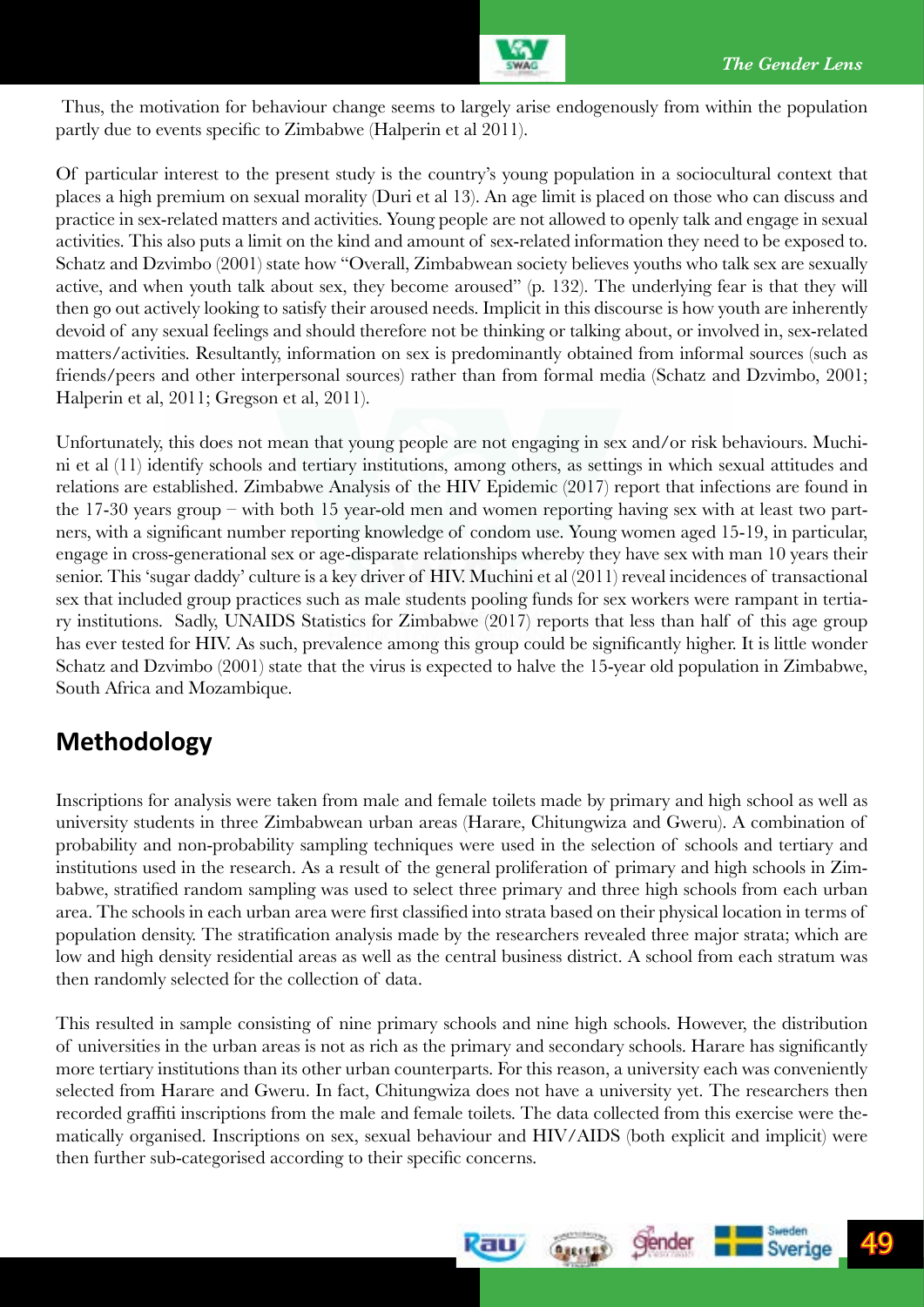Thus, the motivation for behaviour change seems to largely arise endogenously from within the population partly due to events specific to Zimbabwe (Halperin et al 2011).

Of particular interest to the present study is the country's young population in a sociocultural context that places a high premium on sexual morality (Duri et al 13). An age limit is placed on those who can discuss and practice in sex-related matters and activities. Young people are not allowed to openly talk and engage in sexual activities. This also puts a limit on the kind and amount of sex-related information they need to be exposed to. Schatz and Dzvimbo (2001) state how "Overall, Zimbabwean society believes youths who talk sex are sexually active, and when youth talk about sex, they become aroused" (p. 132). The underlying fear is that they will then go out actively looking to satisfy their aroused needs. Implicit in this discourse is how youth are inherently devoid of any sexual feelings and should therefore not be thinking or talking about, or involved in, sex-related matters/activities. Resultantly, information on sex is predominantly obtained from informal sources (such as friends/peers and other interpersonal sources) rather than from formal media (Schatz and Dzvimbo, 2001; Halperin et al, 2011; Gregson et al, 2011).

Unfortunately, this does not mean that young people are not engaging in sex and/or risk behaviours. Muchini et al (11) identify schools and tertiary institutions, among others, as settings in which sexual attitudes and relations are established. Zimbabwe Analysis of the HIV Epidemic (2017) report that infections are found in the 17-30 years group – with both 15 year-old men and women reporting having sex with at least two partners, with a significant number reporting knowledge of condom use. Young women aged 15-19, in particular, engage in cross-generational sex or age-disparate relationships whereby they have sex with man 10 years their senior. This 'sugar daddy' culture is a key driver of HIV. Muchini et al (2011) reveal incidences of transactional sex that included group practices such as male students pooling funds for sex workers were rampant in tertiary institutions. Sadly, UNAIDS Statistics for Zimbabwe (2017) reports that less than half of this age group has ever tested for HIV. As such, prevalence among this group could be significantly higher. It is little wonder Schatz and Dzvimbo (2001) state that the virus is expected to halve the 15-year old population in Zimbabwe, South Africa and Mozambique.

## Methodology

Inscriptions for analysis were taken from male and female toilets made by primary and high school as well as university students in three Zimbabwean urban areas (Harare, Chitungwiza and Gweru). A combination of probability and non-probability sampling techniques were used in the selection of schools and tertiary and institutions used in the research. As a result of the general proliferation of primary and high schools in Zimbabwe, stratified random sampling was used to select three primary and three high schools from each urban area. The schools in each urban area were first classified into strata based on their physical location in terms of population density. The stratification analysis made by the researchers revealed three major strata; which are low and high density residential areas as well as the central business district. A school from each stratum was then randomly selected for the collection of data.

This resulted in sample consisting of nine primary schools and nine high schools. However, the distribution of universities in the urban areas is not as rich as the primary and secondary schools. Harare has significantly more tertiary institutions than its other urban counterparts. For this reason, a university each was conveniently selected from Harare and Gweru. In fact, Chitungwiza does not have a university yet. The researchers then recorded graffiti inscriptions from the male and female toilets. The data collected from this exercise were thematically organised. Inscriptions on sex, sexual behaviour and HIV/AIDS (both explicit and implicit) were then further sub-categorised according to their specific concerns.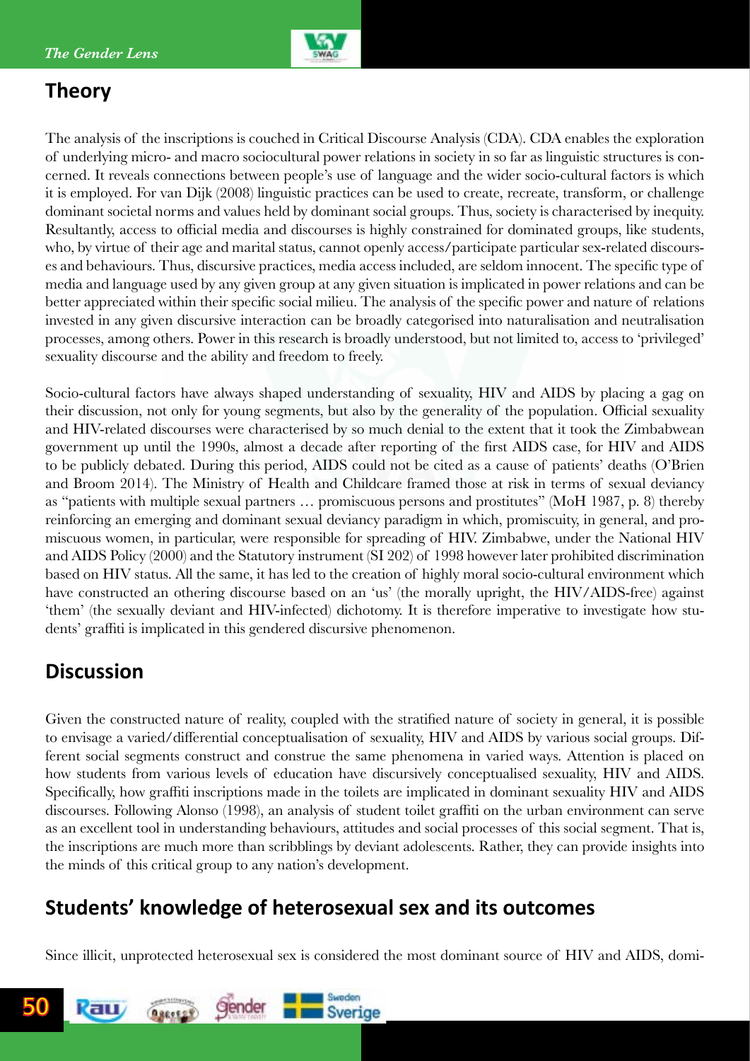## Theory

The analysis of the inscriptions is couched in Critical Discourse Analysis (CDA). CDA enables the exploration of underlying micro- and macro sociocultural power relations in society in so far as linguistic structures is concerned. It reveals connections between people's use of language and the wider socio-cultural factors is which it is employed. For van Dijk (2008) linguistic practices can be used to create, recreate, transform, or challenge dominant societal norms and values held by dominant social groups. Thus, society is characterised by inequity. Resultantly, access to official media and discourses is highly constrained for dominated groups, like students, who, by virtue of their age and marital status, cannot openly access/participate particular sex-related discourses and behaviours. Thus, discursive practices, media access included, are seldom innocent. The specific type of media and language used by any given group at any given situation is implicated in power relations and can be better appreciated within their specific social milieu. The analysis of the specific power and nature of relations invested in any given discursive interaction can be broadly categorised into naturalisation and neutralisation processes, among others. Power in this research is broadly understood, but not limited to, access to 'privileged' sexuality discourse and the ability and freedom to freely.

Socio-cultural factors have always shaped understanding of sexuality, HIV and AIDS by placing a gag on their discussion, not only for young segments, but also by the generality of the population. Official sexuality and HIV-related discourses were characterised by so much denial to the extent that it took the Zimbabwean government up until the 1990s, almost a decade after reporting of the first AIDS case, for HIV and AIDS to be publicly debated. During this period, AIDS could not be cited as a cause of patients' deaths (O'Brien and Broom 2014). The Ministry of Health and Childcare framed those at risk in terms of sexual deviancy as "patients with multiple sexual partners … promiscuous persons and prostitutes" (MoH 1987, p. 8) thereby reinforcing an emerging and dominant sexual deviancy paradigm in which, promiscuity, in general, and promiscuous women, in particular, were responsible for spreading of HIV. Zimbabwe, under the National HIV and AIDS Policy (2000) and the Statutory instrument (SI 202) of 1998 however later prohibited discrimination based on HIV status. All the same, it has led to the creation of highly moral socio-cultural environment which have constructed an othering discourse based on an 'us' (the morally upright, the HIV/AIDS-free) against 'them' (the sexually deviant and HIV-infected) dichotomy. It is therefore imperative to investigate how students' graffiti is implicated in this gendered discursive phenomenon.

## Discussion

Given the constructed nature of reality, coupled with the stratified nature of society in general, it is possible to envisage a varied/differential conceptualisation of sexuality, HIV and AIDS by various social groups. Different social segments construct and construe the same phenomena in varied ways. Attention is placed on how students from various levels of education have discursively conceptualised sexuality, HIV and AIDS. Specifically, how graffiti inscriptions made in the toilets are implicated in dominant sexuality HIV and AIDS discourses. Following Alonso (1998), an analysis of student toilet graffiti on the urban environment can serve as an excellent tool in understanding behaviours, attitudes and social processes of this social segment. That is, the inscriptions are much more than scribblings by deviant adolescents. Rather, they can provide insights into the minds of this critical group to any nation's development.

## Students' knowledge of heterosexual sex and its outcomes

Since illicit, unprotected heterosexual sex is considered the most dominant source of HIV and AIDS, domi-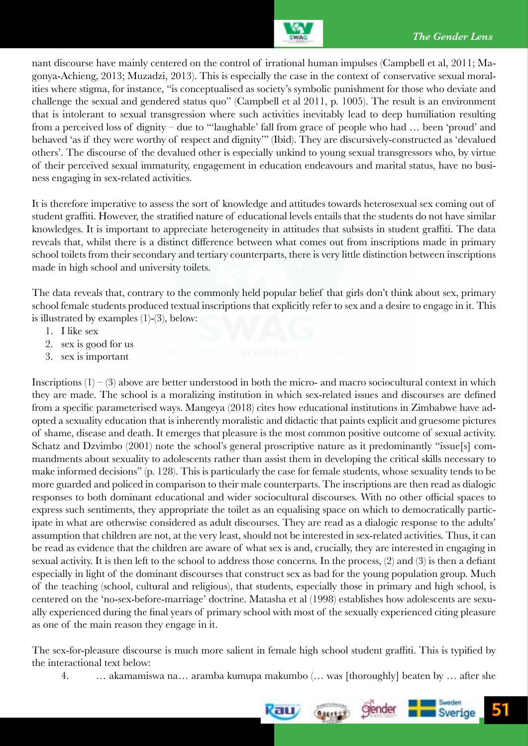nant discourse have mainly centered on the control of irrational human impulses (Campbell et al, 2011; Magonya-Achieng, 2013; Muzadzi, 2013). This is especially the case in the context of conservative sexual moralities where stigma, for instance, "is conceptualised as society's symbolic punishment for those who deviate and challenge the sexual and gendered status quo" (Campbell et al 2011, p. 1005). The result is an environment that is intolerant to sexual transgression where such activities inevitably lead to deep humiliation resulting from a perceived loss of dignity – due to "'laughable' fall from grace of people who had … been 'proud' and behaved 'as if they were worthy of respect and dignity'" (Ibid). They are discursively-constructed as 'devalued others'. The discourse of the devalued other is especially unkind to young sexual transgressors who, by virtue of their perceived sexual immaturity, engagement in education endeavours and marital status, have no business engaging in sex-related activities.

It is therefore imperative to assess the sort of knowledge and attitudes towards heterosexual sex coming out of student graffiti. However, the stratified nature of educational levels entails that the students do not have similar knowledges. It is important to appreciate heterogeneity in attitudes that subsists in student graffiti. The data reveals that, whilst there is a distinct difference between what comes out from inscriptions made in primary school toilets from their secondary and tertiary counterparts, there is very little distinction between inscriptions made in high school and university toilets.

The data reveals that, contrary to the commonly held popular belief that girls don't think about sex, primary school female students produced textual inscriptions that explicitly refer to sex and a desire to engage in it. This is illustrated by examples (1)-(3), below:

1. I like sex
2. sex is good for us
3. sex is important

Inscriptions (1) – (3) above are better understood in both the micro- and macro sociocultural context in which they are made. The school is a moralizing institution in which sex-related issues and discourses are defined from a specific parameterised ways. Mangeya (2018) cites how educational institutions in Zimbabwe have adopted a sexuality education that is inherently moralistic and didactic that paints explicit and gruesome pictures of shame, disease and death. It emerges that pleasure is the most common positive outcome of sexual activity. Schatz and Dzvimbo (2001) note the school's general proscriptive nature as it predominantly "issue[s] commandments about sexuality to adolescents rather than assist them in developing the critical skills necessary to make informed decisions" (p. 128). This is particularly the case for female students, whose sexuality tends to be more guarded and policed in comparison to their male counterparts. The inscriptions are then read as dialogic responses to both dominant educational and wider sociocultural discourses. With no other official spaces to express such sentiments, they appropriate the toilet as an equalising space on which to democratically participate in what are otherwise considered as adult discourses. They are read as a dialogic response to the adults' assumption that children are not, at the very least, should not be interested in sex-related activities. Thus, it can be read as evidence that the children are aware of what sex is and, crucially, they are interested in engaging in sexual activity. It is then left to the school to address those concerns. In the process, (2) and (3) is then a defiant especially in light of the dominant discourses that construct sex as bad for the young population group. Much of the teaching (school, cultural and religious), that students, especially those in primary and high school, is centered on the 'no-sex-before-marriage' doctrine. Matasha et al (1998) establishes how adolescents are sexually experienced during the final years of primary school with most of the sexually experienced citing pleasure as one of the main reason they engage in it.

The sex-for-pleasure discourse is much more salient in female high school student graffiti. This is typified by the interactional text below:

4. … akamamiswa na… aramba kumupa makumbo (… was [thoroughly] beaten by … after she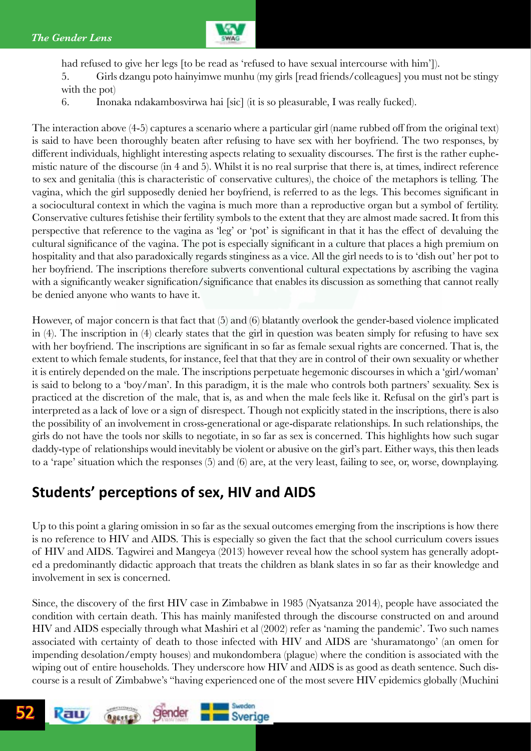had refused to give her legs [to be read as 'refused to have sexual intercourse with him']).

5. Girls dzangu poto hainyimwe munhu (my girls [read friends/colleagues] you must not be stingy with the pot)

6. Inonaka ndakambosvirwa hai [sic] (it is so pleasurable, I was really fucked).

The interaction above (4-5) captures a scenario where a particular girl (name rubbed off from the original text) is said to have been thoroughly beaten after refusing to have sex with her boyfriend. The two responses, by different individuals, highlight interesting aspects relating to sexuality discourses. The first is the rather euphemistic nature of the discourse (in 4 and 5). Whilst it is no real surprise that there is, at times, indirect reference to sex and genitalia (this is characteristic of conservative cultures), the choice of the metaphors is telling. The vagina, which the girl supposedly denied her boyfriend, is referred to as the legs. This becomes significant in a sociocultural context in which the vagina is much more than a reproductive organ but a symbol of fertility. Conservative cultures fetishise their fertility symbols to the extent that they are almost made sacred. It from this perspective that reference to the vagina as 'leg' or 'pot' is significant in that it has the effect of devaluing the cultural significance of the vagina. The pot is especially significant in a culture that places a high premium on hospitality and that also paradoxically regards stinginess as a vice. All the girl needs to is to 'dish out' her pot to her boyfriend. The inscriptions therefore subverts conventional cultural expectations by ascribing the vagina with a significantly weaker signification/significance that enables its discussion as something that cannot really be denied anyone who wants to have it.

However, of major concern is that fact that (5) and (6) blatantly overlook the gender-based violence implicated in (4). The inscription in (4) clearly states that the girl in question was beaten simply for refusing to have sex with her boyfriend. The inscriptions are significant in so far as female sexual rights are concerned. That is, the extent to which female students, for instance, feel that that they are in control of their own sexuality or whether it is entirely depended on the male. The inscriptions perpetuate hegemonic discourses in which a 'girl/woman' is said to belong to a 'boy/man'. In this paradigm, it is the male who controls both partners' sexuality. Sex is practiced at the discretion of the male, that is, as and when the male feels like it. Refusal on the girl's part is interpreted as a lack of love or a sign of disrespect. Though not explicitly stated in the inscriptions, there is also the possibility of an involvement in cross-generational or age-disparate relationships. In such relationships, the girls do not have the tools nor skills to negotiate, in so far as sex is concerned. This highlights how such sugar daddy-type of relationships would inevitably be violent or abusive on the girl's part. Either ways, this then leads to a 'rape' situation which the responses (5) and (6) are, at the very least, failing to see, or, worse, downplaying.

## Students' perceptions of sex, HIV and AIDS

Up to this point a glaring omission in so far as the sexual outcomes emerging from the inscriptions is how there is no reference to HIV and AIDS. This is especially so given the fact that the school curriculum covers issues of HIV and AIDS. Tagwirei and Mangeya (2013) however reveal how the school system has generally adopted a predominantly didactic approach that treats the children as blank slates in so far as their knowledge and involvement in sex is concerned.

Since, the discovery of the first HIV case in Zimbabwe in 1985 (Nyatsanza 2014), people have associated the condition with certain death. This has mainly manifested through the discourse constructed on and around HIV and AIDS especially through what Mashiri et al (2002) refer as 'naming the pandemic'. Two such names associated with certainty of death to those infected with HIV and AIDS are 'shuramatongo' (an omen for impending desolation/empty houses) and mukondombera (plague) where the condition is associated with the wiping out of entire households. They underscore how HIV and AIDS is as good as death sentence. Such discourse is a result of Zimbabwe's "having experienced one of the most severe HIV epidemics globally (Muchini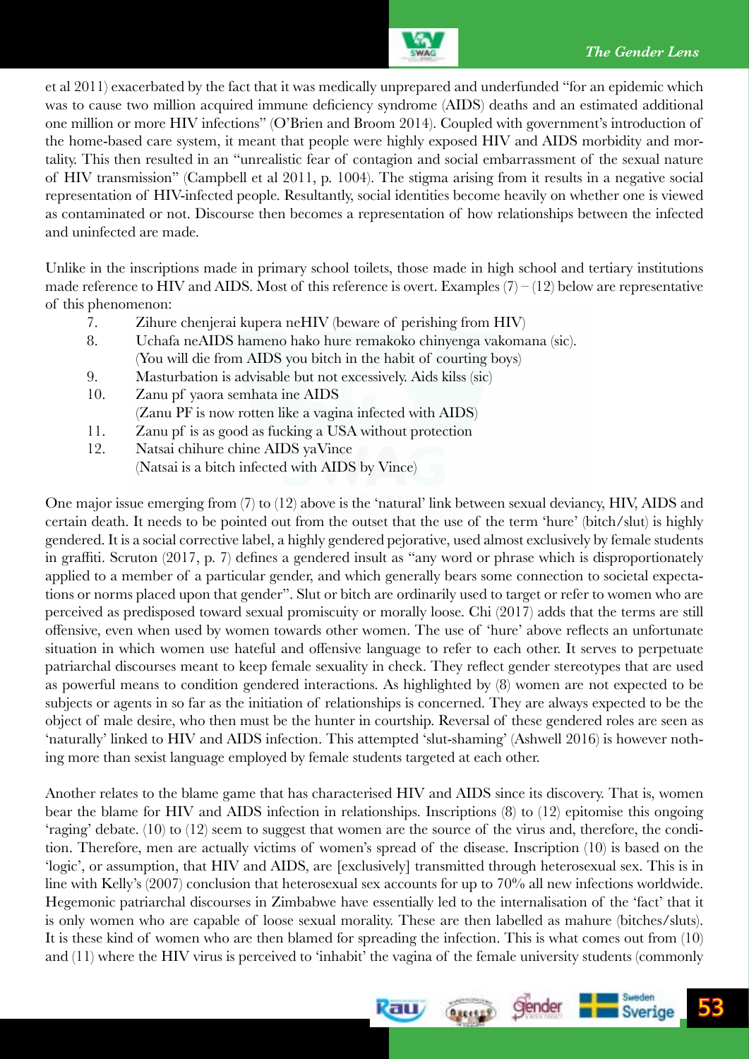et al 2011) exacerbated by the fact that it was medically unprepared and underfunded "for an epidemic which was to cause two million acquired immune deficiency syndrome (AIDS) deaths and an estimated additional one million or more HIV infections" (O'Brien and Broom 2014). Coupled with government's introduction of the home-based care system, it meant that people were highly exposed HIV and AIDS morbidity and mortality. This then resulted in an "unrealistic fear of contagion and social embarrassment of the sexual nature of HIV transmission" (Campbell et al 2011, p. 1004). The stigma arising from it results in a negative social representation of HIV-infected people. Resultantly, social identities become heavily on whether one is viewed as contaminated or not. Discourse then becomes a representation of how relationships between the infected and uninfected are made.

Unlike in the inscriptions made in primary school toilets, those made in high school and tertiary institutions made reference to HIV and AIDS. Most of this reference is overt. Examples (7) – (12) below are representative of this phenomenon:

7. Zihure chenjerai kupera neHIV (beware of perishing from HIV)
8. Uchafa neAIDS hameno hako hure remakoko chinyenga vakomana (sic).
   (You will die from AIDS you bitch in the habit of courting boys)
9. Masturbation is advisable but not excessively. Aids kilss (sic)
10. Zanu pf yaora semhata ine AIDS
    (Zanu PF is now rotten like a vagina infected with AIDS)
11. Zanu pf is as good as fucking a USA without protection
12. Natsai chihure chine AIDS yaVince
    (Natsai is a bitch infected with AIDS by Vince)

One major issue emerging from (7) to (12) above is the 'natural' link between sexual deviancy, HIV, AIDS and certain death. It needs to be pointed out from the outset that the use of the term 'hure' (bitch/slut) is highly gendered. It is a social corrective label, a highly gendered pejorative, used almost exclusively by female students in graffiti. Scruton (2017, p. 7) defines a gendered insult as "any word or phrase which is disproportionately applied to a member of a particular gender, and which generally bears some connection to societal expectations or norms placed upon that gender". Slut or bitch are ordinarily used to target or refer to women who are perceived as predisposed toward sexual promiscuity or morally loose. Chi (2017) adds that the terms are still offensive, even when used by women towards other women. The use of 'hure' above reflects an unfortunate situation in which women use hateful and offensive language to refer to each other. It serves to perpetuate patriarchal discourses meant to keep female sexuality in check. They reflect gender stereotypes that are used as powerful means to condition gendered interactions. As highlighted by (8) women are not expected to be subjects or agents in so far as the initiation of relationships is concerned. They are always expected to be the object of male desire, who then must be the hunter in courtship. Reversal of these gendered roles are seen as 'naturally' linked to HIV and AIDS infection. This attempted 'slut-shaming' (Ashwell 2016) is however nothing more than sexist language employed by female students targeted at each other.

Another relates to the blame game that has characterised HIV and AIDS since its discovery. That is, women bear the blame for HIV and AIDS infection in relationships. Inscriptions (8) to (12) epitomise this ongoing 'raging' debate. (10) to (12) seem to suggest that women are the source of the virus and, therefore, the condition. Therefore, men are actually victims of women's spread of the disease. Inscription (10) is based on the 'logic', or assumption, that HIV and AIDS, are [exclusively] transmitted through heterosexual sex. This is in line with Kelly's (2007) conclusion that heterosexual sex accounts for up to 70% all new infections worldwide. Hegemonic patriarchal discourses in Zimbabwe have essentially led to the internalisation of the 'fact' that it is only women who are capable of loose sexual morality. These are then labelled as mahure (bitches/sluts). It is these kind of women who are then blamed for spreading the infection. This is what comes out from (10) and (11) where the HIV virus is perceived to 'inhabit' the vagina of the female university students (commonly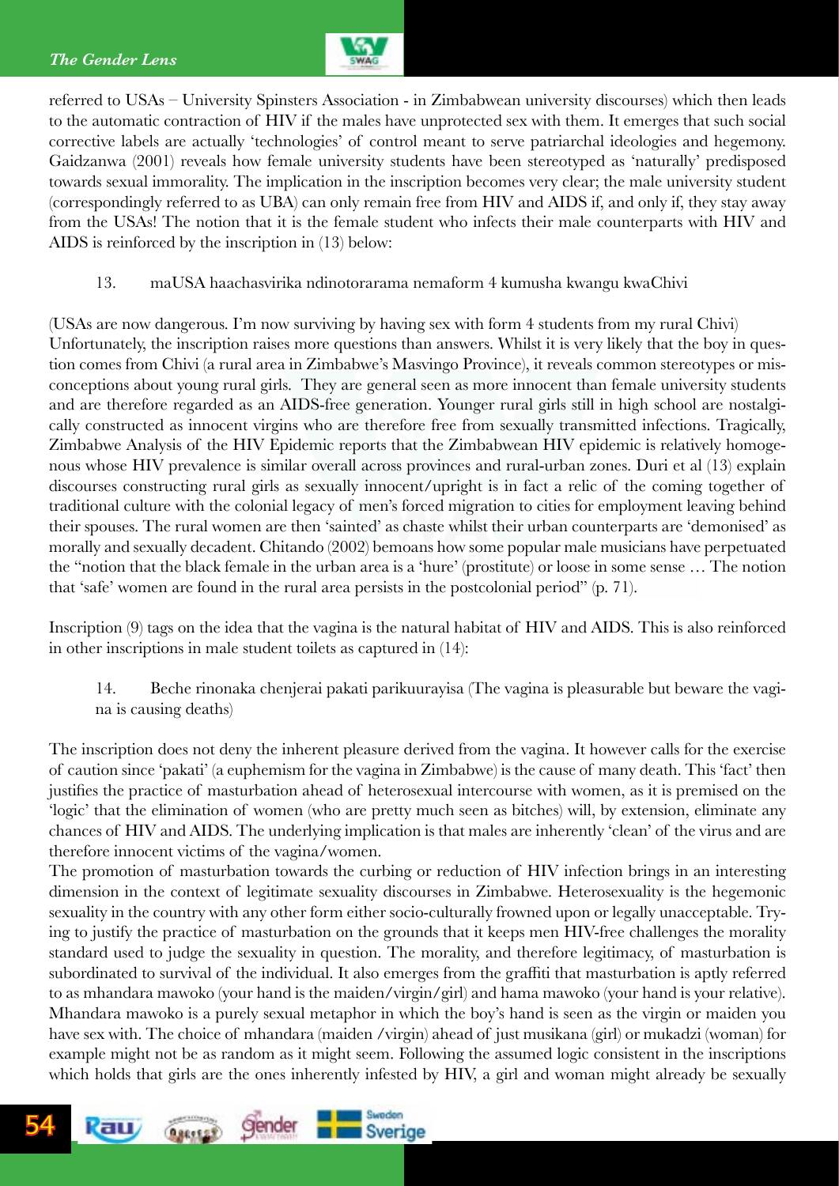referred to USAs – University Spinsters Association - in Zimbabwean university discourses) which then leads to the automatic contraction of HIV if the males have unprotected sex with them. It emerges that such social corrective labels are actually 'technologies' of control meant to serve patriarchal ideologies and hegemony. Gaidzanwa (2001) reveals how female university students have been stereotyped as 'naturally' predisposed towards sexual immorality. The implication in the inscription becomes very clear; the male university student (correspondingly referred to as UBA) can only remain free from HIV and AIDS if, and only if, they stay away from the USAs! The notion that it is the female student who infects their male counterparts with HIV and AIDS is reinforced by the inscription in (13) below:

13. maUSA haachasvirika ndinotorarama nemaform 4 kumusha kwangu kwaChivi

(USAs are now dangerous. I'm now surviving by having sex with form 4 students from my rural Chivi)
Unfortunately, the inscription raises more questions than answers. Whilst it is very likely that the boy in question comes from Chivi (a rural area in Zimbabwe's Masvingo Province), it reveals common stereotypes or misconceptions about young rural girls. They are general seen as more innocent than female university students and are therefore regarded as an AIDS-free generation. Younger rural girls still in high school are nostalgically constructed as innocent virgins who are therefore free from sexually transmitted infections. Tragically, Zimbabwe Analysis of the HIV Epidemic reports that the Zimbabwean HIV epidemic is relatively homogenous whose HIV prevalence is similar overall across provinces and rural-urban zones. Duri et al (13) explain discourses constructing rural girls as sexually innocent/upright is in fact a relic of the coming together of traditional culture with the colonial legacy of men's forced migration to cities for employment leaving behind their spouses. The rural women are then 'sainted' as chaste whilst their urban counterparts are 'demonised' as morally and sexually decadent. Chitando (2002) bemoans how some popular male musicians have perpetuated the "notion that the black female in the urban area is a 'hure' (prostitute) or loose in some sense … The notion that 'safe' women are found in the rural area persists in the postcolonial period" (p. 71).

Inscription (9) tags on the idea that the vagina is the natural habitat of HIV and AIDS. This is also reinforced in other inscriptions in male student toilets as captured in (14):

14. Beche rinonaka chenjerai pakati parikuurayisa (The vagina is pleasurable but beware the vagina is causing deaths)

The inscription does not deny the inherent pleasure derived from the vagina. It however calls for the exercise of caution since 'pakati' (a euphemism for the vagina in Zimbabwe) is the cause of many death. This 'fact' then justifies the practice of masturbation ahead of heterosexual intercourse with women, as it is premised on the 'logic' that the elimination of women (who are pretty much seen as bitches) will, by extension, eliminate any chances of HIV and AIDS. The underlying implication is that males are inherently 'clean' of the virus and are therefore innocent victims of the vagina/women.
The promotion of masturbation towards the curbing or reduction of HIV infection brings in an interesting dimension in the context of legitimate sexuality discourses in Zimbabwe. Heterosexuality is the hegemonic sexuality in the country with any other form either socio-culturally frowned upon or legally unacceptable. Trying to justify the practice of masturbation on the grounds that it keeps men HIV-free challenges the morality standard used to judge the sexuality in question. The morality, and therefore legitimacy, of masturbation is subordinated to survival of the individual. It also emerges from the graffiti that masturbation is aptly referred to as mhandara mawoko (your hand is the maiden/virgin/girl) and hama mawoko (your hand is your relative). Mhandara mawoko is a purely sexual metaphor in which the boy's hand is seen as the virgin or maiden you have sex with. The choice of mhandara (maiden /virgin) ahead of just musikana (girl) or mukadzi (woman) for example might not be as random as it might seem. Following the assumed logic consistent in the inscriptions which holds that girls are the ones inherently infested by HIV, a girl and woman might already be sexually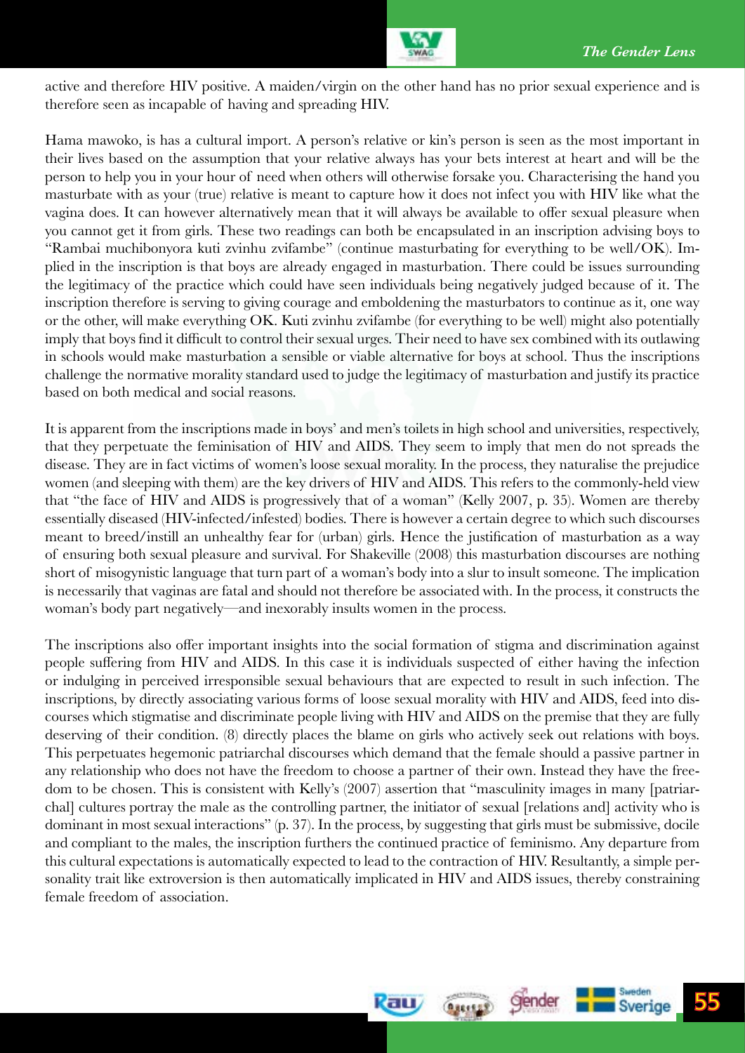active and therefore HIV positive. A maiden/virgin on the other hand has no prior sexual experience and is therefore seen as incapable of having and spreading HIV.

Hama mawoko, is has a cultural import. A person's relative or kin's person is seen as the most important in their lives based on the assumption that your relative always has your bets interest at heart and will be the person to help you in your hour of need when others will otherwise forsake you. Characterising the hand you masturbate with as your (true) relative is meant to capture how it does not infect you with HIV like what the vagina does. It can however alternatively mean that it will always be available to offer sexual pleasure when you cannot get it from girls. These two readings can both be encapsulated in an inscription advising boys to "Rambai muchibonyora kuti zvinhu zvifambe" (continue masturbating for everything to be well/OK). Implied in the inscription is that boys are already engaged in masturbation. There could be issues surrounding the legitimacy of the practice which could have seen individuals being negatively judged because of it. The inscription therefore is serving to giving courage and emboldening the masturbators to continue as it, one way or the other, will make everything OK. Kuti zvinhu zvifambe (for everything to be well) might also potentially imply that boys find it difficult to control their sexual urges. Their need to have sex combined with its outlawing in schools would make masturbation a sensible or viable alternative for boys at school. Thus the inscriptions challenge the normative morality standard used to judge the legitimacy of masturbation and justify its practice based on both medical and social reasons.

It is apparent from the inscriptions made in boys' and men's toilets in high school and universities, respectively, that they perpetuate the feminisation of HIV and AIDS. They seem to imply that men do not spreads the disease. They are in fact victims of women's loose sexual morality. In the process, they naturalise the prejudice women (and sleeping with them) are the key drivers of HIV and AIDS. This refers to the commonly-held view that "the face of HIV and AIDS is progressively that of a woman" (Kelly 2007, p. 35). Women are thereby essentially diseased (HIV-infected/infested) bodies. There is however a certain degree to which such discourses meant to breed/instill an unhealthy fear for (urban) girls. Hence the justification of masturbation as a way of ensuring both sexual pleasure and survival. For Shakeville (2008) this masturbation discourses are nothing short of misogynistic language that turn part of a woman's body into a slur to insult someone. The implication is necessarily that vaginas are fatal and should not therefore be associated with. In the process, it constructs the woman's body part negatively—and inexorably insults women in the process.

The inscriptions also offer important insights into the social formation of stigma and discrimination against people suffering from HIV and AIDS. In this case it is individuals suspected of either having the infection or indulging in perceived irresponsible sexual behaviours that are expected to result in such infection. The inscriptions, by directly associating various forms of loose sexual morality with HIV and AIDS, feed into discourses which stigmatise and discriminate people living with HIV and AIDS on the premise that they are fully deserving of their condition. (8) directly places the blame on girls who actively seek out relations with boys. This perpetuates hegemonic patriarchal discourses which demand that the female should a passive partner in any relationship who does not have the freedom to choose a partner of their own. Instead they have the freedom to be chosen. This is consistent with Kelly's (2007) assertion that "masculinity images in many [patriarchal] cultures portray the male as the controlling partner, the initiator of sexual [relations and] activity who is dominant in most sexual interactions" (p. 37). In the process, by suggesting that girls must be submissive, docile and compliant to the males, the inscription furthers the continued practice of feminismo. Any departure from this cultural expectations is automatically expected to lead to the contraction of HIV. Resultantly, a simple personality trait like extroversion is then automatically implicated in HIV and AIDS issues, thereby constraining female freedom of association.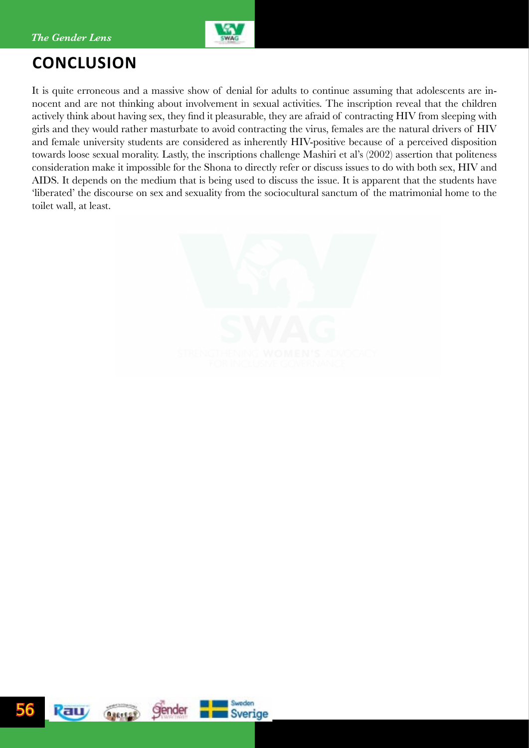## CONCLUSION

It is quite erroneous and a massive show of denial for adults to continue assuming that adolescents are innocent and are not thinking about involvement in sexual activities. The inscription reveal that the children actively think about having sex, they find it pleasurable, they are afraid of contracting HIV from sleeping with girls and they would rather masturbate to avoid contracting the virus, females are the natural drivers of HIV and female university students are considered as inherently HIV-positive because of a perceived disposition towards loose sexual morality. Lastly, the inscriptions challenge Mashiri et al's (2002) assertion that politeness consideration make it impossible for the Shona to directly refer or discuss issues to do with both sex, HIV and AIDS. It depends on the medium that is being used to discuss the issue. It is apparent that the students have 'liberated' the discourse on sex and sexuality from the sociocultural sanctum of the matrimonial home to the toilet wall, at least.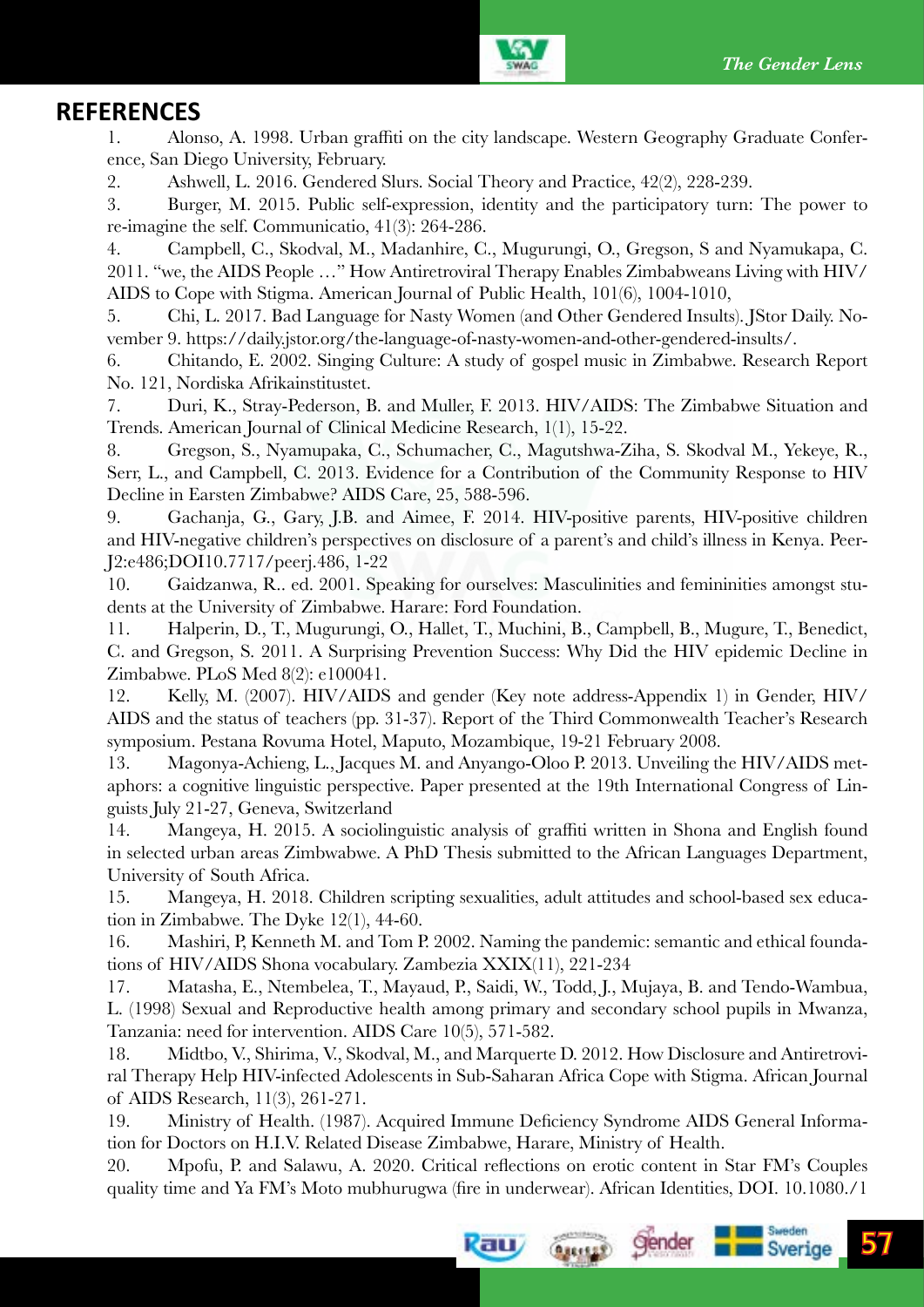## REFERENCES

1. Alonso, A. 1998. Urban graffiti on the city landscape. Western Geography Graduate Conference, San Diego University, February.
2. Ashwell, L. 2016. Gendered Slurs. Social Theory and Practice, 42(2), 228-239.
3. Burger, M. 2015. Public self-expression, identity and the participatory turn: The power to re-imagine the self. Communicatio, 41(3): 264-286.
4. Campbell, C., Skodval, M., Madanhire, C., Mugurungi, O., Gregson, S and Nyamukapa, C. 2011. "we, the AIDS People …" How Antiretroviral Therapy Enables Zimbabweans Living with HIV/AIDS to Cope with Stigma. American Journal of Public Health, 101(6), 1004-1010,
5. Chi, L. 2017. Bad Language for Nasty Women (and Other Gendered Insults). JStor Daily. November 9. https://daily.jstor.org/the-language-of-nasty-women-and-other-gendered-insults/.
6. Chitando, E. 2002. Singing Culture: A study of gospel music in Zimbabwe. Research Report No. 121, Nordiska Afrikainstitustet.
7. Duri, K., Stray-Pederson, B. and Muller, F. 2013. HIV/AIDS: The Zimbabwe Situation and Trends. American Journal of Clinical Medicine Research, 1(1), 15-22.
8. Gregson, S., Nyamupaka, C., Schumacher, C., Magutshwa-Ziha, S. Skodval M., Yekeye, R., Serr, L., and Campbell, C. 2013. Evidence for a Contribution of the Community Response to HIV Decline in Earsten Zimbabwe? AIDS Care, 25, 588-596.
9. Gachanja, G., Gary, J.B. and Aimee, F. 2014. HIV-positive parents, HIV-positive children and HIV-negative children's perspectives on disclosure of a parent's and child's illness in Kenya. PeerJ2:e486;DOI10.7717/peerj.486, 1-22
10. Gaidzanwa, R.. ed. 2001. Speaking for ourselves: Masculinities and femininities amongst students at the University of Zimbabwe. Harare: Ford Foundation.
11. Halperin, D., T., Mugurungi, O., Hallet, T., Muchini, B., Campbell, B., Mugure, T., Benedict, C. and Gregson, S. 2011. A Surprising Prevention Success: Why Did the HIV epidemic Decline in Zimbabwe. PLoS Med 8(2): e100041.
12. Kelly, M. (2007). HIV/AIDS and gender (Key note address-Appendix 1) in Gender, HIV/AIDS and the status of teachers (pp. 31-37). Report of the Third Commonwealth Teacher's Research symposium. Pestana Rovuma Hotel, Maputo, Mozambique, 19-21 February 2008.
13. Magonya-Achieng, L., Jacques M. and Anyango-Oloo P. 2013. Unveiling the HIV/AIDS metaphors: a cognitive linguistic perspective. Paper presented at the 19th International Congress of Linguists July 21-27, Geneva, Switzerland
14. Mangeya, H. 2015. A sociolinguistic analysis of graffiti written in Shona and English found in selected urban areas Zimbwabwe. A PhD Thesis submitted to the African Languages Department, University of South Africa.
15. Mangeya, H. 2018. Children scripting sexualities, adult attitudes and school-based sex education in Zimbabwe. The Dyke 12(1), 44-60.
16. Mashiri, P, Kenneth M. and Tom P. 2002. Naming the pandemic: semantic and ethical foundations of HIV/AIDS Shona vocabulary. Zambezia XXIX(11), 221-234
17. Matasha, E., Ntembelea, T., Mayaud, P., Saidi, W., Todd, J., Mujaya, B. and Tendo-Wambua, L. (1998) Sexual and Reproductive health among primary and secondary school pupils in Mwanza, Tanzania: need for intervention. AIDS Care 10(5), 571-582.
18. Midtbo, V., Shirima, V., Skodval, M., and Marquerte D. 2012. How Disclosure and Antiretroviral Therapy Help HIV-infected Adolescents in Sub-Saharan Africa Cope with Stigma. African Journal of AIDS Research, 11(3), 261-271.
19. Ministry of Health. (1987). Acquired Immune Deficiency Syndrome AIDS General Information for Doctors on H.I.V. Related Disease Zimbabwe, Harare, Ministry of Health.
20. Mpofu, P. and Salawu, A. 2020. Critical reflections on erotic content in Star FM's Couples quality time and Ya FM's Moto mubhurugwa (fire in underwear). African Identities, DOI. 10.1080./1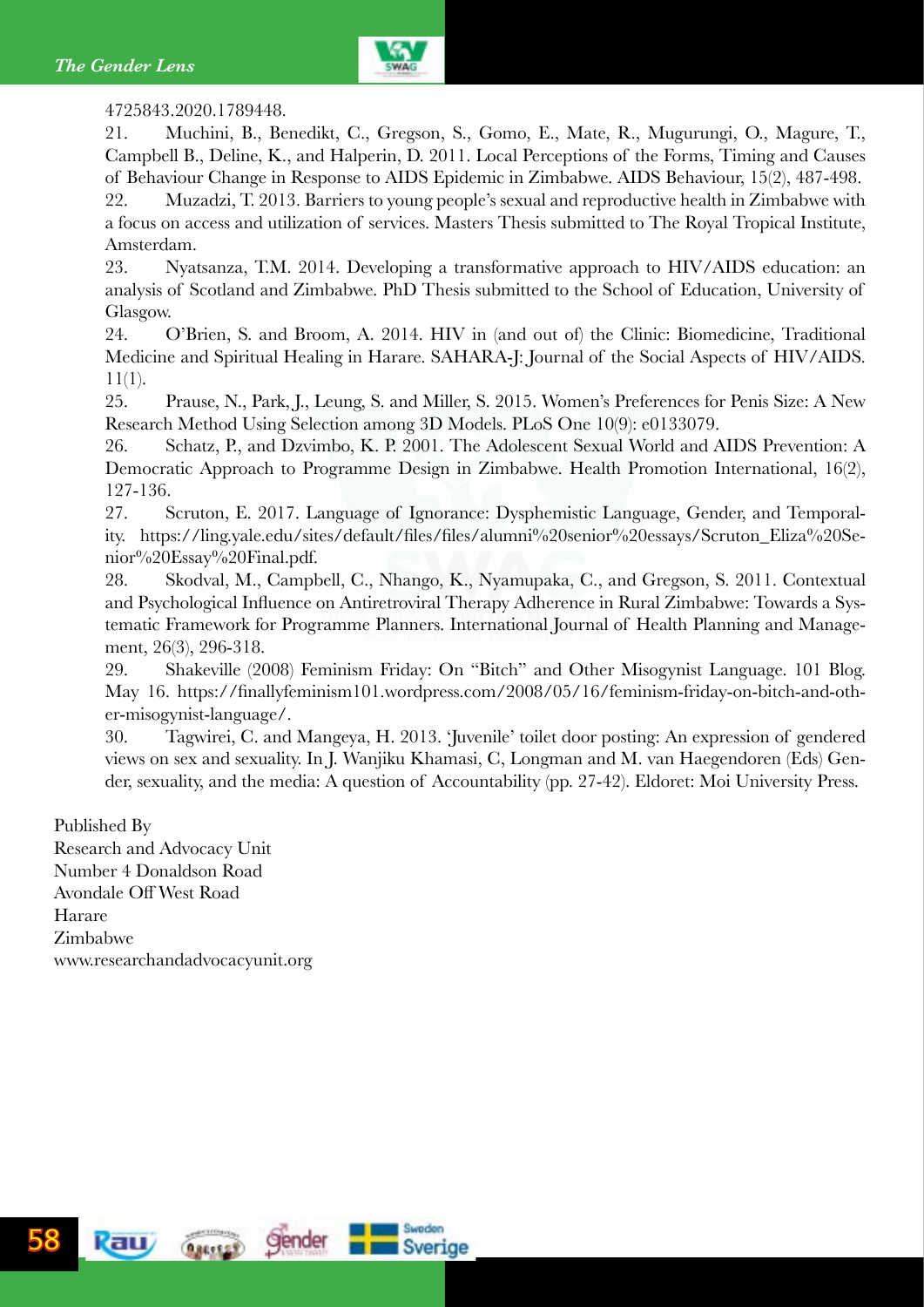4725843.2020.1789448.

21. Muchini, B., Benedikt, C., Gregson, S., Gomo, E., Mate, R., Mugurungi, O., Magure, T., Campbell B., Deline, K., and Halperin, D. 2011. Local Perceptions of the Forms, Timing and Causes of Behaviour Change in Response to AIDS Epidemic in Zimbabwe. AIDS Behaviour, 15(2), 487-498.
22. Muzadzi, T. 2013. Barriers to young people's sexual and reproductive health in Zimbabwe with a focus on access and utilization of services. Masters Thesis submitted to The Royal Tropical Institute, Amsterdam.
23. Nyatsanza, T.M. 2014. Developing a transformative approach to HIV/AIDS education: an analysis of Scotland and Zimbabwe. PhD Thesis submitted to the School of Education, University of Glasgow.
24. O'Brien, S. and Broom, A. 2014. HIV in (and out of) the Clinic: Biomedicine, Traditional Medicine and Spiritual Healing in Harare. SAHARA-J: Journal of the Social Aspects of HIV/AIDS. 11(1).
25. Prause, N., Park, J., Leung, S. and Miller, S. 2015. Women's Preferences for Penis Size: A New Research Method Using Selection among 3D Models. PLoS One 10(9): e0133079.
26. Schatz, P., and Dzvimbo, K. P. 2001. The Adolescent Sexual World and AIDS Prevention: A Democratic Approach to Programme Design in Zimbabwe. Health Promotion International, 16(2), 127-136.
27. Scruton, E. 2017. Language of Ignorance: Dysphemistic Language, Gender, and Temporality. https://ling.yale.edu/sites/default/files/files/alumni%20senior%20essays/Scruton_Eliza%20Senior%20Essay%20Final.pdf.
28. Skodval, M., Campbell, C., Nhango, K., Nyamupaka, C., and Gregson, S. 2011. Contextual and Psychological Influence on Antiretroviral Therapy Adherence in Rural Zimbabwe: Towards a Systematic Framework for Programme Planners. International Journal of Health Planning and Management, 26(3), 296-318.
29. Shakeville (2008) Feminism Friday: On "Bitch" and Other Misogynist Language. 101 Blog. May 16. https://finallyfeminism101.wordpress.com/2008/05/16/feminism-friday-on-bitch-and-other-misogynist-language/.
30. Tagwirei, C. and Mangeya, H. 2013. 'Juvenile' toilet door posting: An expression of gendered views on sex and sexuality. In J. Wanjiku Khamasi, C, Longman and M. van Haegendoren (Eds) Gender, sexuality, and the media: A question of Accountability (pp. 27-42). Eldoret: Moi University Press.

Published By
Research and Advocacy Unit
Number 4 Donaldson Road
Avondale Off West Road
Harare
Zimbabwe
www.researchandadvocacyunit.org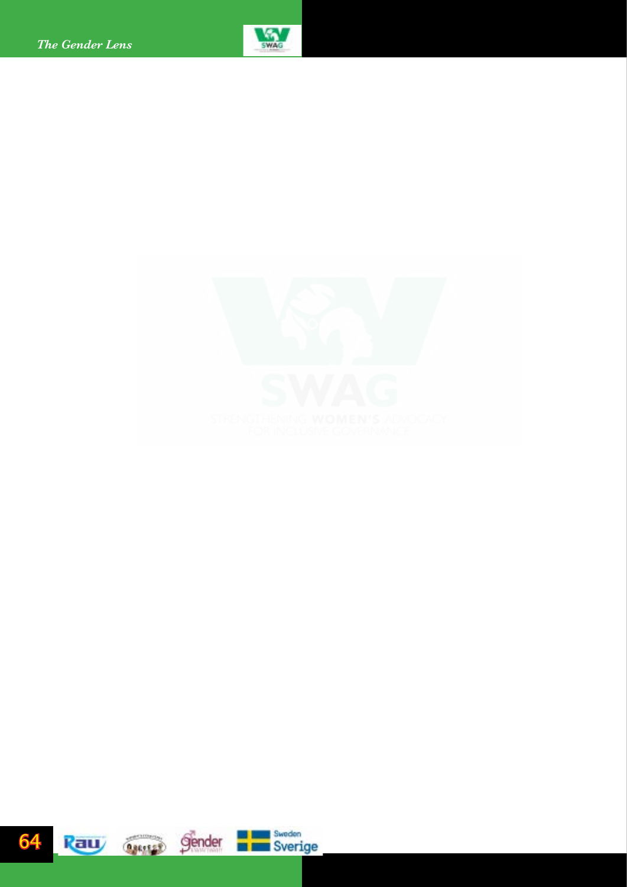SWAG

STRENGTHENING WOMEN'S ADVOCACY FOR INCLUSIVE GOVERNANCE